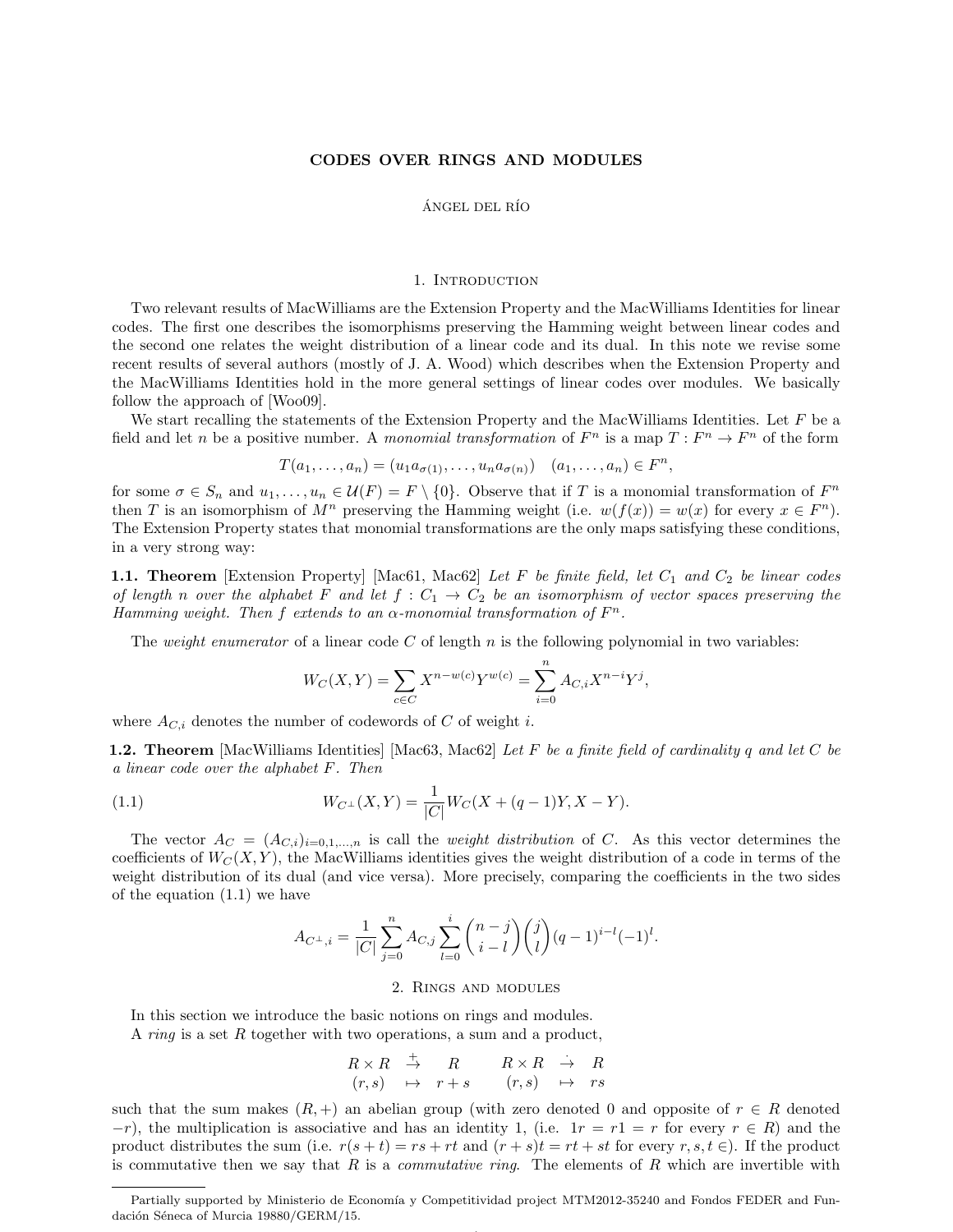# CODES OVER RINGS AND MODULES

ÁNGEL DEL RÍO

## 1. Introduction

Two relevant results of MacWilliams are the Extension Property and the MacWilliams Identities for linear codes. The first one describes the isomorphisms preserving the Hamming weight between linear codes and the second one relates the weight distribution of a linear code and its dual. In this note we revise some recent results of several authors (mostly of J. A. Wood) which describes when the Extension Property and the MacWilliams Identities hold in the more general settings of linear codes over modules. We basically follow the approach of [Woo09].

We start recalling the statements of the Extension Property and the MacWilliams Identities. Let $F$ be a field and let $n$ be a positive number. A *monomial transformation* of $F^n$ is a map $T : F^n \to F^n$ of the form

$$T(a_1, \ldots, a_n) = (u_1 a_{\sigma(1)}, \ldots, u_n a_{\sigma(n)}) \quad (a_1, \ldots, a_n) \in F^n,$$

for some $\sigma \in S_n$ and $u_1, \ldots, u_n \in \mathcal{U}(F) = F \setminus \{0\}$. Observe that if $T$ is a monomial transformation of $F^n$ then $T$ is an isomorphism of $M^n$ preserving the Hamming weight (i.e. $w(f(x)) = w(x)$ for every $x \in F^n$). The Extension Property states that monomial transformations are the only maps satisfying these conditions, in a very strong way:

**1.1. Theorem** [Extension Property] [Mac61, Mac62] *Let $F$ be finite field, let $C_1$ and $C_2$ be linear codes of length $n$ over the alphabet $F$ and let $f : C_1 \to C_2$ be an isomorphism of vector spaces preserving the Hamming weight. Then $f$ extends to an $\alpha$-monomial transformation of $F^n$.*

The *weight enumerator* of a linear code $C$ of length $n$ is the following polynomial in two variables:

$$W_C(X, Y) = \sum_{c \in C} X^{n-w(c)} Y^{w(c)} = \sum_{i=0}^{n} A_{C,i} X^{n-i} Y^j,$$

where $A_{C,i}$ denotes the number of codewords of $C$ of weight $i$.

**1.2. Theorem** [MacWilliams Identities] [Mac63, Mac62] *Let $F$ be a finite field of cardinality $q$ and let $C$ be a linear code over the alphabet $F$. Then*

$$W_{C^\perp}(X, Y) = \frac{1}{|C|} W_C(X + (q-1)Y, X - Y). \tag{1.1}$$

The vector $A_C = (A_{C,i})_{i=0,1,\ldots,n}$ is call the *weight distribution* of $C$. As this vector determines the coefficients of $W_C(X, Y)$, the MacWilliams identities gives the weight distribution of a code in terms of the weight distribution of its dual (and vice versa). More precisely, comparing the coefficients in the two sides of the equation (1.1) we have

$$A_{C^\perp,i} = \frac{1}{|C|} \sum_{j=0}^{n} A_{C,j} \sum_{l=0}^{i} \binom{n-j}{i-l} \binom{j}{l} (q-1)^{i-l} (-1)^l.$$

## 2. Rings and modules

In this section we introduce the basic notions on rings and modules.

A *ring* is a set $R$ together with two operations, a sum and a product,

$$\begin{array}{ccc} R \times R & \xrightarrow{+} & R \\ (r, s) & \mapsto & r + s \end{array} \qquad \begin{array}{ccc} R \times R & \xrightarrow{\cdot} & R \\ (r, s) & \mapsto & rs \end{array}$$

such that the sum makes $(R, +)$ an abelian group (with zero denoted 0 and opposite of $r \in R$ denoted $-r$), the multiplication is associative and has an identity 1, (i.e. $1r = r1 = r$ for every $r \in R$) and the product distributes the sum (i.e. $r(s + t) = rs + rt$ and $(r + s)t = rt + st$ for every $r, s, t \in$). If the product is commutative then we say that $R$ is a *commutative ring*. The elements of $R$ which are invertible with

Partially supported by Ministerio de Economía y Competitividad project MTM2012-35240 and Fondos FEDER and Fundación Séneca of Murcia 19880/GERM/15.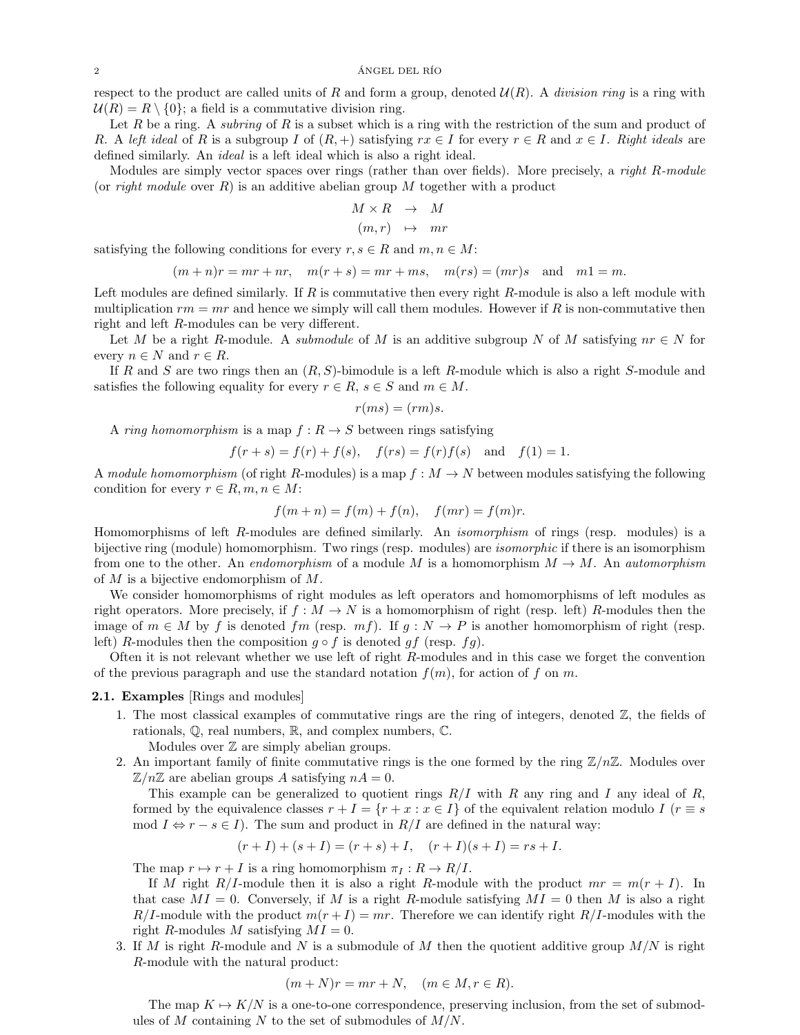respect to the product are called units of $R$ and form a group, denoted $\mathcal{U}(R)$. A *division ring* is a ring with $\mathcal{U}(R) = R \setminus \{0\}$; a field is a commutative division ring.

Let $R$ be a ring. A *subring* of $R$ is a subset which is a ring with the restriction of the sum and product of $R$. A *left ideal* of $R$ is a subgroup $I$ of $(R, +)$ satisfying $rx \in I$ for every $r \in R$ and $x \in I$. *Right ideals* are defined similarly. An *ideal* is a left ideal which is also a right ideal.

Modules are simply vector spaces over rings (rather than over fields). More precisely, a *right $R$-module* (or *right module* over $R$) is an additive abelian group $M$ together with a product

$$\begin{array}{rcl} M \times R & \to & M \\ (m, r) & \mapsto & mr \end{array}$$

satisfying the following conditions for every $r, s \in R$ and $m, n \in M$:

$$(m+n)r = mr + nr, \quad m(r+s) = mr + ms, \quad m(rs) = (mr)s \quad \text{and} \quad m1 = m.$$

Left modules are defined similarly. If $R$ is commutative then every right $R$-module is also a left module with multiplication $rm = mr$ and hence we simply will call them modules. However if $R$ is non-commutative then right and left $R$-modules can be very different.

Let $M$ be a right $R$-module. A *submodule* of $M$ is an additive subgroup $N$ of $M$ satisfying $nr \in N$ for every $n \in N$ and $r \in R$.

If $R$ and $S$ are two rings then an $(R, S)$-bimodule is a left $R$-module which is also a right $S$-module and satisfies the following equality for every $r \in R$, $s \in S$ and $m \in M$.

$$r(ms) = (rm)s.$$

A *ring homomorphism* is a map $f : R \to S$ between rings satisfying

$$f(r+s) = f(r) + f(s), \quad f(rs) = f(r)f(s) \quad \text{and} \quad f(1) = 1.$$

A *module homomorphism* (of right $R$-modules) is a map $f : M \to N$ between modules satisfying the following condition for every $r \in R, m, n \in M$:

$$f(m+n) = f(m) + f(n), \quad f(mr) = f(m)r.$$

Homomorphisms of left $R$-modules are defined similarly. An *isomorphism* of rings (resp. modules) is a bijective ring (module) homomorphism. Two rings (resp. modules) are *isomorphic* if there is an isomorphism from one to the other. An *endomorphism* of a module $M$ is a homomorphism $M \to M$. An *automorphism* of $M$ is a bijective endomorphism of $M$.

We consider homomorphisms of right modules as left operators and homomorphisms of left modules as right operators. More precisely, if $f : M \to N$ is a homomorphism of right (resp. left) $R$-modules then the image of $m \in M$ by $f$ is denoted $fm$ (resp. $mf$). If $g : N \to P$ is another homomorphism of right (resp. left) $R$-modules then the composition $g \circ f$ is denoted $gf$ (resp. $fg$).

Often it is not relevant whether we use left of right $R$-modules and in this case we forget the convention of the previous paragraph and use the standard notation $f(m)$, for action of $f$ on $m$.

**2.1. Examples** [Rings and modules]

1. The most classical examples of commutative rings are the ring of integers, denoted $\mathbb{Z}$, the fields of rationals, $\mathbb{Q}$, real numbers, $\mathbb{R}$, and complex numbers, $\mathbb{C}$.

   Modules over $\mathbb{Z}$ are simply abelian groups.
2. An important family of finite commutative rings is the one formed by the ring $\mathbb{Z}/n\mathbb{Z}$. Modules over $\mathbb{Z}/n\mathbb{Z}$ are abelian groups $A$ satisfying $nA = 0$.

   This example can be generalized to quotient rings $R/I$ with $R$ any ring and $I$ any ideal of $R$, formed by the equivalence classes $r + I = \{r + x : x \in I\}$ of the equivalent relation modulo $I$ ($r \equiv s \mod I \Leftrightarrow r - s \in I$). The sum and product in $R/I$ are defined in the natural way:

   $$(r+I) + (s+I) = (r+s) + I, \quad (r+I)(s+I) = rs + I.$$

   The map $r \mapsto r + I$ is a ring homomorphism $\pi_I : R \to R/I$.

   If $M$ right $R/I$-module then it is also a right $R$-module with the product $mr = m(r+I)$. In that case $MI = 0$. Conversely, if $M$ is a right $R$-module satisfying $MI = 0$ then $M$ is also a right $R/I$-module with the product $m(r+I) = mr$. Therefore we can identify right $R/I$-modules with the right $R$-modules $M$ satisfying $MI = 0$.
3. If $M$ is right $R$-module and $N$ is a submodule of $M$ then the quotient additive group $M/N$ is right $R$-module with the natural product:

   $$(m+N)r = mr + N, \quad (m \in M, r \in R).$$

   The map $K \mapsto K/N$ is a one-to-one correspondence, preserving inclusion, from the set of submodules of $M$ containing $N$ to the set of submodules of $M/N$.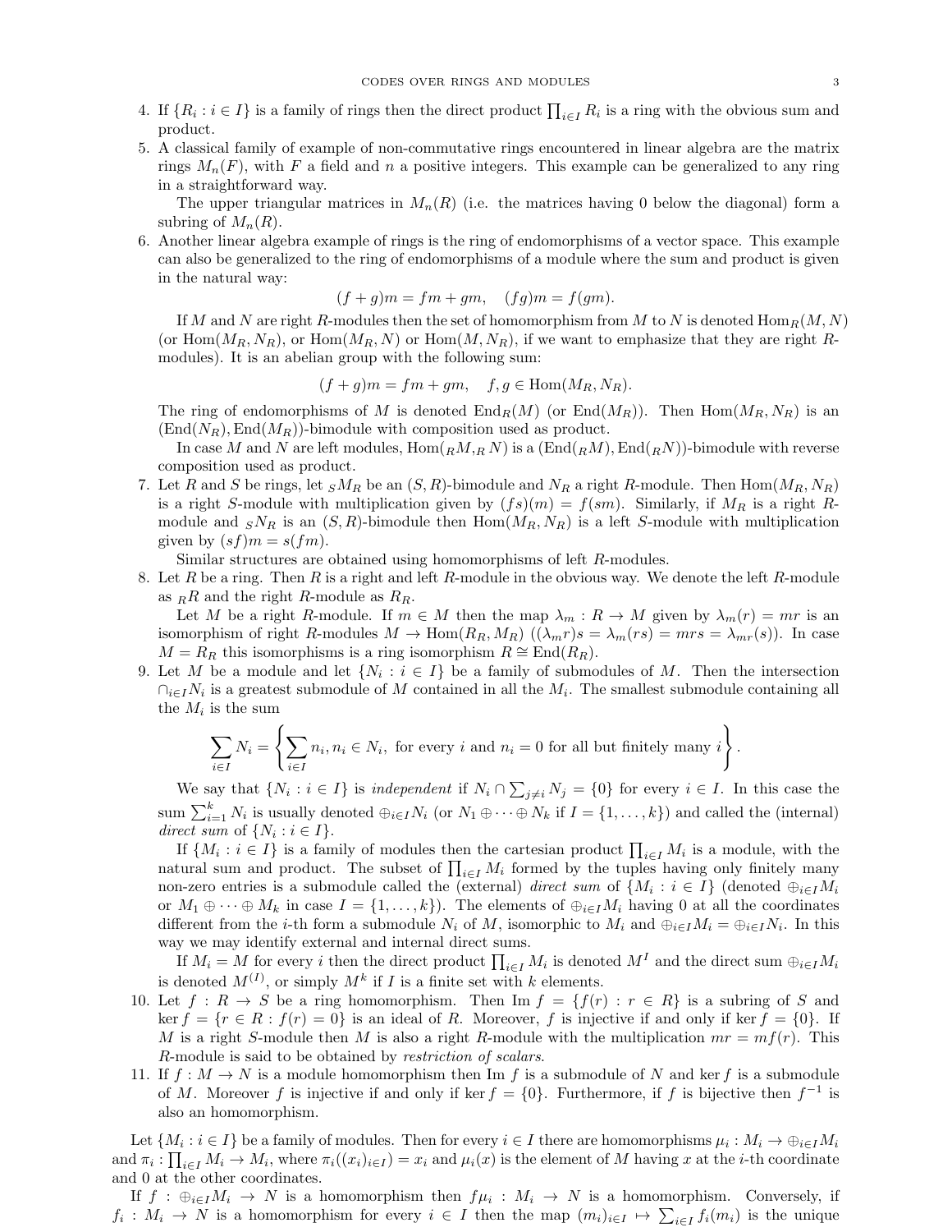4. If $\{R_i : i \in I\}$ is a family of rings then the direct product $\prod_{i\in I} R_i$ is a ring with the obvious sum and product.
5. A classical family of example of non-commutative rings encountered in linear algebra are the matrix rings $M_n(F)$, with $F$ a field and $n$ a positive integers. This example can be generalized to any ring in a straightforward way.

   The upper triangular matrices in $M_n(R)$ (i.e. the matrices having 0 below the diagonal) form a subring of $M_n(R)$.
6. Another linear algebra example of rings is the ring of endomorphisms of a vector space. This example can also be generalized to the ring of endomorphisms of a module where the sum and product is given in the natural way:
$$(f+g)m = fm + gm, \quad (fg)m = f(gm).$$
   If $M$ and $N$ are right $R$-modules then the set of homomorphism from $M$ to $N$ is denoted $\mathrm{Hom}_R(M,N)$ (or $\mathrm{Hom}(M_R,N_R)$, or $\mathrm{Hom}(M_R,N)$ or $\mathrm{Hom}(M,N_R)$, if we want to emphasize that they are right $R$-modules). It is an abelian group with the following sum:
$$(f+g)m = fm + gm, \quad f,g \in \mathrm{Hom}(M_R,N_R).$$
   The ring of endomorphisms of $M$ is denoted $\mathrm{End}_R(M)$ (or $\mathrm{End}(M_R)$). Then $\mathrm{Hom}(M_R,N_R)$ is an $(\mathrm{End}(N_R),\mathrm{End}(M_R))$-bimodule with composition used as product.

   In case $M$ and $N$ are left modules, $\mathrm{Hom}(_RM,_RN)$ is a $(\mathrm{End}(_RM),\mathrm{End}(_RN))$-bimodule with reverse composition used as product.
7. Let $R$ and $S$ be rings, let $_SM_R$ be an $(S,R)$-bimodule and $N_R$ a right $R$-module. Then $\mathrm{Hom}(M_R,N_R)$ is a right $S$-module with multiplication given by $(fs)(m) = f(sm)$. Similarly, if $M_R$ is a right $R$-module and $_SN_R$ is an $(S,R)$-bimodule then $\mathrm{Hom}(M_R,N_R)$ is a left $S$-module with multiplication given by $(sf)m = s(fm)$.

   Similar structures are obtained using homomorphisms of left $R$-modules.
8. Let $R$ be a ring. Then $R$ is a right and left $R$-module in the obvious way. We denote the left $R$-module as $_RR$ and the right $R$-module as $R_R$.

   Let $M$ be a right $R$-module. If $m \in M$ then the map $\lambda_m : R \to M$ given by $\lambda_m(r) = mr$ is an isomorphism of right $R$-modules $M \to \mathrm{Hom}(R_R,M_R)$ ($(\lambda_m r)s = \lambda_m(rs) = mrs = \lambda_{mr}(s)$). In case $M = R_R$ this isomorphisms is a ring isomorphism $R \cong \mathrm{End}(R_R)$.
9. Let $M$ be a module and let $\{N_i : i \in I\}$ be a family of submodules of $M$. Then the intersection $\cap_{i\in I} N_i$ is a greatest submodule of $M$ contained in all the $M_i$. The smallest submodule containing all the $M_i$ is the sum
$$\sum_{i\in I} N_i = \left\{ \sum_{i\in I} n_i, n_i \in N_i, \text{ for every } i \text{ and } n_i = 0 \text{ for all but finitely many } i \right\}.$$
   We say that $\{N_i : i \in I\}$ is *independent* if $N_i \cap \sum_{j\neq i} N_j = \{0\}$ for every $i \in I$. In this case the sum $\sum_{i=1}^k N_i$ is usually denoted $\oplus_{i\in I} N_i$ (or $N_1 \oplus \cdots \oplus N_k$ if $I = \{1,\dots,k\}$) and called the (internal) *direct sum* of $\{N_i : i \in I\}$.

   If $\{M_i : i \in I\}$ is a family of modules then the cartesian product $\prod_{i\in I} M_i$ is a module, with the natural sum and product. The subset of $\prod_{i\in I} M_i$ formed by the tuples having only finitely many non-zero entries is a submodule called the (external) *direct sum* of $\{M_i : i \in I\}$ (denoted $\oplus_{i\in I} M_i$ or $M_1 \oplus \cdots \oplus M_k$ in case $I = \{1,\dots,k\}$). The elements of $\oplus_{i\in I} M_i$ having 0 at all the coordinates different from the $i$-th form a submodule $N_i$ of $M$, isomorphic to $M_i$ and $\oplus_{i\in I} M_i = \oplus_{i\in I} N_i$. In this way we may identify external and internal direct sums.

   If $M_i = M$ for every $i$ then the direct product $\prod_{i\in I} M_i$ is denoted $M^I$ and the direct sum $\oplus_{i\in I} M_i$ is denoted $M^{(I)}$, or simply $M^k$ if $I$ is a finite set with $k$ elements.
10. Let $f : R \to S$ be a ring homomorphism. Then $\mathrm{Im}\, f = \{f(r) : r \in R\}$ is a subring of $S$ and $\ker f = \{r \in R : f(r) = 0\}$ is an ideal of $R$. Moreover, $f$ is injective if and only if $\ker f = \{0\}$. If $M$ is a right $S$-module then $M$ is also a right $R$-module with the multiplication $mr = mf(r)$. This $R$-module is said to be obtained by *restriction of scalars*.
11. If $f : M \to N$ is a module homomorphism then $\mathrm{Im}\, f$ is a submodule of $N$ and $\ker f$ is a submodule of $M$. Moreover $f$ is injective if and only if $\ker f = \{0\}$. Furthermore, if $f$ is bijective then $f^{-1}$ is also an homomorphism.

Let $\{M_i : i \in I\}$ be a family of modules. Then for every $i \in I$ there are homomorphisms $\mu_i : M_i \to \oplus_{i\in I} M_i$ and $\pi_i : \prod_{i\in I} M_i \to M_i$, where $\pi_i((x_i)_{i\in I}) = x_i$ and $\mu_i(x)$ is the element of $M$ having $x$ at the $i$-th coordinate and 0 at the other coordinates.

If $f : \oplus_{i\in I} M_i \to N$ is a homomorphism then $f\mu_i : M_i \to N$ is a homomorphism. Conversely, if $f_i : M_i \to N$ is a homomorphism for every $i \in I$ then the map $(m_i)_{i\in I} \mapsto \sum_{i\in I} f_i(m_i)$ is the unique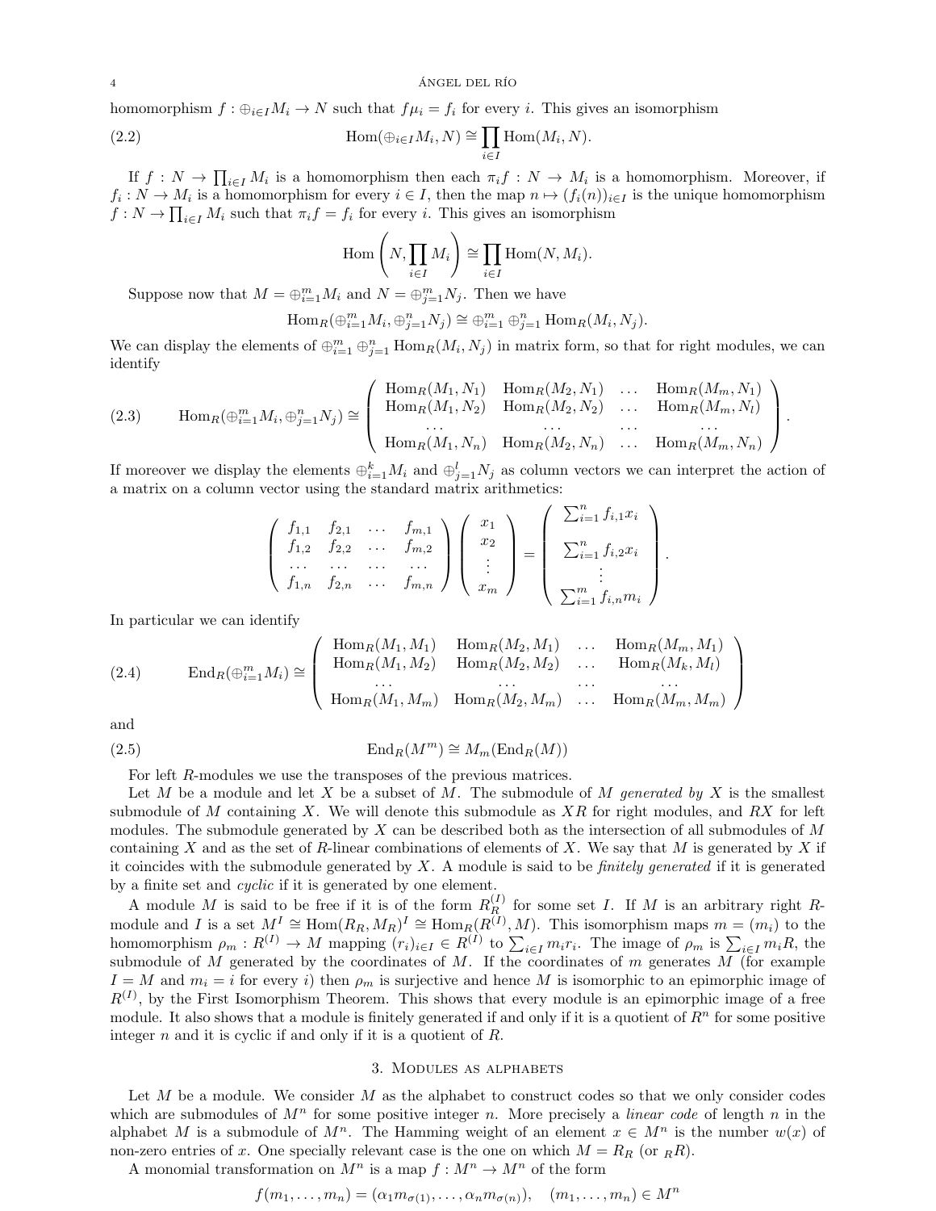homomorphism $f : \oplus_{i\in I} M_i \to N$ such that $f\mu_i = f_i$ for every $i$. This gives an isomorphism

$$\mathrm{Hom}(\oplus_{i\in I} M_i, N) \cong \prod_{i\in I} \mathrm{Hom}(M_i, N). \tag{2.2}$$

If $f : N \to \prod_{i\in I} M_i$ is a homomorphism then each $\pi_i f : N \to M_i$ is a homomorphism. Moreover, if $f_i : N \to M_i$ is a homomorphism for every $i \in I$, then the map $n \mapsto (f_i(n))_{i\in I}$ is the unique homomorphism $f : N \to \prod_{i\in I} M_i$ such that $\pi_i f = f_i$ for every $i$. This gives an isomorphism

$$\mathrm{Hom}\left(N, \prod_{i\in I} M_i\right) \cong \prod_{i\in I} \mathrm{Hom}(N, M_i).$$

Suppose now that $M = \oplus_{i=1}^m M_i$ and $N = \oplus_{j=1}^m N_j$. Then we have

$$\mathrm{Hom}_R(\oplus_{i=1}^m M_i, \oplus_{j=1}^n N_j) \cong \oplus_{i=1}^m \oplus_{j=1}^n \mathrm{Hom}_R(M_i, N_j).$$

We can display the elements of $\oplus_{i=1}^m \oplus_{j=1}^n \mathrm{Hom}_R(M_i, N_j)$ in matrix form, so that for right modules, we can identify

$$\mathrm{Hom}_R(\oplus_{i=1}^m M_i, \oplus_{j=1}^n N_j) \cong \begin{pmatrix} \mathrm{Hom}_R(M_1, N_1) & \mathrm{Hom}_R(M_2, N_1) & \dots & \mathrm{Hom}_R(M_m, N_1) \\ \mathrm{Hom}_R(M_1, N_2) & \mathrm{Hom}_R(M_2, N_2) & \dots & \mathrm{Hom}_R(M_m, N_l) \\ \dots & \dots & \dots & \dots \\ \mathrm{Hom}_R(M_1, N_n) & \mathrm{Hom}_R(M_2, N_n) & \dots & \mathrm{Hom}_R(M_m, N_n) \end{pmatrix}. \tag{2.3}$$

If moreover we display the elements $\oplus_{i=1}^k M_i$ and $\oplus_{j=1}^l N_j$ as column vectors we can interpret the action of a matrix on a column vector using the standard matrix arithmetics:

$$\begin{pmatrix} f_{1,1} & f_{2,1} & \dots & f_{m,1} \\ f_{1,2} & f_{2,2} & \dots & f_{m,2} \\ \dots & \dots & \dots & \dots \\ f_{1,n} & f_{2,n} & \dots & f_{m,n} \end{pmatrix} \begin{pmatrix} x_1 \\ x_2 \\ \vdots \\ x_m \end{pmatrix} = \begin{pmatrix} \sum_{i=1}^n f_{i,1} x_i \\ \sum_{i=1}^n f_{i,2} x_i \\ \vdots \\ \sum_{i=1}^m f_{i,n} m_i \end{pmatrix}.$$

In particular we can identify

$$\mathrm{End}_R(\oplus_{i=1}^m M_i) \cong \begin{pmatrix} \mathrm{Hom}_R(M_1, M_1) & \mathrm{Hom}_R(M_2, M_1) & \dots & \mathrm{Hom}_R(M_m, M_1) \\ \mathrm{Hom}_R(M_1, M_2) & \mathrm{Hom}_R(M_2, M_2) & \dots & \mathrm{Hom}_R(M_k, M_l) \\ \dots & \dots & \dots & \dots \\ \mathrm{Hom}_R(M_1, M_m) & \mathrm{Hom}_R(M_2, M_m) & \dots & \mathrm{Hom}_R(M_m, M_m) \end{pmatrix} \tag{2.4}$$

and

$$\mathrm{End}_R(M^m) \cong M_m(\mathrm{End}_R(M)) \tag{2.5}$$

For left $R$-modules we use the transposes of the previous matrices.

Let $M$ be a module and let $X$ be a subset of $M$. The submodule of $M$ *generated by* $X$ is the smallest submodule of $M$ containing $X$. We will denote this submodule as $XR$ for right modules, and $RX$ for left modules. The submodule generated by $X$ can be described both as the intersection of all submodules of $M$ containing $X$ and as the set of $R$-linear combinations of elements of $X$. We say that $M$ is generated by $X$ if it coincides with the submodule generated by $X$. A module is said to be *finitely generated* if it is generated by a finite set and *cyclic* if it is generated by one element.

A module $M$ is said to be free if it is of the form $R_R^{(I)}$ for some set $I$. If $M$ is an arbitrary right $R$-module and $I$ is a set $M^I \cong \mathrm{Hom}(R_R, M_R)^I \cong \mathrm{Hom}_R(R^{(I)}, M)$. This isomorphism maps $m = (m_i)$ to the homomorphism $\rho_m : R^{(I)} \to M$ mapping $(r_i)_{i\in I} \in R^{(I)}$ to $\sum_{i\in I} m_i r_i$. The image of $\rho_m$ is $\sum_{i\in I} m_i R$, the submodule of $M$ generated by the coordinates of $M$. If the coordinates of $m$ generates $M$ (for example $I = M$ and $m_i = i$ for every $i$) then $\rho_m$ is surjective and hence $M$ is isomorphic to an epimorphic image of $R^{(I)}$, by the First Isomorphism Theorem. This shows that every module is an epimorphic image of a free module. It also shows that a module is finitely generated if and only if it is a quotient of $R^n$ for some positive integer $n$ and it is cyclic if and only if it is a quotient of $R$.

## 3. Modules as alphabets

Let $M$ be a module. We consider $M$ as the alphabet to construct codes so that we only consider codes which are submodules of $M^n$ for some positive integer $n$. More precisely a *linear code* of length $n$ in the alphabet $M$ is a submodule of $M^n$. The Hamming weight of an element $x \in M^n$ is the number $w(x)$ of non-zero entries of $x$. One specially relevant case is the one on which $M = R_R$ (or ${}_RR$).

A monomial transformation on $M^n$ is a map $f : M^n \to M^n$ of the form

$$f(m_1, \dots, m_n) = (\alpha_1 m_{\sigma(1)}, \dots, \alpha_n m_{\sigma(n)}), \quad (m_1, \dots, m_n) \in M^n$$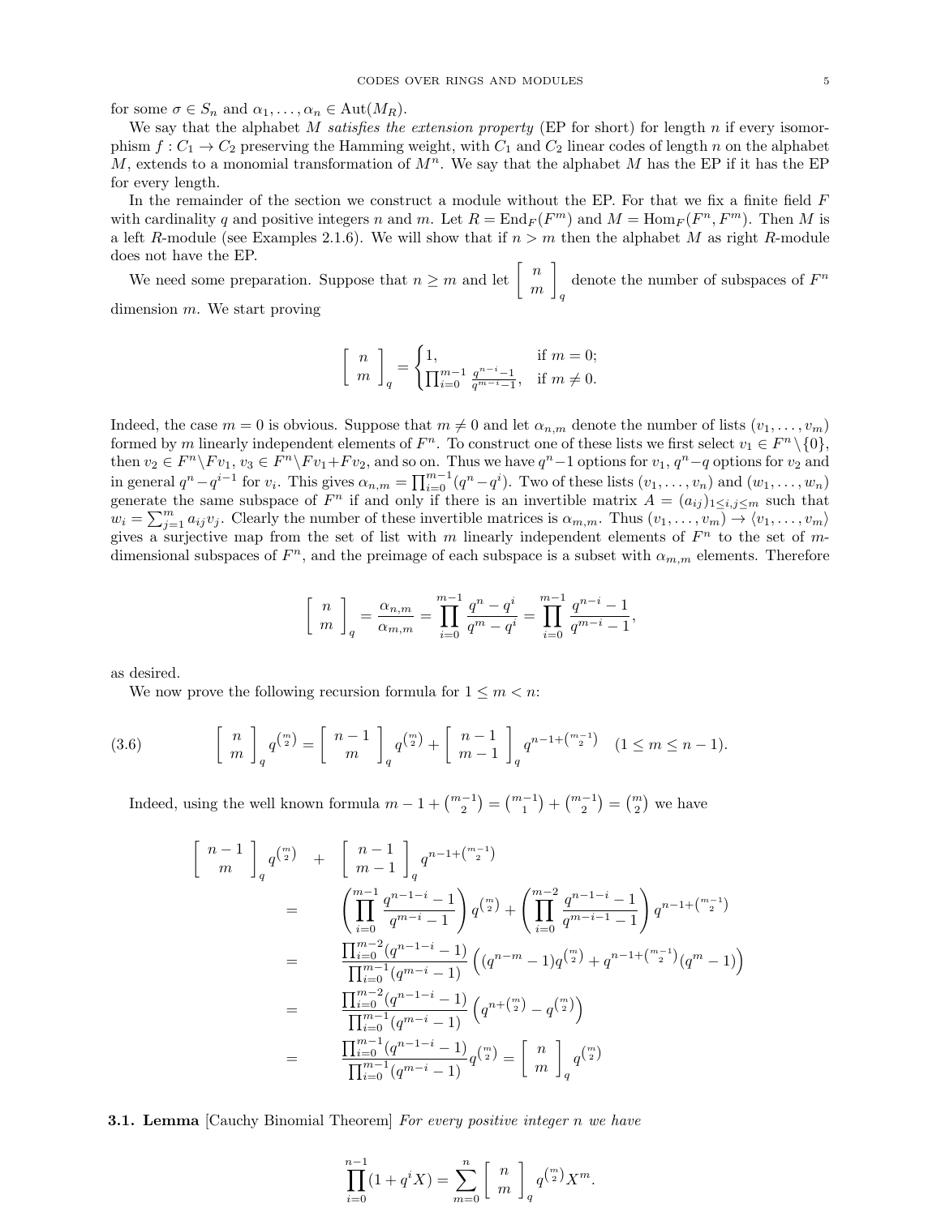for some $\sigma \in S_n$ and $\alpha_1, \ldots, \alpha_n \in \mathrm{Aut}(M_R)$.

We say that the alphabet $M$ *satisfies the extension property* (EP for short) for length $n$ if every isomorphism $f : C_1 \to C_2$ preserving the Hamming weight, with $C_1$ and $C_2$ linear codes of length $n$ on the alphabet $M$, extends to a monomial transformation of $M^n$. We say that the alphabet $M$ has the EP if it has the EP for every length.

In the remainder of the section we construct a module without the EP. For that we fix a finite field $F$ with cardinality $q$ and positive integers $n$ and $m$. Let $R = \mathrm{End}_F(F^m)$ and $M = \mathrm{Hom}_F(F^n, F^m)$. Then $M$ is a left $R$-module (see Examples 2.1.6). We will show that if $n > m$ then the alphabet $M$ as right $R$-module does not have the EP.

We need some preparation. Suppose that $n \geq m$ and let $\left[\begin{array}{c} n \\ m \end{array}\right]_q$ denote the number of subspaces of $F^n$ dimension $m$. We start proving

$$\left[\begin{array}{c} n \\ m \end{array}\right]_q = \begin{cases} 1, & \text{if } m = 0; \\ \prod_{i=0}^{m-1} \frac{q^{n-i}-1}{q^{m-i}-1}, & \text{if } m \neq 0. \end{cases}$$

Indeed, the case $m = 0$ is obvious. Suppose that $m \neq 0$ and let $\alpha_{n,m}$ denote the number of lists $(v_1, \ldots, v_m)$ formed by $m$ linearly independent elements of $F^n$. To construct one of these lists we first select $v_1 \in F^n \setminus \{0\}$, then $v_2 \in F^n \setminus F v_1$, $v_3 \in F^n \setminus F v_1 + F v_2$, and so on. Thus we have $q^n - 1$ options for $v_1$, $q^n - q$ options for $v_2$ and in general $q^n - q^{i-1}$ for $v_i$. This gives $\alpha_{n,m} = \prod_{i=0}^{m-1}(q^n - q^i)$. Two of these lists $(v_1, \ldots, v_n)$ and $(w_1, \ldots, w_n)$ generate the same subspace of $F^n$ if and only if there is an invertible matrix $A = (a_{ij})_{1 \leq i,j \leq m}$ such that $w_i = \sum_{j=1}^m a_{ij} v_j$. Clearly the number of these invertible matrices is $\alpha_{m,m}$. Thus $(v_1, \ldots, v_m) \to \langle v_1, \ldots, v_m \rangle$ gives a surjective map from the set of list with $m$ linearly independent elements of $F^n$ to the set of $m$-dimensional subspaces of $F^n$, and the preimage of each subspace is a subset with $\alpha_{m,m}$ elements. Therefore

$$\left[\begin{array}{c} n \\ m \end{array}\right]_q = \frac{\alpha_{n,m}}{\alpha_{m,m}} = \prod_{i=0}^{m-1} \frac{q^n - q^i}{q^m - q^i} = \prod_{i=0}^{m-1} \frac{q^{n-i} - 1}{q^{m-i} - 1},$$

as desired.

We now prove the following recursion formula for $1 \leq m < n$:

$$\left[\begin{array}{c} n \\ m \end{array}\right]_q q^{\binom{m}{2}} = \left[\begin{array}{c} n-1 \\ m \end{array}\right]_q q^{\binom{m}{2}} + \left[\begin{array}{c} n-1 \\ m-1 \end{array}\right]_q q^{n-1+\binom{m-1}{2}} \quad (1 \leq m \leq n-1). \tag{3.6}$$

Indeed, using the well known formula $m - 1 + \binom{m-1}{2} = \binom{m-1}{1} + \binom{m-1}{2} = \binom{m}{2}$ we have

$$\begin{aligned}
\left[\begin{array}{c} n-1 \\ m \end{array}\right]_q q^{\binom{m}{2}} \quad &+ \quad \left[\begin{array}{c} n-1 \\ m-1 \end{array}\right]_q q^{n-1+\binom{m-1}{2}} \\
&= \left(\prod_{i=0}^{m-1} \frac{q^{n-1-i}-1}{q^{m-i}-1}\right) q^{\binom{m}{2}} + \left(\prod_{i=0}^{m-2} \frac{q^{n-1-i}-1}{q^{m-i-1}-1}\right) q^{n-1+\binom{m-1}{2}} \\
&= \frac{\prod_{i=0}^{m-2}(q^{n-1-i}-1)}{\prod_{i=0}^{m-1}(q^{m-i}-1)} \left((q^{n-m}-1) q^{\binom{m}{2}} + q^{n-1+\binom{m-1}{2}}(q^m - 1)\right) \\
&= \frac{\prod_{i=0}^{m-2}(q^{n-1-i}-1)}{\prod_{i=0}^{m-1}(q^{m-i}-1)} \left(q^{n+\binom{m}{2}} - q^{\binom{m}{2}}\right) \\
&= \frac{\prod_{i=0}^{m-1}(q^{n-1-i}-1)}{\prod_{i=0}^{m-1}(q^{m-i}-1)} q^{\binom{m}{2}} = \left[\begin{array}{c} n \\ m \end{array}\right]_q q^{\binom{m}{2}}
\end{aligned}$$

**3.1. Lemma** [Cauchy Binomial Theorem] *For every positive integer $n$ we have*

$$\prod_{i=0}^{n-1}(1 + q^i X) = \sum_{m=0}^{n} \left[\begin{array}{c} n \\ m \end{array}\right]_q q^{\binom{m}{2}} X^m.$$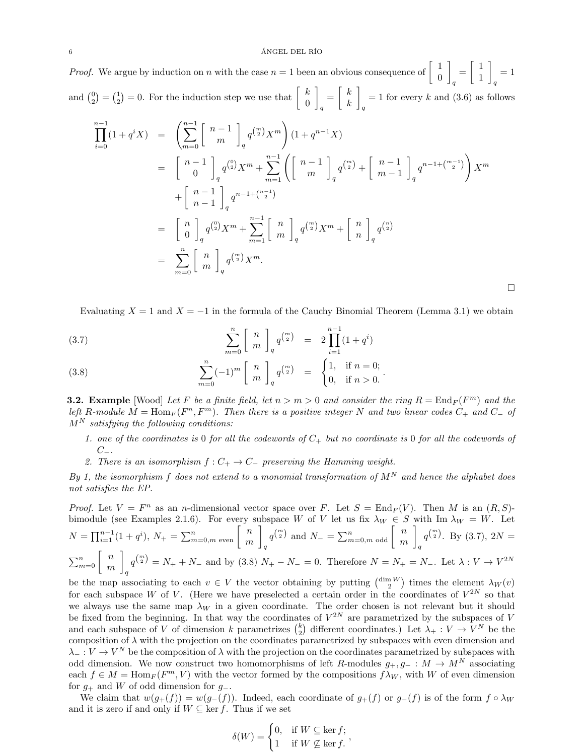*Proof.* We argue by induction on $n$ with the case $n=1$ been an obvious consequence of $\left[\begin{array}{c}1\\0\end{array}\right]_q = \left[\begin{array}{c}1\\1\end{array}\right]_q = 1$ and $\binom{0}{2} = \binom{1}{2} = 0$. For the induction step we use that $\left[\begin{array}{c}k\\0\end{array}\right]_q = \left[\begin{array}{c}k\\k\end{array}\right]_q = 1$ for every $k$ and (3.6) as follows

$$
\begin{aligned}
\prod_{i=0}^{n-1}(1+q^iX) &= \left(\sum_{m=0}^{n-1}\left[\begin{array}{c}n-1\\m\end{array}\right]_q q^{\binom{m}{2}}X^m\right)(1+q^{n-1}X) \\
&= \left[\begin{array}{c}n-1\\0\end{array}\right]_q q^{\binom{0}{2}}X^m + \sum_{m=1}^{n-1}\left(\left[\begin{array}{c}n-1\\m\end{array}\right]_q q^{\binom{m}{2}} + \left[\begin{array}{c}n-1\\m-1\end{array}\right]_q q^{n-1+\binom{m-1}{2}}\right)X^m \\
&\quad + \left[\begin{array}{c}n-1\\n-1\end{array}\right]_q q^{n-1+\binom{n-1}{2}} \\
&= \left[\begin{array}{c}n\\0\end{array}\right]_q q^{\binom{0}{2}}X^m + \sum_{m=1}^{n-1}\left[\begin{array}{c}n\\m\end{array}\right]_q q^{\binom{m}{2}}X^m + \left[\begin{array}{c}n\\n\end{array}\right]_q q^{\binom{n}{2}} \\
&= \sum_{m=0}^{n}\left[\begin{array}{c}n\\m\end{array}\right]_q q^{\binom{m}{2}}X^m.
\end{aligned}
$$

□

Evaluating $X=1$ and $X=-1$ in the formula of the Cauchy Binomial Theorem (Lemma 3.1) we obtain

$$
\sum_{m=0}^{n}\left[\begin{array}{c}n\\m\end{array}\right]_q q^{\binom{m}{2}} = 2\prod_{i=1}^{n-1}(1+q^i) \tag{3.7}
$$

$$
\sum_{m=0}^{n}(-1)^m\left[\begin{array}{c}n\\m\end{array}\right]_q q^{\binom{m}{2}} = \begin{cases}1, & \text{if } n=0;\\ 0, & \text{if } n>0.\end{cases} \tag{3.8}
$$

**3.2. Example** [Wood] *Let $F$ be a finite field, let $n > m > 0$ and consider the ring $R = \mathrm{End}_F(F^m)$ and the left $R$-module $M = \mathrm{Hom}_F(F^n, F^m)$. Then there is a positive integer $N$ and two linear codes $C_+$ and $C_-$ of $M^N$ satisfying the following conditions:*

1. *one of the coordinates is 0 for all the codewords of $C_+$ but no coordinate is 0 for all the codewords of $C_-$.*
2. *There is an isomorphism $f : C_+ \to C_-$ preserving the Hamming weight.*

*By 1, the isomorphism $f$ does not extend to a monomial transformation of $M^N$ and hence the alphabet does not satisfies the EP.*

*Proof.* Let $V = F^n$ as an $n$-dimensional vector space over $F$. Let $S = \mathrm{End}_F(V)$. Then $M$ is an $(R,S)$-bimodule (see Examples 2.1.6). For every subspace $W$ of $V$ let us fix $\lambda_W \in S$ with $\mathrm{Im}\,\lambda_W = W$. Let $N = \prod_{i=1}^{n-1}(1+q^i)$, $N_+ = \sum_{m=0, m \text{ even}}^{n}\left[\begin{array}{c}n\\m\end{array}\right]_q q^{\binom{m}{2}}$ and $N_- = \sum_{m=0, m \text{ odd}}^{n}\left[\begin{array}{c}n\\m\end{array}\right]_q q^{\binom{m}{2}}$. By (3.7), $2N = \sum_{m=0}^{n}\left[\begin{array}{c}n\\m\end{array}\right]_q q^{\binom{m}{2}} = N_+ + N_-$ and by (3.8) $N_+ - N_- = 0$. Therefore $N = N_+ = N_-$. Let $\lambda : V \to V^{2N}$ be the map associating to each $v \in V$ the vector obtaining by putting $\binom{\dim W}{2}$ times the element $\lambda_W(v)$ for each subspace $W$ of $V$. (Here we have preselected a certain order in the coordinates of $V^{2N}$ so that we always use the same map $\lambda_W$ in a given coordinate. The order chosen is not relevant but it should be fixed from the beginning. In that way the coordinates of $V^{2N}$ are parametrized by the subspaces of $V$ and each subspace of $V$ of dimension $k$ parametrizes $\binom{k}{2}$ different coordinates.) Let $\lambda_+ : V \to V^N$ be the composition of $\lambda$ with the projection on the coordinates parametrized by subspaces with even dimension and $\lambda_- : V \to V^N$ be the composition of $\lambda$ with the projection on the coordinates parametrized by subspaces with odd dimension. We now construct two homomorphisms of left $R$-modules $g_+, g_- : M \to M^N$ associating each $f \in M = \mathrm{Hom}_F(F^m, V)$ with the vector formed by the compositions $f\lambda_W$, with $W$ of even dimension for $g_+$ and $W$ of odd dimension for $g_-$.

We claim that $w(g_+(f)) = w(g_-(f))$. Indeed, each coordinate of $g_+(f)$ or $g_-(f)$ is of the form $f \circ \lambda_W$ and it is zero if and only if $W \subseteq \ker f$. Thus if we set

$$
\delta(W) = \begin{cases}0, & \text{if } W \subseteq \ker f;\\ 1 & \text{if } W \not\subseteq \ker f.\end{cases},
$$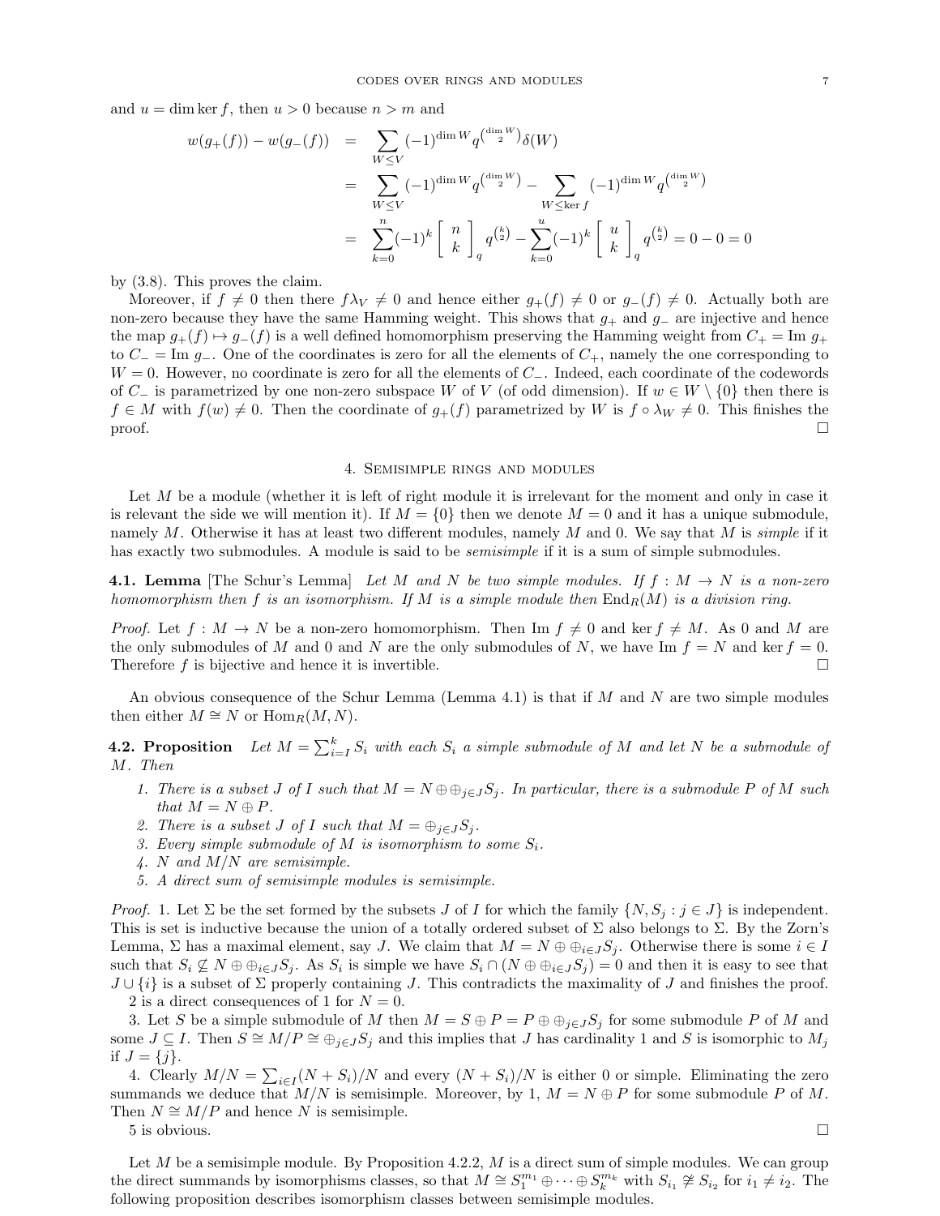and $u = \dim \ker f$, then $u > 0$ because $n > m$ and

$$
\begin{aligned}
w(g_+(f)) - w(g_-(f)) &= \sum_{W \leq V} (-1)^{\dim W} q^{\binom{\dim W}{2}} \delta(W) \\
&= \sum_{W \leq V} (-1)^{\dim W} q^{\binom{\dim W}{2}} - \sum_{W \leq \ker f} (-1)^{\dim W} q^{\binom{\dim W}{2}} \\
&= \sum_{k=0}^{n} (-1)^k \begin{bmatrix} n \\ k \end{bmatrix}_q q^{\binom{k}{2}} - \sum_{k=0}^{u} (-1)^k \begin{bmatrix} u \\ k \end{bmatrix}_q q^{\binom{k}{2}} = 0 - 0 = 0
\end{aligned}
$$

by (3.8). This proves the claim.

Moreover, if $f \neq 0$ then there $f\lambda_V \neq 0$ and hence either $g_+(f) \neq 0$ or $g_-(f) \neq 0$. Actually both are non-zero because they have the same Hamming weight. This shows that $g_+$ and $g_-$ are injective and hence the map $g_+(f) \mapsto g_-(f)$ is a well defined homomorphism preserving the Hamming weight from $C_+ = \text{Im } g_+$ to $C_- = \text{Im } g_-$. One of the coordinates is zero for all the elements of $C_+$, namely the one corresponding to $W = 0$. However, no coordinate is zero for all the elements of $C_-$. Indeed, each coordinate of the codewords of $C_-$ is parametrized by one non-zero subspace $W$ of $V$ (of odd dimension). If $w \in W \setminus \{0\}$ then there is $f \in M$ with $f(w) \neq 0$. Then the coordinate of $g_+(f)$ parametrized by $W$ is $f \circ \lambda_W \neq 0$. This finishes the proof. □

## 4. Semisimple rings and modules

Let $M$ be a module (whether it is left of right module it is irrelevant for the moment and only in case it is relevant the side we will mention it). If $M = \{0\}$ then we denote $M = 0$ and it has a unique submodule, namely $M$. Otherwise it has at least two different modules, namely $M$ and $0$. We say that $M$ is *simple* if it has exactly two submodules. A module is said to be *semisimple* if it is a sum of simple submodules.

**4.1. Lemma** [The Schur's Lemma] *Let $M$ and $N$ be two simple modules. If $f : M \to N$ is a non-zero homomorphism then $f$ is an isomorphism. If $M$ is a simple module then $\text{End}_R(M)$ is a division ring.*

*Proof.* Let $f : M \to N$ be a non-zero homomorphism. Then $\text{Im } f \neq 0$ and $\ker f \neq M$. As $0$ and $M$ are the only submodules of $M$ and $0$ and $N$ are the only submodules of $N$, we have $\text{Im } f = N$ and $\ker f = 0$. Therefore $f$ is bijective and hence it is invertible. □

An obvious consequence of the Schur Lemma (Lemma 4.1) is that if $M$ and $N$ are two simple modules then either $M \cong N$ or $\text{Hom}_R(M, N)$.

**4.2. Proposition** *Let $M = \sum_{i=I}^{k} S_i$ with each $S_i$ a simple submodule of $M$ and let $N$ be a submodule of $M$. Then*

1. *There is a subset $J$ of $I$ such that $M = N \oplus \oplus_{j \in J} S_j$. In particular, there is a submodule $P$ of $M$ such that $M = N \oplus P$.*
2. *There is a subset $J$ of $I$ such that $M = \oplus_{j \in J} S_j$.*
3. *Every simple submodule of $M$ is isomorphism to some $S_i$.*
4. *$N$ and $M/N$ are semisimple.*
5. *A direct sum of semisimple modules is semisimple.*

*Proof.* 1. Let $\Sigma$ be the set formed by the subsets $J$ of $I$ for which the family $\{N, S_j : j \in J\}$ is independent. This is set is inductive because the union of a totally ordered subset of $\Sigma$ also belongs to $\Sigma$. By the Zorn's Lemma, $\Sigma$ has a maximal element, say $J$. We claim that $M = N \oplus \oplus_{i \in J} S_j$. Otherwise there is some $i \in I$ such that $S_i \not\subseteq N \oplus \oplus_{i \in J} S_j$. As $S_i$ is simple we have $S_i \cap (N \oplus \oplus_{i \in J} S_j) = 0$ and then it is easy to see that $J \cup \{i\}$ is a subset of $\Sigma$ properly containing $J$. This contradicts the maximality of $J$ and finishes the proof.

2 is a direct consequences of 1 for $N = 0$.

3. Let $S$ be a simple submodule of $M$ then $M = S \oplus P = P \oplus \oplus_{j \in J} S_j$ for some submodule $P$ of $M$ and some $J \subseteq I$. Then $S \cong M/P \cong \oplus_{j \in J} S_j$ and this implies that $J$ has cardinality 1 and $S$ is isomorphic to $M_j$ if $J = \{j\}$.

4. Clearly $M/N = \sum_{i \in I} (N + S_i)/N$ and every $(N + S_i)/N$ is either $0$ or simple. Eliminating the zero summands we deduce that $M/N$ is semisimple. Moreover, by 1, $M = N \oplus P$ for some submodule $P$ of $M$. Then $N \cong M/P$ and hence $N$ is semisimple.

5 is obvious. □

Let $M$ be a semisimple module. By Proposition 4.2.2, $M$ is a direct sum of simple modules. We can group the direct summands by isomorphisms classes, so that $M \cong S_1^{m_1} \oplus \cdots \oplus S_k^{m_k}$ with $S_{i_1} \not\cong S_{i_2}$ for $i_1 \neq i_2$. The following proposition describes isomorphism classes between semisimple modules.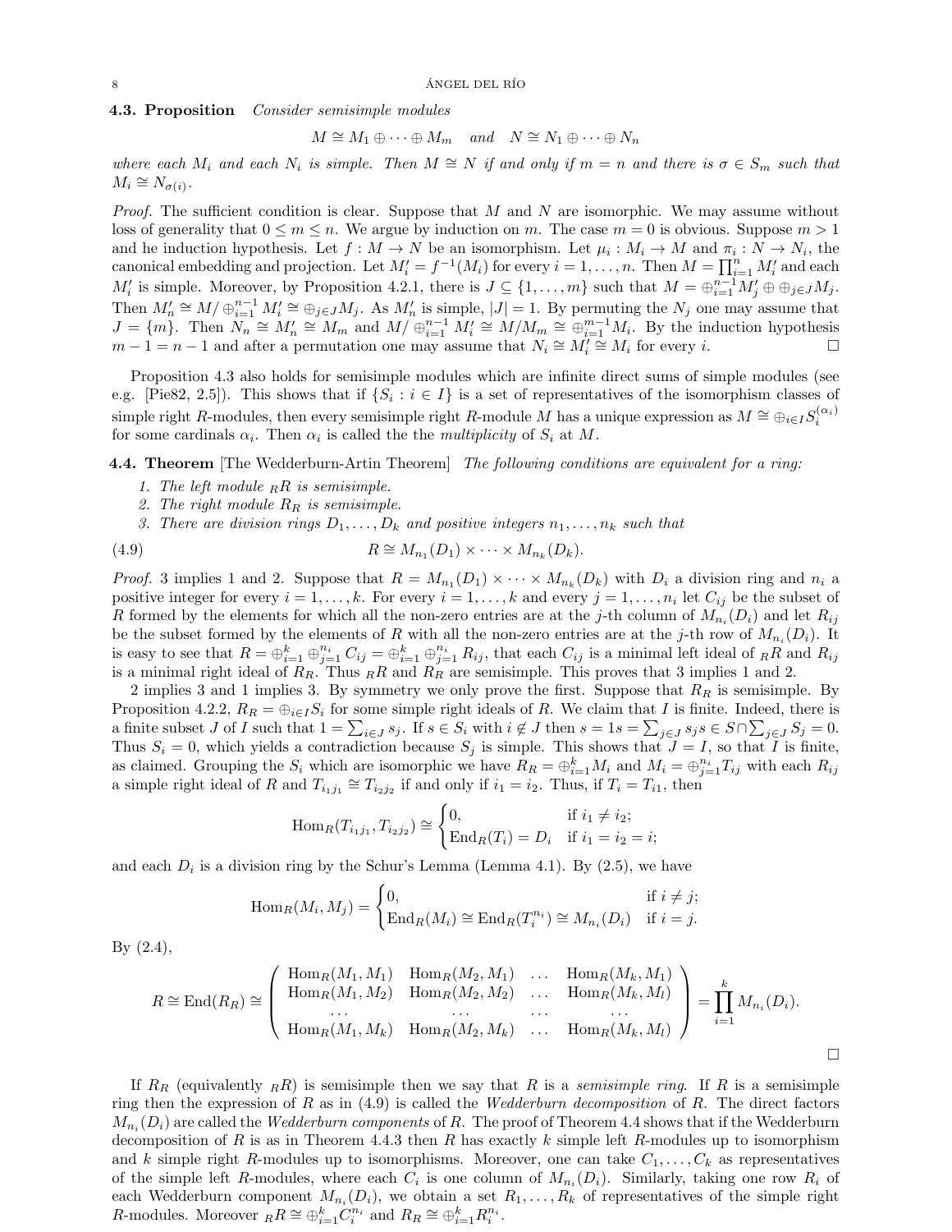**4.3. Proposition** *Consider semisimple modules*

$$M \cong M_1 \oplus \cdots \oplus M_m \quad \textit{and} \quad N \cong N_1 \oplus \cdots \oplus N_n$$

*where each $M_i$ and each $N_i$ is simple. Then $M \cong N$ if and only if $m = n$ and there is $\sigma \in S_m$ such that $M_i \cong N_{\sigma(i)}$.*

*Proof.* The sufficient condition is clear. Suppose that $M$ and $N$ are isomorphic. We may assume without loss of generality that $0 \le m \le n$. We argue by induction on $m$. The case $m = 0$ is obvious. Suppose $m > 1$ and he induction hypothesis. Let $f : M \to N$ be an isomorphism. Let $\mu_i : M_i \to M$ and $\pi_i : N \to N_i$, the canonical embedding and projection. Let $M'_i = f^{-1}(M_i)$ for every $i = 1, \dots, n$. Then $M = \prod_{i=1}^n M'_i$ and each $M'_i$ is simple. Moreover, by Proposition 4.2.1, there is $J \subseteq \{1, \dots, m\}$ such that $M = \oplus_{i=1}^{n-1} M'_j \oplus \oplus_{j \in J} M_j$. Then $M'_n \cong M / \oplus_{i=1}^{n-1} M'_i \cong \oplus_{j\in J} M_j$. As $M'_n$ is simple, $|J| = 1$. By permuting the $N_j$ one may assume that $J = \{m\}$. Then $N_n \cong M'_n \cong M_m$ and $M/\oplus_{i=1}^{n-1} M'_i \cong M/M_m \cong \oplus_{i=1}^{m-1} M_i$. By the induction hypothesis $m - 1 = n - 1$ and after a permutation one may assume that $N_i \cong M'_i \cong M_i$ for every $i$. □

Proposition 4.3 also holds for semisimple modules which are infinite direct sums of simple modules (see e.g. [Pie82, 2.5]). This shows that if $\{S_i : i \in I\}$ is a set of representatives of the isomorphism classes of simple right $R$-modules, then every semisimple right $R$-module $M$ has a unique expression as $M \cong \oplus_{i\in I} S_i^{(\alpha_i)}$ for some cardinals $\alpha_i$. Then $\alpha_i$ is called the the *multiplicity* of $S_i$ at $M$.

**4.4. Theorem** [The Wedderburn-Artin Theorem] *The following conditions are equivalent for a ring:*

1. *The left module ${}_RR$ is semisimple.*
2. *The right module $R_R$ is semisimple.*
3. *There are division rings $D_1, \dots, D_k$ and positive integers $n_1, \dots, n_k$ such that*

$$R \cong M_{n_1}(D_1) \times \cdots \times M_{n_k}(D_k). \tag{4.9}$$

*Proof.* 3 implies 1 and 2. Suppose that $R = M_{n_1}(D_1) \times \cdots \times M_{n_k}(D_k)$ with $D_i$ a division ring and $n_i$ a positive integer for every $i = 1, \dots, k$. For every $i = 1, \dots, k$ and every $j = 1, \dots, n_i$ let $C_{ij}$ be the subset of $R$ formed by the elements for which all the non-zero entries are at the $j$-th column of $M_{n_i}(D_i)$ and let $R_{ij}$ be the subset formed by the elements of $R$ with all the non-zero entries are at the $j$-th row of $M_{n_i}(D_i)$. It is easy to see that $R = \oplus_{i=1}^k \oplus_{j=1}^{n_i} C_{ij} = \oplus_{i=1}^k \oplus_{j=1}^{n_i} R_{ij}$, that each $C_{ij}$ is a minimal left ideal of ${}_RR$ and $R_{ij}$ is a minimal right ideal of $R_R$. Thus ${}_RR$ and $R_R$ are semisimple. This proves that 3 implies 1 and 2.

2 implies 3 and 1 implies 3. By symmetry we only prove the first. Suppose that $R_R$ is semisimple. By Proposition 4.2.2, $R_R = \oplus_{i\in I} S_i$ for some simple right ideals of $R$. We claim that $I$ is finite. Indeed, there is a finite subset $J$ of $I$ such that $1 = \sum_{i\in J} s_j$. If $s \in S_i$ with $i \notin J$ then $s = 1s = \sum_{j\in J} s_j s \in S \cap \sum_{j\in J} S_j = 0$. Thus $S_i = 0$, which yields a contradiction because $S_j$ is simple. This shows that $J = I$, so that $I$ is finite, as claimed. Grouping the $S_i$ which are isomorphic we have $R_R = \oplus_{i=1}^k M_i$ and $M_i = \oplus_{j=1}^{n_i} T_{ij}$ with each $R_{ij}$ a simple right ideal of $R$ and $T_{i_1 j_1} \cong T_{i_2 j_2}$ if and only if $i_1 = i_2$. Thus, if $T_i = T_{i1}$, then

$$\mathrm{Hom}_R(T_{i_1 j_1}, T_{i_2 j_2}) \cong \begin{cases} 0, & \text{if } i_1 \ne i_2; \\ \mathrm{End}_R(T_i) = D_i & \text{if } i_1 = i_2 = i; \end{cases}$$

and each $D_i$ is a division ring by the Schur's Lemma (Lemma 4.1). By (2.5), we have

$$\mathrm{Hom}_R(M_i, M_j) = \begin{cases} 0, & \text{if } i \ne j; \\ \mathrm{End}_R(M_i) \cong \mathrm{End}_R(T_i^{n_i}) \cong M_{n_i}(D_i) & \text{if } i = j. \end{cases}$$

By (2.4),

$$R \cong \mathrm{End}(R_R) \cong \begin{pmatrix} \mathrm{Hom}_R(M_1, M_1) & \mathrm{Hom}_R(M_2, M_1) & \dots & \mathrm{Hom}_R(M_k, M_1) \\ \mathrm{Hom}_R(M_1, M_2) & \mathrm{Hom}_R(M_2, M_2) & \dots & \mathrm{Hom}_R(M_k, M_l) \\ \dots & \dots & \dots & \dots \\ \mathrm{Hom}_R(M_1, M_k) & \mathrm{Hom}_R(M_2, M_k) & \dots & \mathrm{Hom}_R(M_k, M_l) \end{pmatrix} = \prod_{i=1}^k M_{n_i}(D_i).$$

□

If $R_R$ (equivalently ${}_RR$) is semisimple then we say that $R$ is a *semisimple ring*. If $R$ is a semisimple ring then the expression of $R$ as in (4.9) is called the *Wedderburn decomposition* of $R$. The direct factors $M_{n_i}(D_i)$ are called the *Wedderburn components* of $R$. The proof of Theorem 4.4 shows that if the Wedderburn decomposition of $R$ is as in Theorem 4.4.3 then $R$ has exactly $k$ simple left $R$-modules up to isomorphism and $k$ simple right $R$-modules up to isomorphisms. Moreover, one can take $C_1, \dots, C_k$ as representatives of the simple left $R$-modules, where each $C_i$ is one column of $M_{n_i}(D_i)$. Similarly, taking one row $R_i$ of each Wedderburn component $M_{n_i}(D_i)$, we obtain a set $R_1, \dots, R_k$ of representatives of the simple right $R$-modules. Moreover ${}_RR \cong \oplus_{i=1}^k C_i^{n_i}$ and $R_R \cong \oplus_{i=1}^k R_i^{n_i}$.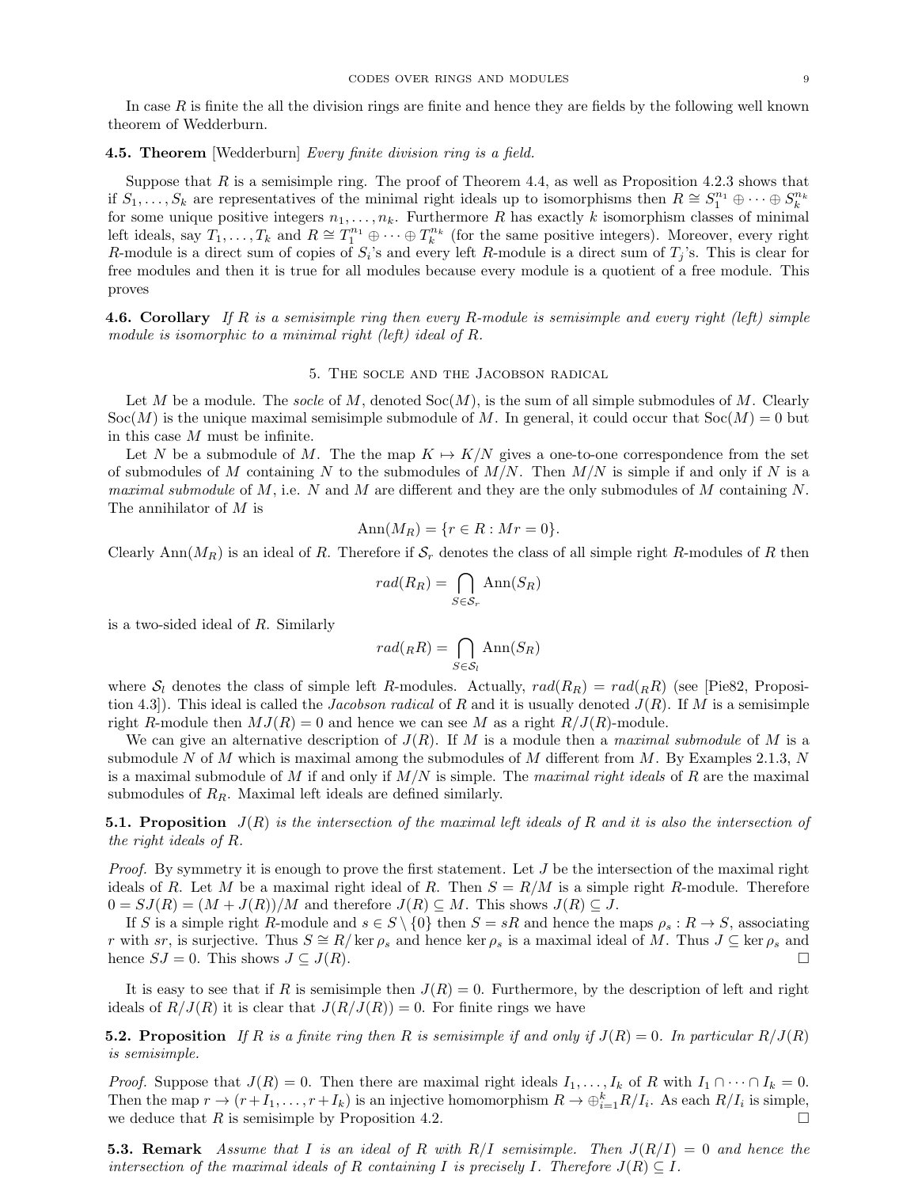In case $R$ is finite the all the division rings are finite and hence they are fields by the following well known theorem of Wedderburn.

**4.5. Theorem** [Wedderburn] *Every finite division ring is a field.*

Suppose that $R$ is a semisimple ring. The proof of Theorem 4.4, as well as Proposition 4.2.3 shows that if $S_1, \ldots, S_k$ are representatives of the minimal right ideals up to isomorphisms then $R \cong S_1^{n_1} \oplus \cdots \oplus S_k^{n_k}$ for some unique positive integers $n_1, \ldots, n_k$. Furthermore $R$ has exactly $k$ isomorphism classes of minimal left ideals, say $T_1, \ldots, T_k$ and $R \cong T_1^{n_1} \oplus \cdots \oplus T_k^{n_k}$ (for the same positive integers). Moreover, every right $R$-module is a direct sum of copies of $S_i$'s and every left $R$-module is a direct sum of $T_j$'s. This is clear for free modules and then it is true for all modules because every module is a quotient of a free module. This proves

**4.6. Corollary** *If $R$ is a semisimple ring then every $R$-module is semisimple and every right (left) simple module is isomorphic to a minimal right (left) ideal of $R$.*

## 5. The socle and the Jacobson radical

Let $M$ be a module. The *socle* of $M$, denoted $\text{Soc}(M)$, is the sum of all simple submodules of $M$. Clearly $\text{Soc}(M)$ is the unique maximal semisimple submodule of $M$. In general, it could occur that $\text{Soc}(M) = 0$ but in this case $M$ must be infinite.

Let $N$ be a submodule of $M$. The the map $K \mapsto K/N$ gives a one-to-one correspondence from the set of submodules of $M$ containing $N$ to the submodules of $M/N$. Then $M/N$ is simple if and only if $N$ is a *maximal submodule* of $M$, i.e. $N$ and $M$ are different and they are the only submodules of $M$ containing $N$. The annihilator of $M$ is

$$\text{Ann}(M_R) = \{r \in R : Mr = 0\}.$$

Clearly $\text{Ann}(M_R)$ is an ideal of $R$. Therefore if $\mathcal{S}_r$ denotes the class of all simple right $R$-modules of $R$ then

$$rad(R_R) = \bigcap_{S \in \mathcal{S}_r} \text{Ann}(S_R)$$

is a two-sided ideal of $R$. Similarly

$$rad({}_RR) = \bigcap_{S \in \mathcal{S}_l} \text{Ann}(S_R)$$

where $\mathcal{S}_l$ denotes the class of simple left $R$-modules. Actually, $rad(R_R) = rad({}_RR)$ (see [Pie82, Proposition 4.3]). This ideal is called the *Jacobson radical* of $R$ and it is usually denoted $J(R)$. If $M$ is a semisimple right $R$-module then $MJ(R) = 0$ and hence we can see $M$ as a right $R/J(R)$-module.

We can give an alternative description of $J(R)$. If $M$ is a module then a *maximal submodule* of $M$ is a submodule $N$ of $M$ which is maximal among the submodules of $M$ different from $M$. By Examples 2.1.3, $N$ is a maximal submodule of $M$ if and only if $M/N$ is simple. The *maximal right ideals* of $R$ are the maximal submodules of $R_R$. Maximal left ideals are defined similarly.

**5.1. Proposition** *$J(R)$ is the intersection of the maximal left ideals of $R$ and it is also the intersection of the right ideals of $R$.*

*Proof.* By symmetry it is enough to prove the first statement. Let $J$ be the intersection of the maximal right ideals of $R$. Let $M$ be a maximal right ideal of $R$. Then $S = R/M$ is a simple right $R$-module. Therefore $0 = SJ(R) = (M + J(R))/M$ and therefore $J(R) \subseteq M$. This shows $J(R) \subseteq J$.

If $S$ is a simple right $R$-module and $s \in S \setminus \{0\}$ then $S = sR$ and hence the maps $\rho_s : R \to S$, associating $r$ with $sr$, is surjective. Thus $S \cong R/\ker \rho_s$ and hence $\ker \rho_s$ is a maximal ideal of $M$. Thus $J \subseteq \ker \rho_s$ and hence $SJ = 0$. This shows $J \subseteq J(R)$. $\square$

It is easy to see that if $R$ is semisimple then $J(R) = 0$. Furthermore, by the description of left and right ideals of $R/J(R)$ it is clear that $J(R/J(R)) = 0$. For finite rings we have

**5.2. Proposition** *If $R$ is a finite ring then $R$ is semisimple if and only if $J(R) = 0$. In particular $R/J(R)$ is semisimple.*

*Proof.* Suppose that $J(R) = 0$. Then there are maximal right ideals $I_1, \ldots, I_k$ of $R$ with $I_1 \cap \cdots \cap I_k = 0$. Then the map $r \to (r + I_1, \ldots, r + I_k)$ is an injective homomorphism $R \to \oplus_{i=1}^k R/I_i$. As each $R/I_i$ is simple, we deduce that $R$ is semisimple by Proposition 4.2. $\square$

**5.3. Remark** *Assume that $I$ is an ideal of $R$ with $R/I$ semisimple. Then $J(R/I) = 0$ and hence the intersection of the maximal ideals of $R$ containing $I$ is precisely $I$. Therefore $J(R) \subseteq I$.*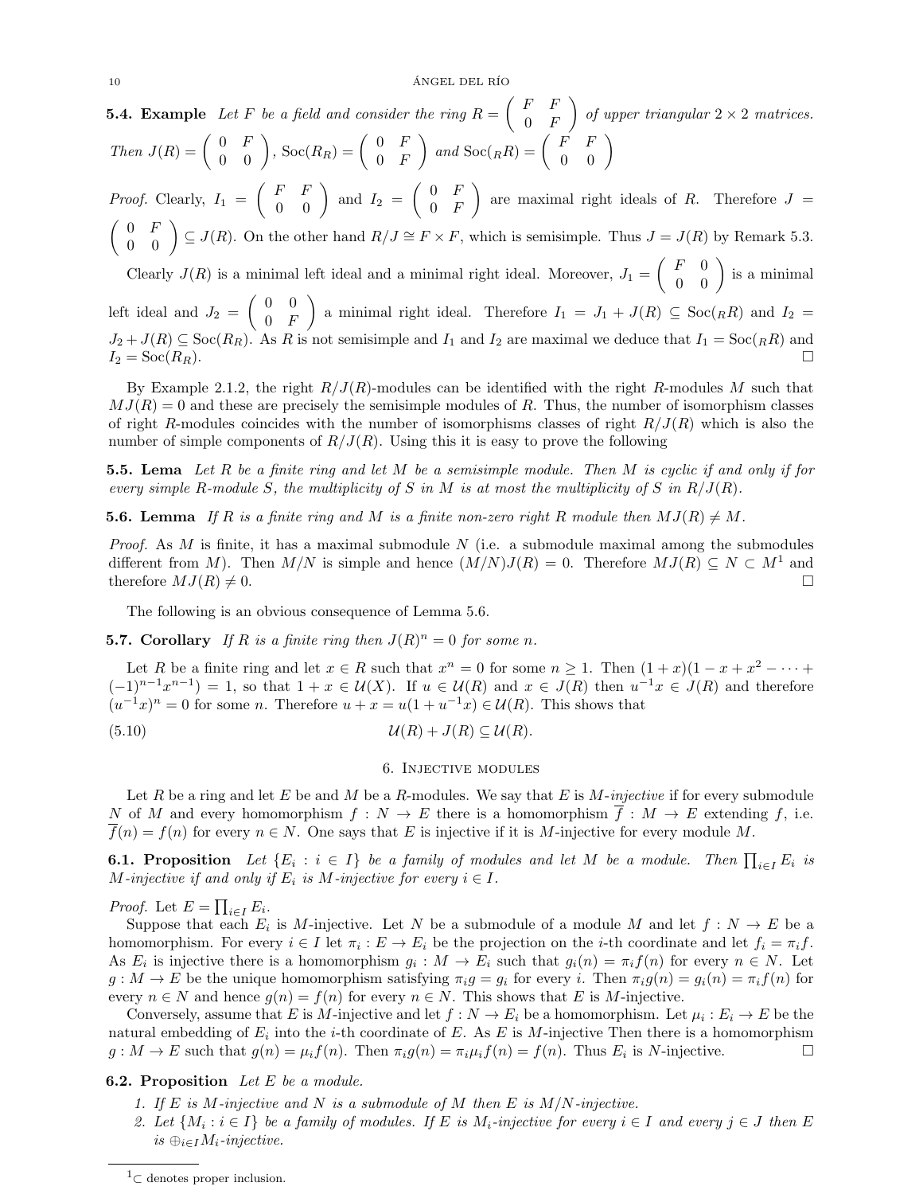**5.4. Example** *Let $F$ be a field and consider the ring $R = \begin{pmatrix} F & F \\ 0 & F \end{pmatrix}$ of upper triangular $2 \times 2$ matrices. Then $J(R) = \begin{pmatrix} 0 & F \\ 0 & 0 \end{pmatrix}$, $\mathrm{Soc}(R_R) = \begin{pmatrix} 0 & F \\ 0 & F \end{pmatrix}$ and $\mathrm{Soc}({}_RR) = \begin{pmatrix} F & F \\ 0 & 0 \end{pmatrix}$*

*Proof.* Clearly, $I_1 = \begin{pmatrix} F & F \\ 0 & 0 \end{pmatrix}$ and $I_2 = \begin{pmatrix} 0 & F \\ 0 & F \end{pmatrix}$ are maximal right ideals of $R$. Therefore $J = \begin{pmatrix} 0 & F \\ 0 & 0 \end{pmatrix} \subseteq J(R)$. On the other hand $R/J \cong F \times F$, which is semisimple. Thus $J = J(R)$ by Remark 5.3.

Clearly $J(R)$ is a minimal left ideal and a minimal right ideal. Moreover, $J_1 = \begin{pmatrix} F & 0 \\ 0 & 0 \end{pmatrix}$ is a minimal left ideal and $J_2 = \begin{pmatrix} 0 & 0 \\ 0 & F \end{pmatrix}$ a minimal right ideal. Therefore $I_1 = J_1 + J(R) \subseteq \mathrm{Soc}({}_RR)$ and $I_2 = J_2 + J(R) \subseteq \mathrm{Soc}(R_R)$. As $R$ is not semisimple and $I_1$ and $I_2$ are maximal we deduce that $I_1 = \mathrm{Soc}({}_RR)$ and $I_2 = \mathrm{Soc}(R_R)$. □

By Example 2.1.2, the right $R/J(R)$-modules can be identified with the right $R$-modules $M$ such that $MJ(R) = 0$ and these are precisely the semisimple modules of $R$. Thus, the number of isomorphism classes of right $R$-modules coincides with the number of isomorphisms classes of right $R/J(R)$ which is also the number of simple components of $R/J(R)$. Using this it is easy to prove the following

**5.5. Lema** *Let $R$ be a finite ring and let $M$ be a semisimple module. Then $M$ is cyclic if and only if for every simple $R$-module $S$, the multiplicity of $S$ in $M$ is at most the multiplicity of $S$ in $R/J(R)$.*

**5.6. Lemma** *If $R$ is a finite ring and $M$ is a finite non-zero right $R$ module then $MJ(R) \neq M$.*

*Proof.* As $M$ is finite, it has a maximal submodule $N$ (i.e. a submodule maximal among the submodules different from $M$). Then $M/N$ is simple and hence $(M/N)J(R) = 0$. Therefore $MJ(R) \subseteq N \subset M$[1] and therefore $MJ(R) \neq 0$. □

The following is an obvious consequence of Lemma 5.6.

**5.7. Corollary** *If $R$ is a finite ring then $J(R)^n = 0$ for some $n$.*

Let $R$ be a finite ring and let $x \in R$ such that $x^n = 0$ for some $n \geq 1$. Then $(1+x)(1 - x + x^2 - \cdots + (-1)^{n-1}x^{n-1}) = 1$, so that $1 + x \in \mathcal{U}(X)$. If $u \in \mathcal{U}(R)$ and $x \in J(R)$ then $u^{-1}x \in J(R)$ and therefore $(u^{-1}x)^n = 0$ for some $n$. Therefore $u + x = u(1 + u^{-1}x) \in \mathcal{U}(R)$. This shows that

$$\mathcal{U}(R) + J(R) \subseteq \mathcal{U}(R). \tag{5.10}$$

## 6. Injective modules

Let $R$ be a ring and let $E$ be and $M$ be a $R$-modules. We say that $E$ is *$M$-injective* if for every submodule $N$ of $M$ and every homomorphism $f : N \to E$ there is a homomorphism $\overline{f} : M \to E$ extending $f$, i.e. $\overline{f}(n) = f(n)$ for every $n \in N$. One says that $E$ is injective if it is $M$-injective for every module $M$.

**6.1. Proposition** *Let $\{E_i : i \in I\}$ be a family of modules and let $M$ be a module. Then $\prod_{i \in I} E_i$ is $M$-injective if and only if $E_i$ is $M$-injective for every $i \in I$.*

*Proof.* Let $E = \prod_{i \in I} E_i$.

Suppose that each $E_i$ is $M$-injective. Let $N$ be a submodule of a module $M$ and let $f : N \to E$ be a homomorphism. For every $i \in I$ let $\pi_i : E \to E_i$ be the projection on the $i$-th coordinate and let $f_i = \pi_i f$. As $E_i$ is injective there is a homomorphism $g_i : M \to E_i$ such that $g_i(n) = \pi_i f(n)$ for every $n \in N$. Let $g : M \to E$ be the unique homomorphism satisfying $\pi_i g = g_i$ for every $i$. Then $\pi_i g(n) = g_i(n) = \pi_i f(n)$ for every $n \in N$ and hence $g(n) = f(n)$ for every $n \in N$. This shows that $E$ is $M$-injective.

Conversely, assume that $E$ is $M$-injective and let $f : N \to E_i$ be a homomorphism. Let $\mu_i : E_i \to E$ be the natural embedding of $E_i$ into the $i$-th coordinate of $E$. As $E$ is $M$-injective Then there is a homomorphism $g : M \to E$ such that $g(n) = \mu_i f(n)$. Then $\pi_i g(n) = \pi_i \mu_i f(n) = f(n)$. Thus $E_i$ is $N$-injective. □

**6.2. Proposition** *Let $E$ be a module.*

1. *If $E$ is $M$-injective and $N$ is a submodule of $M$ then $E$ is $M/N$-injective.*
2. *Let $\{M_i : i \in I\}$ be a family of modules. If $E$ is $M_i$-injective for every $i \in I$ and every $j \in J$ then $E$ is $\oplus_{i \in I} M_i$-injective.*

---

[1] $\subset$ denotes proper inclusion.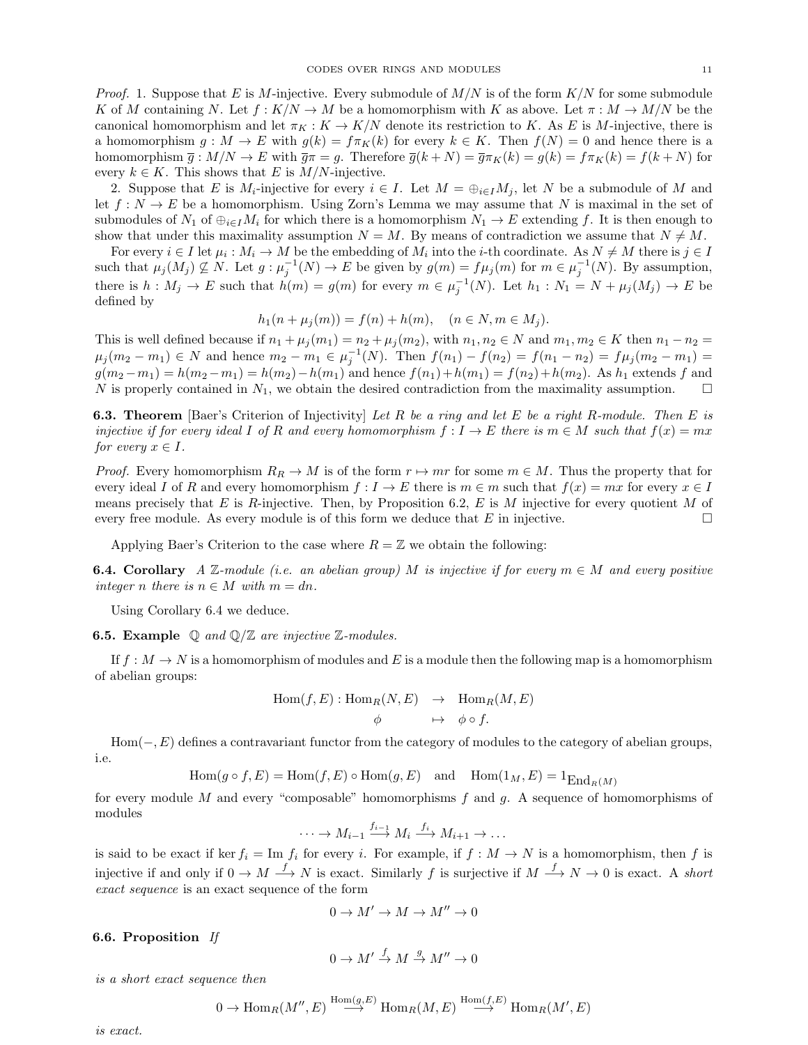*Proof.* 1. Suppose that $E$ is $M$-injective. Every submodule of $M/N$ is of the form $K/N$ for some submodule $K$ of $M$ containing $N$. Let $f : K/N \to M$ be a homomorphism with $K$ as above. Let $\pi : M \to M/N$ be the canonical homomorphism and let $\pi_K : K \to K/N$ denote its restriction to $K$. As $E$ is $M$-injective, there is a homomorphism $g : M \to E$ with $g(k) = f\pi_K(k)$ for every $k \in K$. Then $f(N) = 0$ and hence there is a homomorphism $\overline{g} : M/N \to E$ with $\overline{g}\pi = g$. Therefore $\overline{g}(k + N) = \overline{g}\pi_K(k) = g(k) = f\pi_K(k) = f(k + N)$ for every $k \in K$. This shows that $E$ is $M/N$-injective.

2. Suppose that $E$ is $M_i$-injective for every $i \in I$. Let $M = \oplus_{i\in I} M_j$, let $N$ be a submodule of $M$ and let $f : N \to E$ be a homomorphism. Using Zorn's Lemma we may assume that $N$ is maximal in the set of submodules of $N_1$ of $\oplus_{i\in I} M_i$ for which there is a homomorphism $N_1 \to E$ extending $f$. It is then enough to show that under this maximality assumption $N = M$. By means of contradiction we assume that $N \neq M$.

For every $i \in I$ let $\mu_i : M_i \to M$ be the embedding of $M_i$ into the $i$-th coordinate. As $N \neq M$ there is $j \in I$ such that $\mu_j(M_j) \not\subseteq N$. Let $g : \mu_j^{-1}(N) \to E$ be given by $g(m) = f\mu_j(m)$ for $m \in \mu_j^{-1}(N)$. By assumption, there is $h : M_j \to E$ such that $h(m) = g(m)$ for every $m \in \mu_j^{-1}(N)$. Let $h_1 : N_1 = N + \mu_j(M_j) \to E$ be defined by

$$h_1(n + \mu_j(m)) = f(n) + h(m), \quad (n \in N, m \in M_j).$$

This is well defined because if $n_1 + \mu_j(m_1) = n_2 + \mu_j(m_2)$, with $n_1, n_2 \in N$ and $m_1, m_2 \in K$ then $n_1 - n_2 = \mu_j(m_2 - m_1) \in N$ and hence $m_2 - m_1 \in \mu_j^{-1}(N)$. Then $f(n_1) - f(n_2) = f(n_1 - n_2) = f\mu_j(m_2 - m_1) = g(m_2 - m_1) = h(m_2 - m_1) = h(m_2) - h(m_1)$ and hence $f(n_1) + h(m_1) = f(n_2) + h(m_2)$. As $h_1$ extends $f$ and $N$ is properly contained in $N_1$, we obtain the desired contradiction from the maximality assumption. □

**6.3. Theorem** [Baer's Criterion of Injectivity] *Let $R$ be a ring and let $E$ be a right $R$-module. Then $E$ is injective if for every ideal $I$ of $R$ and every homomorphism $f : I \to E$ there is $m \in M$ such that $f(x) = mx$ for every $x \in I$.*

*Proof.* Every homomorphism $R_R \to M$ is of the form $r \mapsto mr$ for some $m \in M$. Thus the property that for every ideal $I$ of $R$ and every homomorphism $f : I \to E$ there is $m \in m$ such that $f(x) = mx$ for every $x \in I$ means precisely that $E$ is $R$-injective. Then, by Proposition 6.2, $E$ is $M$ injective for every quotient $M$ of every free module. As every module is of this form we deduce that $E$ in injective. □

Applying Baer's Criterion to the case where $R = \mathbb{Z}$ we obtain the following:

**6.4. Corollary** *A $\mathbb{Z}$-module (i.e. an abelian group) $M$ is injective if for every $m \in M$ and every positive integer $n$ there is $n \in M$ with $m = dn$.*

Using Corollary 6.4 we deduce.

**6.5. Example** *$\mathbb{Q}$ and $\mathbb{Q}/\mathbb{Z}$ are injective $\mathbb{Z}$-modules.*

If $f : M \to N$ is a homomorphism of modules and $E$ is a module then the following map is a homomorphism of abelian groups:

$$\begin{array}{rcl} \mathrm{Hom}(f, E) : \mathrm{Hom}_R(N, E) & \to & \mathrm{Hom}_R(M, E) \\ \phi & \mapsto & \phi \circ f. \end{array}$$

$\mathrm{Hom}(-, E)$ defines a contravariant functor from the category of modules to the category of abelian groups, i.e.

$$\mathrm{Hom}(g \circ f, E) = \mathrm{Hom}(f, E) \circ \mathrm{Hom}(g, E) \quad \text{and} \quad \mathrm{Hom}(1_M, E) = 1_{\mathrm{End}_R(M)}$$

for every module $M$ and every "composable" homomorphisms $f$ and $g$. A sequence of homomorphisms of modules

$$\cdots \to M_{i-1} \xrightarrow{f_{i-1}} M_i \xrightarrow{f_i} M_{i+1} \to \ldots$$

is said to be exact if $\ker f_i = \mathrm{Im}\, f_i$ for every $i$. For example, if $f : M \to N$ is a homomorphism, then $f$ is injective if and only if $0 \to M \xrightarrow{f} N$ is exact. Similarly $f$ is surjective if $M \xrightarrow{f} N \to 0$ is exact. A *short exact sequence* is an exact sequence of the form

$$0 \to M' \to M \to M'' \to 0$$

**6.6. Proposition** *If*

$$0 \to M' \xrightarrow{f} M \xrightarrow{g} M'' \to 0$$

*is a short exact sequence then*

$$0 \to \mathrm{Hom}_R(M'', E) \xrightarrow{\mathrm{Hom}(g,E)} \mathrm{Hom}_R(M, E) \xrightarrow{\mathrm{Hom}(f,E)} \mathrm{Hom}_R(M', E)$$

*is exact.*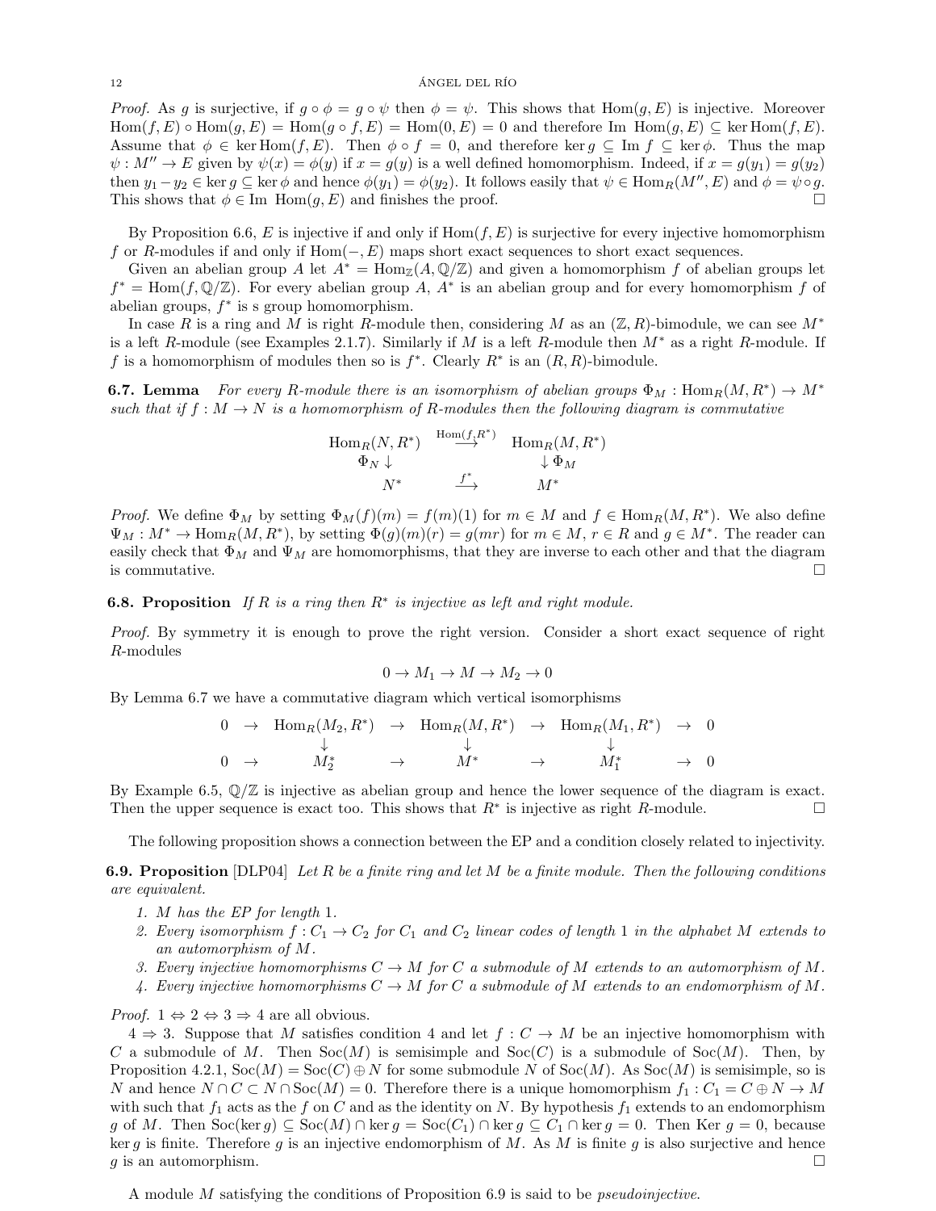*Proof.* As $g$ is surjective, if $g \circ \phi = g \circ \psi$ then $\phi = \psi$. This shows that $\text{Hom}(g, E)$ is injective. Moreover $\text{Hom}(f, E) \circ \text{Hom}(g, E) = \text{Hom}(g \circ f, E) = \text{Hom}(0, E) = 0$ and therefore $\text{Im } \text{Hom}(g, E) \subseteq \ker \text{Hom}(f, E)$. Assume that $\phi \in \ker \text{Hom}(f, E)$. Then $\phi \circ f = 0$, and therefore $\ker g \subseteq \text{Im } f \subseteq \ker \phi$. Thus the map $\psi : M'' \to E$ given by $\psi(x) = \phi(y)$ if $x = g(y)$ is a well defined homomorphism. Indeed, if $x = g(y_1) = g(y_2)$ then $y_1 - y_2 \in \ker g \subseteq \ker \phi$ and hence $\phi(y_1) = \phi(y_2)$. It follows easily that $\psi \in \text{Hom}_R(M'', E)$ and $\phi = \psi \circ g$. This shows that $\phi \in \text{Im } \text{Hom}(g, E)$ and finishes the proof. □

By Proposition 6.6, $E$ is injective if and only if $\text{Hom}(f, E)$ is surjective for every injective homomorphism $f$ or $R$-modules if and only if $\text{Hom}(-, E)$ maps short exact sequences to short exact sequences.

Given an abelian group $A$ let $A^* = \text{Hom}_{\mathbb{Z}}(A, \mathbb{Q}/\mathbb{Z})$ and given a homomorphism $f$ of abelian groups let $f^* = \text{Hom}(f, \mathbb{Q}/\mathbb{Z})$. For every abelian group $A$, $A^*$ is an abelian group and for every homomorphism $f$ of abelian groups, $f^*$ is s group homomorphism.

In case $R$ is a ring and $M$ is right $R$-module then, considering $M$ as an $(\mathbb{Z}, R)$-bimodule, we can see $M^*$ is a left $R$-module (see Examples 2.1.7). Similarly if $M$ is a left $R$-module then $M^*$ as a right $R$-module. If $f$ is a homomorphism of modules then so is $f^*$. Clearly $R^*$ is an $(R, R)$-bimodule.

**6.7. Lemma** *For every $R$-module there is an isomorphism of abelian groups $\Phi_M : \text{Hom}_R(M, R^*) \to M^*$ such that if $f : M \to N$ is a homomorphism of $R$-modules then the following diagram is commutative*

$$\begin{array}{ccc} \text{Hom}_R(N, R^*) & \stackrel{\text{Hom}(f,R^*)}{\longrightarrow} & \text{Hom}_R(M, R^*) \\ \Phi_N \downarrow & & \downarrow \Phi_M \\ N^* & \stackrel{f^*}{\longrightarrow} & M^* \end{array}$$

*Proof.* We define $\Phi_M$ by setting $\Phi_M(f)(m) = f(m)(1)$ for $m \in M$ and $f \in \text{Hom}_R(M, R^*)$. We also define $\Psi_M : M^* \to \text{Hom}_R(M, R^*)$, by setting $\Phi(g)(m)(r) = g(mr)$ for $m \in M$, $r \in R$ and $g \in M^*$. The reader can easily check that $\Phi_M$ and $\Psi_M$ are homomorphisms, that they are inverse to each other and that the diagram is commutative. □

**6.8. Proposition** *If $R$ is a ring then $R^*$ is injective as left and right module.*

*Proof.* By symmetry it is enough to prove the right version. Consider a short exact sequence of right $R$-modules

$$0 \to M_1 \to M \to M_2 \to 0$$

By Lemma 6.7 we have a commutative diagram which vertical isomorphisms

$$\begin{array}{ccccccccc} 0 & \to & \text{Hom}_R(M_2, R^*) & \to & \text{Hom}_R(M, R^*) & \to & \text{Hom}_R(M_1, R^*) & \to & 0 \\ & & \downarrow & & \downarrow & & \downarrow & & \\ 0 & \to & M_2^* & \to & M^* & \to & M_1^* & \to & 0 \end{array}$$

By Example 6.5, $\mathbb{Q}/\mathbb{Z}$ is injective as abelian group and hence the lower sequence of the diagram is exact. Then the upper sequence is exact too. This shows that $R^*$ is injective as right $R$-module. □

The following proposition shows a connection between the EP and a condition closely related to injectivity.

**6.9. Proposition** [DLP04] *Let $R$ be a finite ring and let $M$ be a finite module. Then the following conditions are equivalent.*

1. *$M$ has the EP for length 1.*
2. *Every isomorphism $f : C_1 \to C_2$ for $C_1$ and $C_2$ linear codes of length 1 in the alphabet $M$ extends to an automorphism of $M$.*
3. *Every injective homomorphisms $C \to M$ for $C$ a submodule of $M$ extends to an automorphism of $M$.*
4. *Every injective homomorphisms $C \to M$ for $C$ a submodule of $M$ extends to an endomorphism of $M$.*

*Proof.* $1 \Leftrightarrow 2 \Leftrightarrow 3 \Rightarrow 4$ are all obvious.

$4 \Rightarrow 3$. Suppose that $M$ satisfies condition 4 and let $f : C \to M$ be an injective homomorphism with $C$ a submodule of $M$. Then $\text{Soc}(M)$ is semisimple and $\text{Soc}(C)$ is a submodule of $\text{Soc}(M)$. Then, by Proposition 4.2.1, $\text{Soc}(M) = \text{Soc}(C) \oplus N$ for some submodule $N$ of $\text{Soc}(M)$. As $\text{Soc}(M)$ is semisimple, so is $N$ and hence $N \cap C \subset N \cap \text{Soc}(M) = 0$. Therefore there is a unique homomorphism $f_1 : C_1 = C \oplus N \to M$ with such that $f_1$ acts as the $f$ on $C$ and as the identity on $N$. By hypothesis $f_1$ extends to an endomorphism $g$ of $M$. Then $\text{Soc}(\ker g) \subseteq \text{Soc}(M) \cap \ker g = \text{Soc}(C_1) \cap \ker g \subseteq C_1 \cap \ker g = 0$. Then Ker $g = 0$, because $\ker g$ is finite. Therefore $g$ is an injective endomorphism of $M$. As $M$ is finite $g$ is also surjective and hence $g$ is an automorphism. □

A module $M$ satisfying the conditions of Proposition 6.9 is said to be *pseudoinjective*.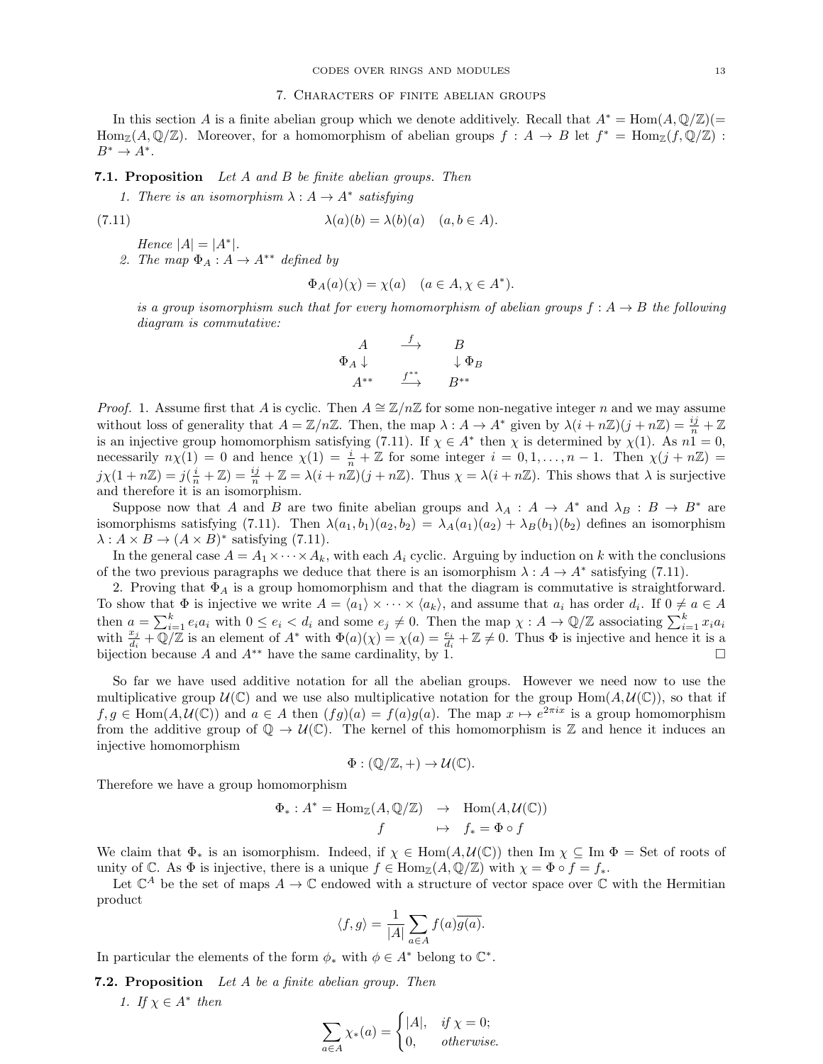## 7. Characters of finite abelian groups

In this section $A$ is a finite abelian group which we denote additively. Recall that $A^* = \mathrm{Hom}(A, \mathbb{Q}/\mathbb{Z})(= \mathrm{Hom}_{\mathbb{Z}}(A, \mathbb{Q}/\mathbb{Z})$. Moreover, for a homomorphism of abelian groups $f : A \to B$ let $f^* = \mathrm{Hom}_{\mathbb{Z}}(f, \mathbb{Q}/\mathbb{Z}) : B^* \to A^*$.

**7.1. Proposition** *Let $A$ and $B$ be finite abelian groups. Then*

1. *There is an isomorphism $\lambda : A \to A^*$ satisfying*

$$\lambda(a)(b) = \lambda(b)(a) \quad (a, b \in A). \tag{7.11}$$

*Hence $|A| = |A^*|$.*

2. *The map $\Phi_A : A \to A^{**}$ defined by*

$$\Phi_A(a)(\chi) = \chi(a) \quad (a \in A, \chi \in A^*).$$

*is a group isomorphism such that for every homomorphism of abelian groups $f : A \to B$ the following diagram is commutative:*

$$\begin{array}{ccc} A & \xrightarrow{f} & B \\ \Phi_A \downarrow & & \downarrow \Phi_B \\ A^{**} & \xrightarrow{f^{**}} & B^{**} \end{array}$$

*Proof.* 1. Assume first that $A$ is cyclic. Then $A \cong \mathbb{Z}/n\mathbb{Z}$ for some non-negative integer $n$ and we may assume without loss of generality that $A = \mathbb{Z}/n\mathbb{Z}$. Then, the map $\lambda : A \to A^*$ given by $\lambda(i + n\mathbb{Z})(j + n\mathbb{Z}) = \frac{ij}{n} + \mathbb{Z}$ is an injective group homomorphism satisfying (7.11). If $\chi \in A^*$ then $\chi$ is determined by $\chi(1)$. As $n1 = 0$, necessarily $n\chi(1) = 0$ and hence $\chi(1) = \frac{i}{n} + \mathbb{Z}$ for some integer $i = 0, 1, \dots, n-1$. Then $\chi(j + n\mathbb{Z}) = j\chi(1 + n\mathbb{Z}) = j(\frac{i}{n} + \mathbb{Z}) = \frac{ij}{n} + \mathbb{Z} = \lambda(i + n\mathbb{Z})(j + n\mathbb{Z})$. Thus $\chi = \lambda(i + n\mathbb{Z})$. This shows that $\lambda$ is surjective and therefore it is an isomorphism.

Suppose now that $A$ and $B$ are two finite abelian groups and $\lambda_A : A \to A^*$ and $\lambda_B : B \to B^*$ are isomorphisms satisfying (7.11). Then $\lambda(a_1, b_1)(a_2, b_2) = \lambda_A(a_1)(a_2) + \lambda_B(b_1)(b_2)$ defines an isomorphism $\lambda : A \times B \to (A \times B)^*$ satisfying (7.11).

In the general case $A = A_1 \times \cdots \times A_k$, with each $A_i$ cyclic. Arguing by induction on $k$ with the conclusions of the two previous paragraphs we deduce that there is an isomorphism $\lambda : A \to A^*$ satisfying (7.11).

2. Proving that $\Phi_A$ is a group homomorphism and that the diagram is commutative is straightforward. To show that $\Phi$ is injective we write $A = \langle a_1 \rangle \times \cdots \times \langle a_k \rangle$, and assume that $a_i$ has order $d_i$. If $0 \neq a \in A$ then $a = \sum_{i=1}^k e_i a_i$ with $0 \le e_i < d_i$ and some $e_j \neq 0$. Then the map $\chi : A \to \mathbb{Q}/\mathbb{Z}$ associating $\sum_{i=1}^k x_i a_i$ with $\frac{x_j}{d_i} + \mathbb{Q}/\mathbb{Z}$ is an element of $A^*$ with $\Phi(a)(\chi) = \chi(a) = \frac{e_i}{d_i} + \mathbb{Z} \neq 0$. Thus $\Phi$ is injective and hence it is a bijection because $A$ and $A^{**}$ have the same cardinality, by 1. $\square$

So far we have used additive notation for all the abelian groups. However we need now to use the multiplicative group $\mathcal{U}(\mathbb{C})$ and we use also multiplicative notation for the group $\mathrm{Hom}(A, \mathcal{U}(\mathbb{C}))$, so that if $f, g \in \mathrm{Hom}(A, \mathcal{U}(\mathbb{C}))$ and $a \in A$ then $(fg)(a) = f(a)g(a)$. The map $x \mapsto e^{2\pi i x}$ is a group homomorphism from the additive group of $\mathbb{Q} \to \mathcal{U}(\mathbb{C})$. The kernel of this homomorphism is $\mathbb{Z}$ and hence it induces an injective homomorphism

$$\Phi : (\mathbb{Q}/\mathbb{Z}, +) \to \mathcal{U}(\mathbb{C}).$$

Therefore we have a group homomorphism

$$\begin{array}{rcl} \Phi_* : A^* = \mathrm{Hom}_{\mathbb{Z}}(A, \mathbb{Q}/\mathbb{Z}) & \to & \mathrm{Hom}(A, \mathcal{U}(\mathbb{C})) \\ f & \mapsto & f_* = \Phi \circ f \end{array}$$

We claim that $\Phi_*$ is an isomorphism. Indeed, if $\chi \in \mathrm{Hom}(A, \mathcal{U}(\mathbb{C}))$ then $\mathrm{Im}\ \chi \subseteq \mathrm{Im}\ \Phi =$ Set of roots of unity of $\mathbb{C}$. As $\Phi$ is injective, there is a unique $f \in \mathrm{Hom}_{\mathbb{Z}}(A, \mathbb{Q}/\mathbb{Z})$ with $\chi = \Phi \circ f = f_*$.

Let $\mathbb{C}^A$ be the set of maps $A \to \mathbb{C}$ endowed with a structure of vector space over $\mathbb{C}$ with the Hermitian product

$$\langle f, g \rangle = \frac{1}{|A|} \sum_{a \in A} f(a)\overline{g(a)}.$$

In particular the elements of the form $\phi_*$ with $\phi \in A^*$ belong to $\mathbb{C}^*$.

**7.2. Proposition** *Let $A$ be a finite abelian group. Then*

1. *If $\chi \in A^*$ then*

$$\sum_{a \in A} \chi_*(a) = \begin{cases} |A|, & \text{if } \chi = 0; \\ 0, & \text{otherwise.} \end{cases}$$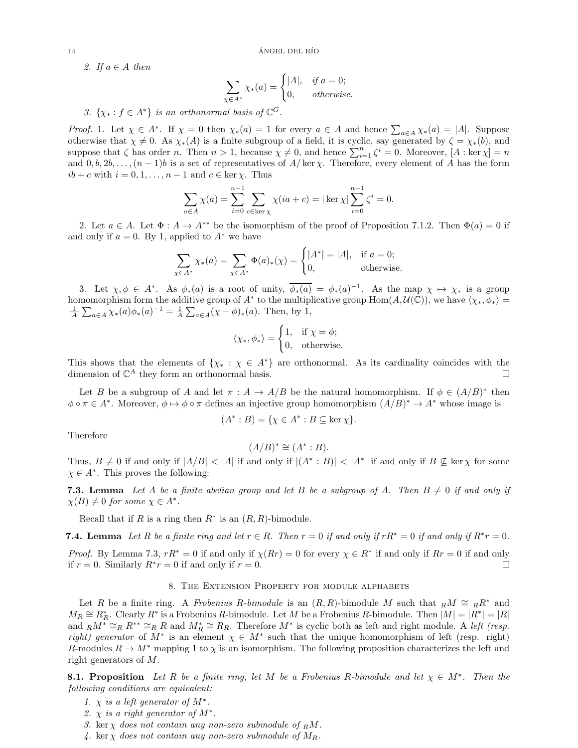*2. If $a \in A$ then*

$$\sum_{\chi \in A^*} \chi_*(a) = \begin{cases} |A|, & \text{if } a = 0; \\ 0, & \text{otherwise.} \end{cases}$$

*3. $\{\chi_* : f \in A^*\}$ is an orthonormal basis of $\mathbb{C}^G$.*

*Proof.* 1. Let $\chi \in A^*$. If $\chi = 0$ then $\chi_*(a) = 1$ for every $a \in A$ and hence $\sum_{a\in A} \chi_*(a) = |A|$. Suppose otherwise that $\chi \neq 0$. As $\chi_*(A)$ is a finite subgroup of a field, it is cyclic, say generated by $\zeta = \chi_*(b)$, and suppose that $\zeta$ has order $n$. Then $n > 1$, because $\chi \neq 0$, and hence $\sum_{i=1}^n \zeta^i = 0$. Moreover, $[A : \ker \chi] = n$ and $0, b, 2b, \dots, (n-1)b$ is a set of representatives of $A/\ker\chi$. Therefore, every element of $A$ has the form $ib + c$ with $i = 0, 1, \dots, n-1$ and $c \in \ker \chi$. Thus

$$\sum_{a\in A} \chi(a) = \sum_{i=0}^{n-1} \sum_{c \in \ker \chi} \chi(ia + c) = |\ker \chi| \sum_{i=0}^{n-1} \zeta^i = 0.$$

2. Let $a \in A$. Let $\Phi : A \to A^{**}$ be the isomorphism of the proof of Proposition 7.1.2. Then $\Phi(a) = 0$ if and only if $a = 0$. By 1, applied to $A^*$ we have

$$\sum_{\chi \in A^*} \chi_*(a) = \sum_{\chi \in A^*} \Phi(a)_*(\chi) = \begin{cases} |A^*| = |A|, & \text{if } a = 0; \\ 0, & \text{otherwise.} \end{cases}$$

3. Let $\chi, \phi \in A^*$. As $\phi_*(a)$ is a root of unity, $\overline{\phi_*(a)} = \phi_*(a)^{-1}$. As the map $\chi \mapsto \chi_*$ is a group homomorphism form the additive group of $A^*$ to the multiplicative group $\text{Hom}(A, \mathcal{U}(\mathbb{C}))$, we have $\langle \chi_*, \phi_* \rangle = \frac{1}{|A|} \sum_{a\in A} \chi_*(a)\phi_*(a)^{-1} = \frac{1}{A} \sum_{a \in A} (\chi - \phi)_*(a)$. Then, by 1,

$$\langle \chi_*, \phi_* \rangle = \begin{cases} 1, & \text{if } \chi = \phi; \\ 0, & \text{otherwise.} \end{cases}$$

This shows that the elements of $\{\chi_* : \chi \in A^*\}$ are orthonormal. As its cardinality coincides with the dimension of $\mathbb{C}^A$ they form an orthonormal basis. $\square$

Let $B$ be a subgroup of $A$ and let $\pi : A \to A/B$ be the natural homomorphism. If $\phi \in (A/B)^*$ then $\phi \circ \pi \in A^*$. Moreover, $\phi \mapsto \phi \circ \pi$ defines an injective group homomorphism $(A/B)^* \to A^*$ whose image is

$$(A^* : B) = \{\chi \in A^* : B \subseteq \ker \chi\}.$$

Therefore

$$(A/B)^* \cong (A^* : B).$$

Thus, $B \neq 0$ if and only if $|A/B| < |A|$ if and only if $|(A^* : B)| < |A^*|$ if and only if $B \not\subseteq \ker \chi$ for some $\chi \in A^*$. This proves the following:

**7.3. Lemma** *Let $A$ be a finite abelian group and let $B$ be a subgroup of $A$. Then $B \neq 0$ if and only if $\chi(B) \neq 0$ for some $\chi \in A^*$.*

Recall that if $R$ is a ring then $R^*$ is an $(R, R)$-bimodule.

**7.4. Lemma** *Let $R$ be a finite ring and let $r \in R$. Then $r = 0$ if and only if $rR^* = 0$ if and only if $R^* r = 0$.*

*Proof.* By Lemma 7.3, $rR^* = 0$ if and only if $\chi(Rr) = 0$ for every $\chi \in R^*$ if and only if $Rr = 0$ if and only if $r = 0$. Similarly $R^* r = 0$ if and only if $r = 0$. $\square$

## 8. The Extension Property for module alphabets

Let $R$ be a finite ring. A *Frobenius $R$-bimodule* is an $(R, R)$-bimodule $M$ such that ${}_RM \cong {}_RR^*$ and $M_R \cong R^*_R$. Clearly $R^*$ is a Frobenius $R$-bimodule. Let $M$ be a Frobenius $R$-bimodule. Then $|M| = |R^*| = |R|$ and ${}_RM^* \cong_R R^{**} \cong_R R$ and $M^*_R \cong R_R$. Therefore $M^*$ is cyclic both as left and right module. A *left (resp. right) generator* of $M^*$ is an element $\chi \in M^*$ such that the unique homomorphism of left (resp. right) $R$-modules $R \to M^*$ mapping 1 to $\chi$ is an isomorphism. The following proposition characterizes the left and right generators of $M$.

**8.1. Proposition** *Let $R$ be a finite ring, let $M$ be a Frobenius $R$-bimodule and let $\chi \in M^*$. Then the following conditions are equivalent:*

1. *$\chi$ is a left generator of $M^*$.*
2. *$\chi$ is a right generator of $M^*$.*
3. *$\ker \chi$ does not contain any non-zero submodule of ${}_RM$.*
4. *$\ker \chi$ does not contain any non-zero submodule of $M_R$.*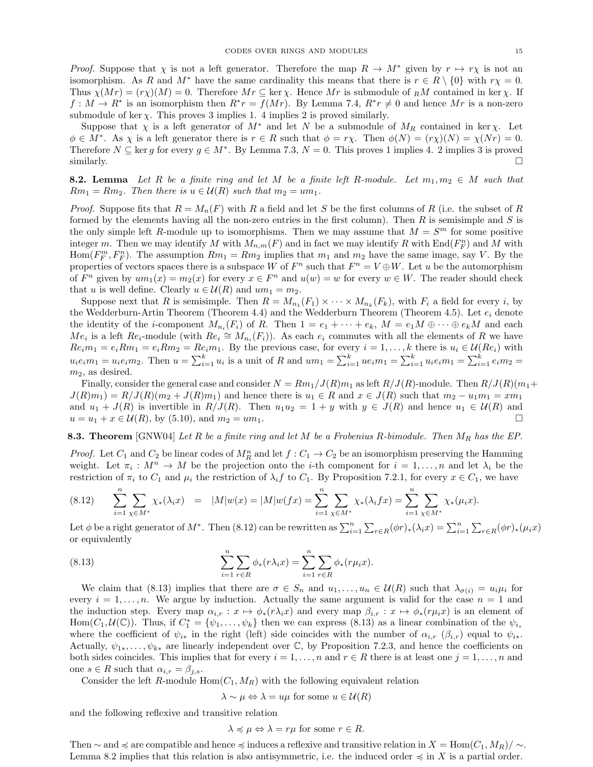*Proof.* Suppose that $\chi$ is not a left generator. Therefore the map $R \to M^*$ given by $r \mapsto r\chi$ is not an isomorphism. As $R$ and $M^*$ have the same cardinality this means that there is $r \in R \setminus \{0\}$ with $r\chi = 0$. Thus $\chi(Mr) = (r\chi)(M) = 0$. Therefore $Mr \subseteq \ker \chi$. Hence $Mr$ is submodule of ${}_RM$ contained in $\ker \chi$. If $f : M \to R^*$ is an isomorphism then $R^*r = f(Mr)$. By Lemma 7.4, $R^*r \neq 0$ and hence $Mr$ is a non-zero submodule of $\ker \chi$. This proves 3 implies 1. 4 implies 2 is proved similarly.

Suppose that $\chi$ is a left generator of $M^*$ and let $N$ be a submodule of $M_R$ contained in $\ker \chi$. Let $\phi \in M^*$. As $\chi$ is a left generator there is $r \in R$ such that $\phi = r\chi$. Then $\phi(N) = (r\chi)(N) = \chi(Nr) = 0$. Therefore $N \subseteq \ker g$ for every $g \in M^*$. By Lemma 7.3, $N = 0$. This proves 1 implies 4. 2 implies 3 is proved similarly. □

**8.2. Lemma** *Let $R$ be a finite ring and let $M$ be a finite left $R$-module. Let $m_1, m_2 \in M$ such that $Rm_1 = Rm_2$. Then there is $u \in \mathcal{U}(R)$ such that $m_2 = um_1$.*

*Proof.* Suppose fits that $R = M_n(F)$ with $R$ a field and let $S$ be the first columns of $R$ (i.e. the subset of $R$ formed by the elements having all the non-zero entries in the first column). Then $R$ is semisimple and $S$ is the only simple left $R$-module up to isomorphisms. Then we may assume that $M = S^m$ for some positive integer $m$. Then we may identify $M$ with $M_{n,m}(F)$ and in fact we may identify $R$ with $\text{End}(F_F^n)$ and $M$ with $\text{Hom}(F_F^m, F_F^n)$. The assumption $Rm_1 = Rm_2$ implies that $m_1$ and $m_2$ have the same image, say $V$. By the properties of vectors spaces there is a subspace $W$ of $F^n$ such that $F^n = V \oplus W$. Let $u$ be the automorphism of $F^n$ given by $um_1(x) = m_2(x)$ for every $x \in F^n$ and $u(w) = w$ for every $w \in W$. The reader should check that $u$ is well define. Clearly $u \in \mathcal{U}(R)$ and $um_1 = m_2$.

Suppose next that $R$ is semisimple. Then $R = M_{n_1}(F_1) \times \cdots \times M_{n_k}(F_k)$, with $F_i$ a field for every $i$, by the Wedderburn-Artin Theorem (Theorem 4.4) and the Wedderburn Theorem (Theorem 4.5). Let $e_i$ denote the identity of the $i$-component $M_{n_i}(F_i)$ of $R$. Then $1 = e_1 + \cdots + e_k$, $M = e_1M \oplus \cdots \oplus e_kM$ and each $Me_i$ is a left $Re_i$-module (with $Re_i \cong M_{n_i}(F_i)$). As each $e_i$ commutes with all the elements of $R$ we have $Re_im_1 = e_iRm_1 = e_iRm_2 = Re_im_1$. By the previous case, for every $i = 1, \ldots, k$ there is $u_i \in \mathcal{U}(Re_i)$ with $u_ie_im_1 = u_ie_im_2$. Then $u = \sum_{i=1}^k u_i$ is a unit of $R$ and $um_1 = \sum_{i=1}^k ue_im_1 = \sum_{i=1}^k u_ie_im_1 = \sum_{i=1}^k e_im_2 = m_2$, as desired.

Finally, consider the general case and consider $N = Rm_1/J(R)m_1$ as left $R/J(R)$-module. Then $R/J(R)(m_1 + J(R)m_1) = R/J(R)(m_2 + J(R)m_1)$ and hence there is $u_1 \in R$ and $x \in J(R)$ such that $m_2 - u_1m_1 = xm_1$ and $u_1 + J(R)$ is invertible in $R/J(R)$. Then $u_1u_2 = 1 + y$ with $y \in J(R)$ and hence $u_1 \in \mathcal{U}(R)$ and $u = u_1 + x \in \mathcal{U}(R)$, by (5.10), and $m_2 = um_1$. □

**8.3. Theorem** [GNW04] *Let $R$ be a finite ring and let $M$ be a Frobenius $R$-bimodule. Then $M_R$ has the EP.*

*Proof.* Let $C_1$ and $C_2$ be linear codes of $M_R^n$ and let $f : C_1 \to C_2$ be an isomorphism preserving the Hamming weight. Let $\pi_i : M^n \to M$ be the projection onto the $i$-th component for $i = 1, \ldots, n$ and let $\lambda_i$ be the restriction of $\pi_i$ to $C_1$ and $\mu_i$ the restriction of $\lambda_i f$ to $C_1$. By Proposition 7.2.1, for every $x \in C_1$, we have

$$\sum_{i=1}^n \sum_{\chi \in M^*} \chi_*(\lambda_i x) \quad = \quad |M|w(x) = |M|w(fx) = \sum_{i=1}^n \sum_{\chi \in M^*} \chi_*(\lambda_i fx) = \sum_{i=1}^n \sum_{\chi \in M^*} \chi_*(\mu_i x). \tag{8.12}$$

Let $\phi$ be a right generator of $M^*$. Then (8.12) can be rewritten as $\sum_{i=1}^n \sum_{r \in R} (\phi r)_*(\lambda_i x) = \sum_{i=1}^n \sum_{r \in R} (\phi r)_*(\mu_i x)$ or equivalently

$$\sum_{i=1}^n \sum_{r \in R} \phi_*(r\lambda_i x) = \sum_{i=1}^n \sum_{r \in R} \phi_*(r\mu_i x). \tag{8.13}$$

We claim that (8.13) implies that there are $\sigma \in S_n$ and $u_1, \ldots, u_n \in \mathcal{U}(R)$ such that $\lambda_{\sigma(i)} = u_i\mu_i$ for every $i = 1, \ldots, n$. We argue by induction. Actually the same argument is valid for the case $n = 1$ and the induction step. Every map $\alpha_{i,r} : x \mapsto \phi_*(r\lambda_i x)$ and every map $\beta_{i,r} : x \mapsto \phi_*(r\mu_i x)$ is an element of $\text{Hom}(C_1, \mathcal{U}(\mathbb{C}))$. Thus, if $C_1^* = \{\psi_1, \ldots, \psi_k\}$ then we can express (8.13) as a linear combination of the $\psi_{i_*}$ where the coefficient of $\psi_{i*}$ in the right (left) side coincides with the number of $\alpha_{i,r}$ ($\beta_{i,r}$) equal to $\psi_{i*}$. Actually, $\psi_{1*}, \ldots, \psi_{k*}$ are linearly independent over $\mathbb{C}$, by Proposition 7.2.3, and hence the coefficients on both sides coincides. This implies that for every $i = 1, \ldots, n$ and $r \in R$ there is at least one $j = 1, \ldots, n$ and one $s \in R$ such that $\alpha_{i,r} = \beta_{j,s}$.

Consider the left $R$-module $\text{Hom}(C_1, M_R)$ with the following equivalent relation

$$\lambda \sim \mu \Leftrightarrow \lambda = u\mu \text{ for some } u \in \mathcal{U}(R)$$

and the following reflexive and transitive relation

$$\lambda \preccurlyeq \mu \Leftrightarrow \lambda = r\mu \text{ for some } r \in R.$$

Then $\sim$ and $\preccurlyeq$ are compatible and hence $\preccurlyeq$ induces a reflexive and transitive relation in $X = \text{Hom}(C_1, M_R)/\sim$. Lemma 8.2 implies that this relation is also antisymmetric, i.e. the induced order $\preccurlyeq$ in $X$ is a partial order.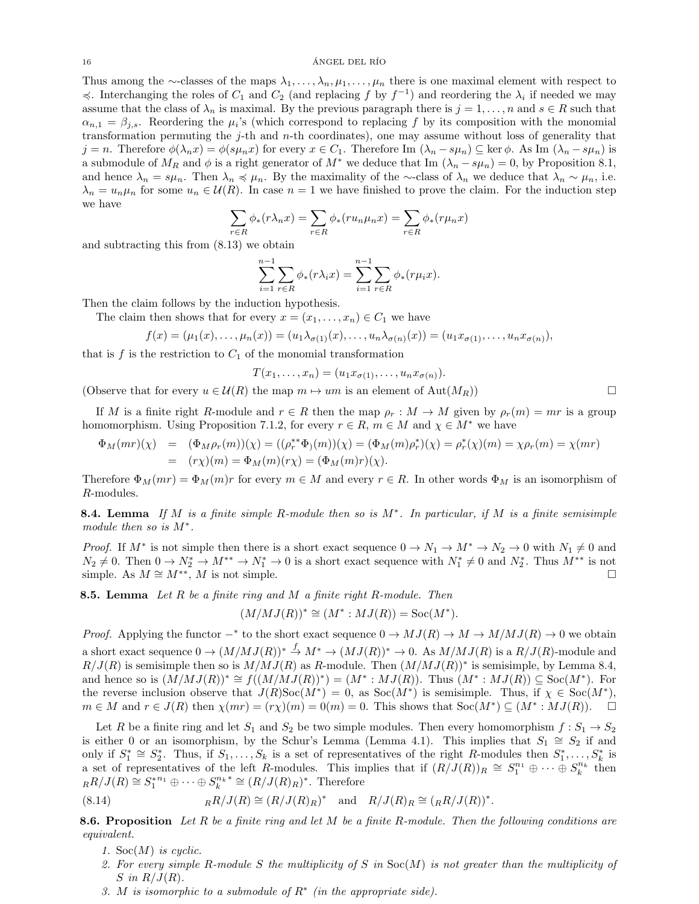Thus among the $\sim$-classes of the maps $\lambda_1, \dots, \lambda_n, \mu_1, \dots, \mu_n$ there is one maximal element with respect to $\preccurlyeq$. Interchanging the roles of $C_1$ and $C_2$ (and replacing $f$ by $f^{-1}$) and reordering the $\lambda_i$ if needed we may assume that the class of $\lambda_n$ is maximal. By the previous paragraph there is $j = 1, \dots, n$ and $s \in R$ such that $\alpha_{n,1} = \beta_{j,s}$. Reordering the $\mu_i$'s (which correspond to replacing $f$ by its composition with the monomial transformation permuting the $j$-th and $n$-th coordinates), one may assume without loss of generality that $j = n$. Therefore $\phi(\lambda_n x) = \phi(s\mu_n x)$ for every $x \in C_1$. Therefore Im $(\lambda_n - s\mu_n) \subseteq \ker \phi$. As Im $(\lambda_n - s\mu_n)$ is a submodule of $M_R$ and $\phi$ is a right generator of $M^*$ we deduce that Im $(\lambda_n - s\mu_n) = 0$, by Proposition 8.1, and hence $\lambda_n = s\mu_n$. Then $\lambda_n \preccurlyeq \mu_n$. By the maximality of the $\sim$-class of $\lambda_n$ we deduce that $\lambda_n \sim \mu_n$, i.e. $\lambda_n = u_n\mu_n$ for some $u_n \in \mathcal{U}(R)$. In case $n = 1$ we have finished to prove the claim. For the induction step we have

$$\sum_{r\in R} \phi_*(r\lambda_n x) = \sum_{r\in R} \phi_*(ru_n\mu_n x) = \sum_{r\in R} \phi_*(r\mu_n x)$$

and subtracting this from (8.13) we obtain

$$\sum_{i=1}^{n-1}\sum_{r\in R} \phi_*(r\lambda_i x) = \sum_{i=1}^{n-1}\sum_{r\in R} \phi_*(r\mu_i x).$$

Then the claim follows by the induction hypothesis.

The claim then shows that for every $x = (x_1, \dots, x_n) \in C_1$ we have

$$f(x) = (\mu_1(x), \dots, \mu_n(x)) = (u_1\lambda_{\sigma(1)}(x), \dots, u_n\lambda_{\sigma(n)}(x)) = (u_1 x_{\sigma(1)}, \dots, u_n x_{\sigma(n)}),$$

that is $f$ is the restriction to $C_1$ of the monomial transformation

$$T(x_1, \dots, x_n) = (u_1 x_{\sigma(1)}, \dots, u_n x_{\sigma(n)}).$$

(Observe that for every $u \in \mathcal{U}(R)$ the map $m \mapsto um$ is an element of $\text{Aut}(M_R)$) □

If $M$ is a finite right $R$-module and $r \in R$ then the map $\rho_r : M \to M$ given by $\rho_r(m) = mr$ is a group homomorphism. Using Proposition 7.1.2, for every $r \in R$, $m \in M$ and $\chi \in M^*$ we have

$$\begin{aligned}\Phi_M(mr)(\chi) &= (\Phi_M\rho_r(m))(\chi) = ((\rho_r^{**}\Phi_)(m))(\chi) = (\Phi_M(m)\rho_r^*)(\chi) = \rho_r^*(\chi)(m) = \chi\rho_r(m) = \chi(mr) \\ &= (r\chi)(m) = \Phi_M(m)(r\chi) = (\Phi_M(m)r)(\chi).\end{aligned}$$

Therefore $\Phi_M(mr) = \Phi_M(m)r$ for every $m \in M$ and every $r \in R$. In other words $\Phi_M$ is an isomorphism of $R$-modules.

**8.4. Lemma** *If $M$ is a finite simple $R$-module then so is $M^*$. In particular, if $M$ is a finite semisimple module then so is $M^*$.*

*Proof.* If $M^*$ is not simple then there is a short exact sequence $0 \to N_1 \to M^* \to N_2 \to 0$ with $N_1 \neq 0$ and $N_2 \neq 0$. Then $0 \to N_2^* \to M^{**} \to N_1^* \to 0$ is a short exact sequence with $N_1^* \neq 0$ and $N_2^*$. Thus $M^{**}$ is not simple. As $M \cong M^{**}$, $M$ is not simple. □

**8.5. Lemma** *Let $R$ be a finite ring and $M$ a finite right $R$-module. Then*

$$(M/MJ(R))^* \cong (M^* : MJ(R)) = \text{Soc}(M^*).$$

*Proof.* Applying the functor $-^*$ to the short exact sequence $0 \to MJ(R) \to M \to M/MJ(R) \to 0$ we obtain a short exact sequence $0 \to (M/MJ(R))^* \xrightarrow{f} M^* \to (MJ(R))^* \to 0$. As $M/MJ(R)$ is a $R/J(R)$-module and $R/J(R)$ is semisimple then so is $M/MJ(R)$ as $R$-module. Then $(M/MJ(R))^*$ is semisimple, by Lemma 8.4, and hence so is $(M/MJ(R))^* \cong f((M/MJ(R))^*) = (M^* : MJ(R))$. Thus $(M^* : MJ(R)) \subseteq \text{Soc}(M^*)$. For the reverse inclusion observe that $J(R)\text{Soc}(M^*) = 0$, as $\text{Soc}(M^*)$ is semisimple. Thus, if $\chi \in \text{Soc}(M^*)$, $m \in M$ and $r \in J(R)$ then $\chi(mr) = (r\chi)(m) = 0(m) = 0$. This shows that $\text{Soc}(M^*) \subseteq (M^* : MJ(R))$. □

Let $R$ be a finite ring and let $S_1$ and $S_2$ be two simple modules. Then every homomorphism $f : S_1 \to S_2$ is either 0 or an isomorphism, by the Schur's Lemma (Lemma 4.1). This implies that $S_1 \cong S_2$ if and only if $S_1^* \cong S_2^*$. Thus, if $S_1, \dots, S_k$ is a set of representatives of the right $R$-modules then $S_1^*, \dots, S_k^*$ is a set of representatives of the left $R$-modules. This implies that if $(R/J(R))_R \cong S_1^{n_1} \oplus \cdots \oplus S_k^{n_k}$ then ${}_R R/J(R) \cong S_1^{*n_1} \oplus \cdots \oplus S_k^{n_k*} \cong (R/J(R)_R)^*$. Therefore

$$ {}_R R/J(R) \cong (R/J(R)_R)^* \quad \text{and} \quad R/J(R)_R \cong ({}_R R/J(R))^*. \tag{8.14}$$

**8.6. Proposition** *Let $R$ be a finite ring and let $M$ be a finite $R$-module. Then the following conditions are equivalent.*

1. *$\text{Soc}(M)$ is cyclic.*
2. *For every simple $R$-module $S$ the multiplicity of $S$ in $\text{Soc}(M)$ is not greater than the multiplicity of $S$ in $R/J(R)$.*
3. *$M$ is isomorphic to a submodule of $R^*$ (in the appropriate side).*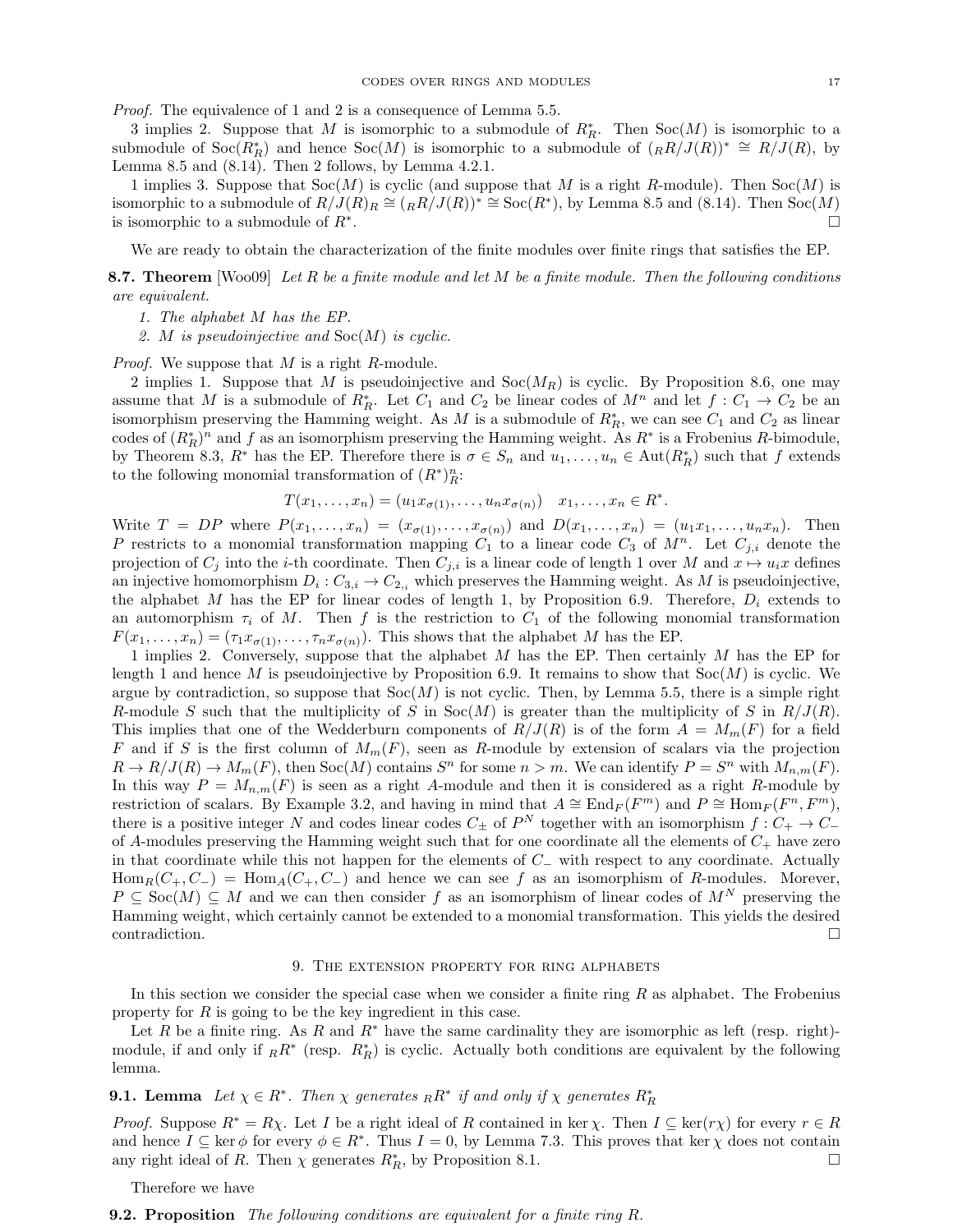*Proof.* The equivalence of 1 and 2 is a consequence of Lemma 5.5.

3 implies 2. Suppose that $M$ is isomorphic to a submodule of $R^*_R$. Then $\mathrm{Soc}(M)$ is isomorphic to a submodule of $\mathrm{Soc}(R^*_R)$ and hence $\mathrm{Soc}(M)$ is isomorphic to a submodule of $({}_RR/J(R))^* \cong R/J(R)$, by Lemma 8.5 and (8.14). Then 2 follows, by Lemma 4.2.1.

1 implies 3. Suppose that $\mathrm{Soc}(M)$ is cyclic (and suppose that $M$ is a right $R$-module). Then $\mathrm{Soc}(M)$ is isomorphic to a submodule of $R/J(R)_R \cong ({}_RR/J(R))^* \cong \mathrm{Soc}(R^*)$, by Lemma 8.5 and (8.14). Then $\mathrm{Soc}(M)$ is isomorphic to a submodule of $R^*$. □

We are ready to obtain the characterization of the finite modules over finite rings that satisfies the EP.

**8.7. Theorem** [Woo09] *Let $R$ be a finite module and let $M$ be a finite module. Then the following conditions are equivalent.*

1. *The alphabet $M$ has the EP.*
2. *$M$ is pseudoinjective and $\mathrm{Soc}(M)$ is cyclic.*

*Proof.* We suppose that $M$ is a right $R$-module.

2 implies 1. Suppose that $M$ is pseudoinjective and $\mathrm{Soc}(M_R)$ is cyclic. By Proposition 8.6, one may assume that $M$ is a submodule of $R^*_R$. Let $C_1$ and $C_2$ be linear codes of $M^n$ and let $f : C_1 \to C_2$ be an isomorphism preserving the Hamming weight. As $M$ is a submodule of $R^*_R$, we can see $C_1$ and $C_2$ as linear codes of $(R^*_R)^n$ and $f$ as an isomorphism preserving the Hamming weight. As $R^*$ is a Frobenius $R$-bimodule, by Theorem 8.3, $R^*$ has the EP. Therefore there is $\sigma \in S_n$ and $u_1, \dots, u_n \in \mathrm{Aut}(R^*_R)$ such that $f$ extends to the following monomial transformation of $(R^*)^n_R$:

$$T(x_1, \dots, x_n) = (u_1 x_{\sigma(1)}, \dots, u_n x_{\sigma(n)}) \quad x_1, \dots, x_n \in R^*.$$

Write $T = DP$ where $P(x_1, \dots, x_n) = (x_{\sigma(1)}, \dots, x_{\sigma(n)})$ and $D(x_1, \dots, x_n) = (u_1 x_1, \dots, u_n x_n)$. Then $P$ restricts to a monomial transformation mapping $C_1$ to a linear code $C_3$ of $M^n$. Let $C_{j,i}$ denote the projection of $C_j$ into the $i$-th coordinate. Then $C_{j,i}$ is a linear code of length 1 over $M$ and $x \mapsto u_i x$ defines an injective homomorphism $D_i : C_{3,i} \to C_{2,_i}$ which preserves the Hamming weight. As $M$ is pseudoinjective, the alphabet $M$ has the EP for linear codes of length 1, by Proposition 6.9. Therefore, $D_i$ extends to an automorphism $\tau_i$ of $M$. Then $f$ is the restriction to $C_1$ of the following monomial transformation $F(x_1, \dots, x_n) = (\tau_1 x_{\sigma(1)}, \dots, \tau_n x_{\sigma(n)})$. This shows that the alphabet $M$ has the EP.

1 implies 2. Conversely, suppose that the alphabet $M$ has the EP. Then certainly $M$ has the EP for length 1 and hence $M$ is pseudoinjective by Proposition 6.9. It remains to show that $\mathrm{Soc}(M)$ is cyclic. We argue by contradiction, so suppose that $\mathrm{Soc}(M)$ is not cyclic. Then, by Lemma 5.5, there is a simple right $R$-module $S$ such that the multiplicity of $S$ in $\mathrm{Soc}(M)$ is greater than the multiplicity of $S$ in $R/J(R)$. This implies that one of the Wedderburn components of $R/J(R)$ is of the form $A = M_m(F)$ for a field $F$ and if $S$ is the first column of $M_m(F)$, seen as $R$-module by extension of scalars via the projection $R \to R/J(R) \to M_m(F)$, then $\mathrm{Soc}(M)$ contains $S^n$ for some $n > m$. We can identify $P = S^n$ with $M_{n,m}(F)$. In this way $P = M_{n,m}(F)$ is seen as a right $A$-module and then it is considered as a right $R$-module by restriction of scalars. By Example 3.2, and having in mind that $A \cong \mathrm{End}_F(F^m)$ and $P \cong \mathrm{Hom}_F(F^n, F^m)$, there is a positive integer $N$ and codes linear codes $C_\pm$ of $P^N$ together with an isomorphism $f : C_+ \to C_-$ of $A$-modules preserving the Hamming weight such that for one coordinate all the elements of $C_+$ have zero in that coordinate while this not happen for the elements of $C_-$ with respect to any coordinate. Actually $\mathrm{Hom}_R(C_+, C_-) = \mathrm{Hom}_A(C_+, C_-)$ and hence we can see $f$ as an isomorphism of $R$-modules. Morever, $P \subseteq \mathrm{Soc}(M) \subseteq M$ and we can then consider $f$ as an isomorphism of linear codes of $M^N$ preserving the Hamming weight, which certainly cannot be extended to a monomial transformation. This yields the desired contradiction. □

## 9. The extension property for ring alphabets

In this section we consider the special case when we consider a finite ring $R$ as alphabet. The Frobenius property for $R$ is going to be the key ingredient in this case.

Let $R$ be a finite ring. As $R$ and $R^*$ have the same cardinality they are isomorphic as left (resp. right)-module, if and only if ${}_RR^*$ (resp. $R^*_R$) is cyclic. Actually both conditions are equivalent by the following lemma.

**9.1. Lemma** *Let $\chi \in R^*$. Then $\chi$ generates ${}_RR^*$ if and only if $\chi$ generates $R^*_R$*

*Proof.* Suppose $R^* = R\chi$. Let $I$ be a right ideal of $R$ contained in $\ker \chi$. Then $I \subseteq \ker(r\chi)$ for every $r \in R$ and hence $I \subseteq \ker \phi$ for every $\phi \in R^*$. Thus $I = 0$, by Lemma 7.3. This proves that $\ker \chi$ does not contain any right ideal of $R$. Then $\chi$ generates $R^*_R$, by Proposition 8.1. □

Therefore we have

**9.2. Proposition** *The following conditions are equivalent for a finite ring $R$.*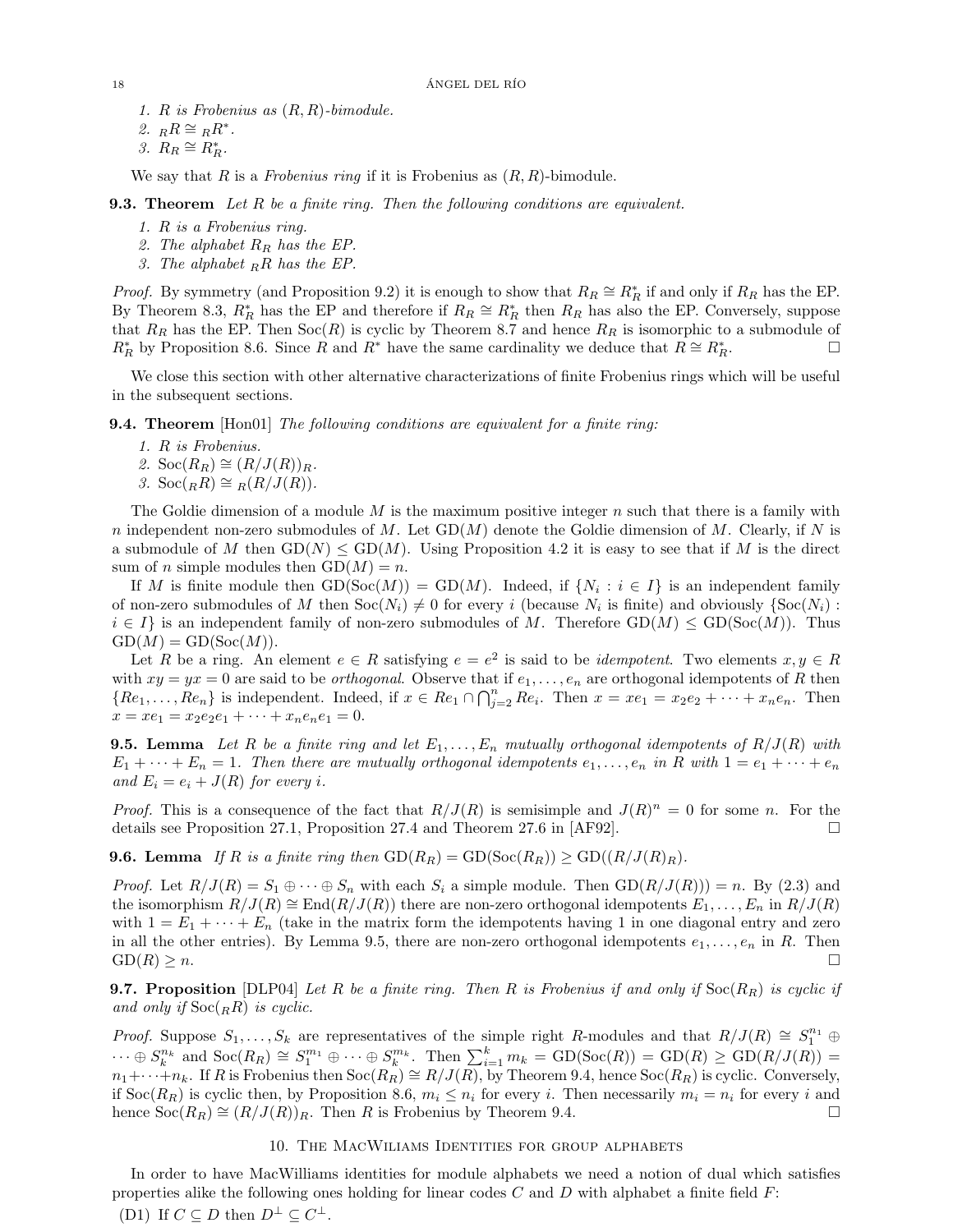1. $R$ is Frobenius as $(R,R)$-bimodule.
2. ${}_RR \cong {}_RR^*$.
3. $R_R \cong R^*_R$.

We say that $R$ is a *Frobenius ring* if it is Frobenius as $(R,R)$-bimodule.

**9.3. Theorem** *Let $R$ be a finite ring. Then the following conditions are equivalent.*

1. *$R$ is a Frobenius ring.*
2. *The alphabet $R_R$ has the EP.*
3. *The alphabet ${}_RR$ has the EP.*

*Proof.* By symmetry (and Proposition 9.2) it is enough to show that $R_R \cong R^*_R$ if and only if $R_R$ has the EP. By Theorem 8.3, $R^*_R$ has the EP and therefore if $R_R \cong R^*_R$ then $R_R$ has also the EP. Conversely, suppose that $R_R$ has the EP. Then $\mathrm{Soc}(R)$ is cyclic by Theorem 8.7 and hence $R_R$ is isomorphic to a submodule of $R^*_R$ by Proposition 8.6. Since $R$ and $R^*$ have the same cardinality we deduce that $R \cong R^*_R$. □

We close this section with other alternative characterizations of finite Frobenius rings which will be useful in the subsequent sections.

**9.4. Theorem** [Hon01] *The following conditions are equivalent for a finite ring:*

1. *$R$ is Frobenius.*
2. *$\mathrm{Soc}(R_R) \cong (R/J(R))_R$.*
3. *$\mathrm{Soc}({}_RR) \cong {}_R(R/J(R))$.*

The Goldie dimension of a module $M$ is the maximum positive integer $n$ such that there is a family with $n$ independent non-zero submodules of $M$. Let $\mathrm{GD}(M)$ denote the Goldie dimension of $M$. Clearly, if $N$ is a submodule of $M$ then $\mathrm{GD}(N) \le \mathrm{GD}(M)$. Using Proposition 4.2 it is easy to see that if $M$ is the direct sum of $n$ simple modules then $\mathrm{GD}(M) = n$.

If $M$ is finite module then $\mathrm{GD}(\mathrm{Soc}(M)) = \mathrm{GD}(M)$. Indeed, if $\{N_i : i \in I\}$ is an independent family of non-zero submodules of $M$ then $\mathrm{Soc}(N_i) \ne 0$ for every $i$ (because $N_i$ is finite) and obviously $\{\mathrm{Soc}(N_i) : i \in I\}$ is an independent family of non-zero submodules of $M$. Therefore $\mathrm{GD}(M) \le \mathrm{GD}(\mathrm{Soc}(M))$. Thus $\mathrm{GD}(M) = \mathrm{GD}(\mathrm{Soc}(M))$.

Let $R$ be a ring. An element $e \in R$ satisfying $e = e^2$ is said to be *idempotent*. Two elements $x, y \in R$ with $xy = yx = 0$ are said to be *orthogonal*. Observe that if $e_1, \ldots, e_n$ are orthogonal idempotents of $R$ then $\{Re_1, \ldots, Re_n\}$ is independent. Indeed, if $x \in Re_1 \cap \bigcap_{j=2}^n Re_i$. Then $x = xe_1 = x_2e_2 + \cdots + x_ne_n$. Then $x = xe_1 = x_2e_2e_1 + \cdots + x_ne_ne_1 = 0$.

**9.5. Lemma** *Let $R$ be a finite ring and let $E_1, \ldots, E_n$ mutually orthogonal idempotents of $R/J(R)$ with $E_1 + \cdots + E_n = 1$. Then there are mutually orthogonal idempotents $e_1, \ldots, e_n$ in $R$ with $1 = e_1 + \cdots + e_n$ and $E_i = e_i + J(R)$ for every $i$.*

*Proof.* This is a consequence of the fact that $R/J(R)$ is semisimple and $J(R)^n = 0$ for some $n$. For the details see Proposition 27.1, Proposition 27.4 and Theorem 27.6 in [AF92]. □

**9.6. Lemma** *If $R$ is a finite ring then $\mathrm{GD}(R_R) = \mathrm{GD}(\mathrm{Soc}(R_R)) \ge \mathrm{GD}((R/J(R)_R)$.*

*Proof.* Let $R/J(R) = S_1 \oplus \cdots \oplus S_n$ with each $S_i$ a simple module. Then $\mathrm{GD}(R/J(R))) = n$. By (2.3) and the isomorphism $R/J(R) \cong \mathrm{End}(R/J(R))$ there are non-zero orthogonal idempotents $E_1, \ldots, E_n$ in $R/J(R)$ with $1 = E_1 + \cdots + E_n$ (take in the matrix form the idempotents having 1 in one diagonal entry and zero in all the other entries). By Lemma 9.5, there are non-zero orthogonal idempotents $e_1, \ldots, e_n$ in $R$. Then $\mathrm{GD}(R) \ge n$. □

**9.7. Proposition** [DLP04] *Let $R$ be a finite ring. Then $R$ is Frobenius if and only if $\mathrm{Soc}(R_R)$ is cyclic if and only if $\mathrm{Soc}({}_RR)$ is cyclic.*

*Proof.* Suppose $S_1, \ldots, S_k$ are representatives of the simple right $R$-modules and that $R/J(R) \cong S_1^{n_1} \oplus \cdots \oplus S_k^{n_k}$ and $\mathrm{Soc}(R_R) \cong S_1^{m_1} \oplus \cdots \oplus S_k^{m_k}$. Then $\sum_{i=1}^k m_k = \mathrm{GD}(\mathrm{Soc}(R)) = \mathrm{GD}(R) \ge \mathrm{GD}(R/J(R)) = n_1 + \cdots + n_k$. If $R$ is Frobenius then $\mathrm{Soc}(R_R) \cong R/J(R)$, by Theorem 9.4, hence $\mathrm{Soc}(R_R)$ is cyclic. Conversely, if $\mathrm{Soc}(R_R)$ is cyclic then, by Proposition 8.6, $m_i \le n_i$ for every $i$. Then necessarily $m_i = n_i$ for every $i$ and hence $\mathrm{Soc}(R_R) \cong (R/J(R))_R$. Then $R$ is Frobenius by Theorem 9.4. □

## 10. The MacWiliams Identities for group alphabets

In order to have MacWilliams identities for module alphabets we need a notion of dual which satisfies properties alike the following ones holding for linear codes $C$ and $D$ with alphabet a finite field $F$:

(D1) If $C \subseteq D$ then $D^\perp \subseteq C^\perp$.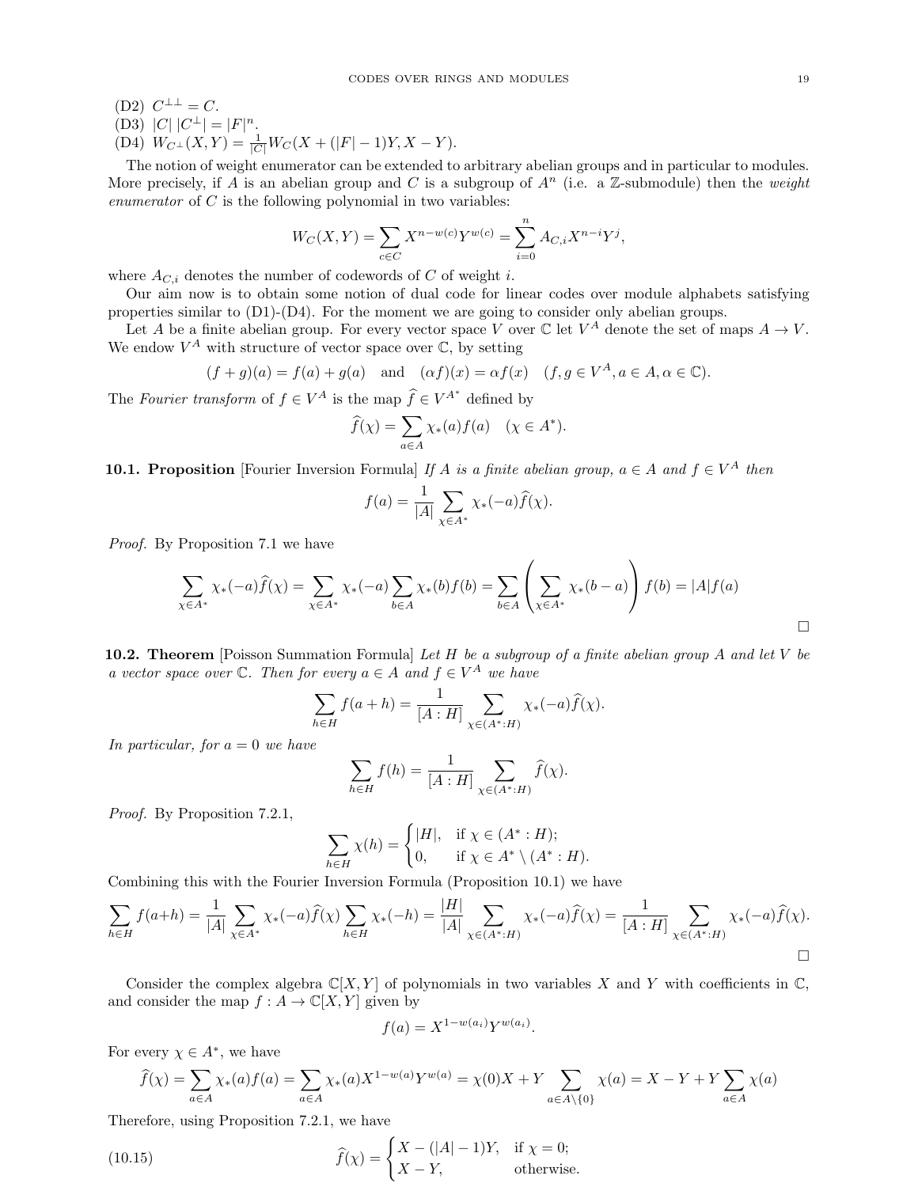(D2) $C^{\perp\perp} = C$.
(D3) $|C|\,|C^{\perp}| = |F|^n$.
(D4) $W_{C^\perp}(X,Y) = \frac{1}{|C|} W_C(X + (|F|-1)Y, X - Y)$.

The notion of weight enumerator can be extended to arbitrary abelian groups and in particular to modules. More precisely, if $A$ is an abelian group and $C$ is a subgroup of $A^n$ (i.e. a $\mathbb{Z}$-submodule) then the *weight enumerator* of $C$ is the following polynomial in two variables:

$$W_C(X,Y) = \sum_{c\in C} X^{n-w(c)} Y^{w(c)} = \sum_{i=0}^{n} A_{C,i} X^{n-i} Y^j,$$

where $A_{C,i}$ denotes the number of codewords of $C$ of weight $i$.

Our aim now is to obtain some notion of dual code for linear codes over module alphabets satisfying properties similar to (D1)-(D4). For the moment we are going to consider only abelian groups.

Let $A$ be a finite abelian group. For every vector space $V$ over $\mathbb{C}$ let $V^A$ denote the set of maps $A \to V$. We endow $V^A$ with structure of vector space over $\mathbb{C}$, by setting

$$(f+g)(a) = f(a) + g(a) \quad \text{and} \quad (\alpha f)(x) = \alpha f(x) \quad (f, g \in V^A, a \in A, \alpha \in \mathbb{C}).$$

The *Fourier transform* of $f \in V^A$ is the map $\widehat{f} \in V^{A^*}$ defined by

$$\widehat{f}(\chi) = \sum_{a\in A} \chi_*(a) f(a) \quad (\chi \in A^*).$$

**10.1. Proposition** [Fourier Inversion Formula] *If $A$ is a finite abelian group, $a \in A$ and $f \in V^A$ then*

$$f(a) = \frac{1}{|A|} \sum_{\chi\in A^*} \chi_*(-a) \widehat{f}(\chi).$$

*Proof.* By Proposition 7.1 we have

$$\sum_{\chi\in A^*} \chi_*(-a)\widehat{f}(\chi) = \sum_{\chi\in A^*} \chi_*(-a) \sum_{b\in A} \chi_*(b) f(b) = \sum_{b\in A} \left( \sum_{\chi\in A^*} \chi_*(b-a) \right) f(b) = |A| f(a)$$

□

**10.2. Theorem** [Poisson Summation Formula] *Let $H$ be a subgroup of a finite abelian group $A$ and let $V$ be a vector space over $\mathbb{C}$. Then for every $a \in A$ and $f \in V^A$ we have*

$$\sum_{h\in H} f(a+h) = \frac{1}{[A:H]} \sum_{\chi\in(A^*:H)} \chi_*(-a)\widehat{f}(\chi).$$

*In particular, for $a = 0$ we have*

$$\sum_{h\in H} f(h) = \frac{1}{[A:H]} \sum_{\chi\in(A^*:H)} \widehat{f}(\chi).$$

*Proof.* By Proposition 7.2.1,

$$\sum_{h\in H} \chi(h) = \begin{cases} |H|, & \text{if } \chi \in (A^*:H); \\ 0, & \text{if } \chi \in A^* \setminus (A^*:H). \end{cases}$$

Combining this with the Fourier Inversion Formula (Proposition 10.1) we have

$$\sum_{h\in H} f(a+h) = \frac{1}{|A|} \sum_{\chi\in A^*} \chi_*(-a)\widehat{f}(\chi) \sum_{h\in H} \chi_*(-h) = \frac{|H|}{|A|} \sum_{\chi\in(A^*:H)} \chi_*(-a)\widehat{f}(\chi) = \frac{1}{[A:H]} \sum_{\chi\in(A^*:H)} \chi_*(-a)\widehat{f}(\chi).$$

□

Consider the complex algebra $\mathbb{C}[X,Y]$ of polynomials in two variables $X$ and $Y$ with coefficients in $\mathbb{C}$, and consider the map $f : A \to \mathbb{C}[X,Y]$ given by

$$f(a) = X^{1-w(a_i)} Y^{w(a_i)}.$$

For every $\chi \in A^*$, we have

$$\widehat{f}(\chi) = \sum_{a\in A} \chi_*(a) f(a) = \sum_{a\in A} \chi_*(a) X^{1-w(a)} Y^{w(a)} = \chi(0) X + Y \sum_{a\in A\setminus\{0\}} \chi(a) = X - Y + Y \sum_{a\in A} \chi(a)$$

Therefore, using Proposition 7.2.1, we have

$$\widehat{f}(\chi) = \begin{cases} X - (|A|-1)Y, & \text{if } \chi = 0; \\ X - Y, & \text{otherwise.} \end{cases} \tag{10.15}$$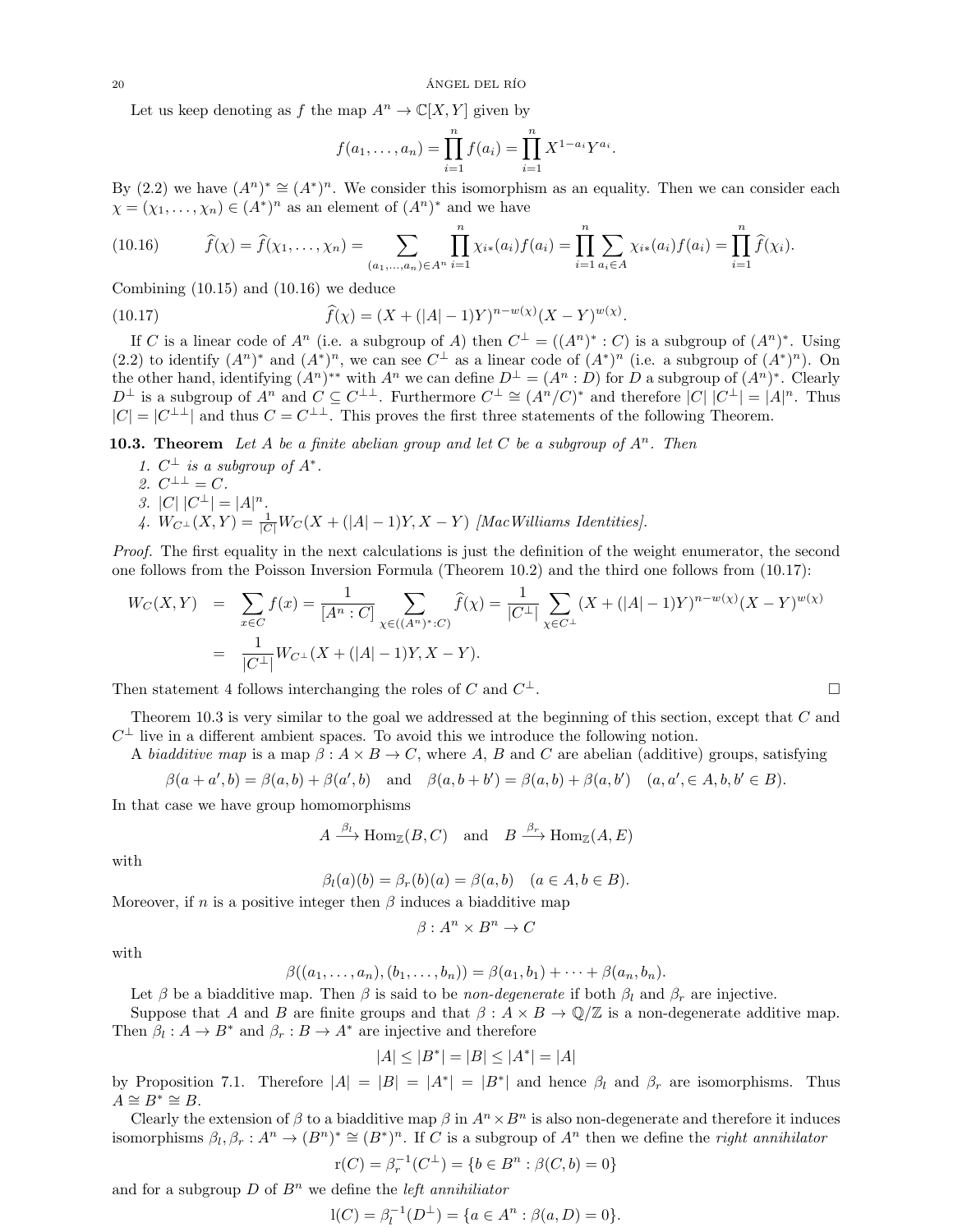Let us keep denoting as $f$ the map $A^n \to \mathbb{C}[X,Y]$ given by

$$f(a_1,\dots,a_n) = \prod_{i=1}^n f(a_i) = \prod_{i=1}^n X^{1-a_i}Y^{a_i}.$$

By (2.2) we have $(A^n)^* \cong (A^*)^n$. We consider this isomorphism as an equality. Then we can consider each $\chi = (\chi_1,\dots,\chi_n) \in (A^*)^n$ as an element of $(A^n)^*$ and we have

$$\widehat{f}(\chi) = \widehat{f}(\chi_1,\dots,\chi_n) = \sum_{(a_1,\dots,a_n)\in A^n} \prod_{i=1}^n \chi_{i*}(a_i) f(a_i) = \prod_{i=1}^n \sum_{a_i \in A} \chi_{i*}(a_i) f(a_i) = \prod_{i=1}^n \widehat{f}(\chi_i). \tag{10.16}$$

Combining (10.15) and (10.16) we deduce

$$\widehat{f}(\chi) = (X + (|A|-1)Y)^{n-w(\chi)}(X-Y)^{w(\chi)}. \tag{10.17}$$

If $C$ is a linear code of $A^n$ (i.e. a subgroup of $A$) then $C^\perp = ((A^n)^* : C)$ is a subgroup of $(A^n)^*$. Using (2.2) to identify $(A^n)^*$ and $(A^*)^n$, we can see $C^\perp$ as a linear code of $(A^*)^n$ (i.e. a subgroup of $(A^*)^n$). On the other hand, identifying $(A^n)^{**}$ with $A^n$ we can define $D^\perp = (A^n : D)$ for $D$ a subgroup of $(A^n)^*$. Clearly $D^\perp$ is a subgroup of $A^n$ and $C \subseteq C^{\perp\perp}$. Furthermore $C^\perp \cong (A^n/C)^*$ and therefore $|C|\,|C^\perp| = |A|^n$. Thus $|C| = |C^{\perp\perp}|$ and thus $C = C^{\perp\perp}$. This proves the first three statements of the following Theorem.

**10.3. Theorem** *Let $A$ be a finite abelian group and let $C$ be a subgroup of $A^n$. Then*

1. *$C^\perp$ is a subgroup of $A^*$.*
2. *$C^{\perp\perp} = C$.*
3. *$|C|\,|C^\perp| = |A|^n$.*
4. *$W_{C^\perp}(X,Y) = \frac{1}{|C|} W_C(X + (|A|-1)Y, X - Y)$ [MacWilliams Identities].*

*Proof.* The first equality in the next calculations is just the definition of the weight enumerator, the second one follows from the Poisson Inversion Formula (Theorem 10.2) and the third one follows from (10.17):

$$\begin{aligned} W_C(X,Y) &= \sum_{x\in C} f(x) = \frac{1}{[A^n : C]} \sum_{\chi \in ((A^n)^*:C)} \widehat{f}(\chi) = \frac{1}{|C^\perp|} \sum_{\chi\in C^\perp} (X + (|A|-1)Y)^{n-w(\chi)}(X-Y)^{w(\chi)} \\ &= \frac{1}{|C^\perp|} W_{C^\perp}(X + (|A|-1)Y, X - Y). \end{aligned}$$

Then statement 4 follows interchanging the roles of $C$ and $C^\perp$. □

Theorem 10.3 is very similar to the goal we addressed at the beginning of this section, except that $C$ and $C^\perp$ live in a different ambient spaces. To avoid this we introduce the following notion.

A *biadditive map* is a map $\beta : A \times B \to C$, where $A$, $B$ and $C$ are abelian (additive) groups, satisfying

$$\beta(a + a', b) = \beta(a,b) + \beta(a',b) \quad \text{and} \quad \beta(a, b + b') = \beta(a,b) + \beta(a,b') \quad (a, a', \in A, b, b' \in B).$$

In that case we have group homomorphisms

$$A \xrightarrow{\beta_l} \mathrm{Hom}_{\mathbb{Z}}(B,C) \quad \text{and} \quad B \xrightarrow{\beta_r} \mathrm{Hom}_{\mathbb{Z}}(A,E)$$

with

$$\beta_l(a)(b) = \beta_r(b)(a) = \beta(a,b) \quad (a \in A, b \in B).$$

Moreover, if $n$ is a positive integer then $\beta$ induces a biadditive map

$$\beta : A^n \times B^n \to C$$

with

$$\beta((a_1,\dots,a_n),(b_1,\dots,b_n)) = \beta(a_1,b_1) + \dots + \beta(a_n,b_n).$$

Let $\beta$ be a biadditive map. Then $\beta$ is said to be *non-degenerate* if both $\beta_l$ and $\beta_r$ are injective.

Suppose that $A$ and $B$ are finite groups and that $\beta : A \times B \to \mathbb{Q}/\mathbb{Z}$ is a non-degenerate additive map. Then $\beta_l : A \to B^*$ and $\beta_r : B \to A^*$ are injective and therefore

$$|A| \le |B^*| = |B| \le |A^*| = |A|$$

by Proposition 7.1. Therefore $|A| = |B| = |A^*| = |B^*|$ and hence $\beta_l$ and $\beta_r$ are isomorphisms. Thus $A \cong B^* \cong B$.

Clearly the extension of $\beta$ to a biadditive map $\beta$ in $A^n \times B^n$ is also non-degenerate and therefore it induces isomorphisms $\beta_l, \beta_r : A^n \to (B^n)^* \cong (B^*)^n$. If $C$ is a subgroup of $A^n$ then we define the *right annihilator*

$$\mathrm{r}(C) = \beta_r^{-1}(C^\perp) = \{b \in B^n : \beta(C,b) = 0\}$$

and for a subgroup $D$ of $B^n$ we define the *left annihiliator*

$$\mathrm{l}(C) = \beta_l^{-1}(D^\perp) = \{a \in A^n : \beta(a,D) = 0\}.$$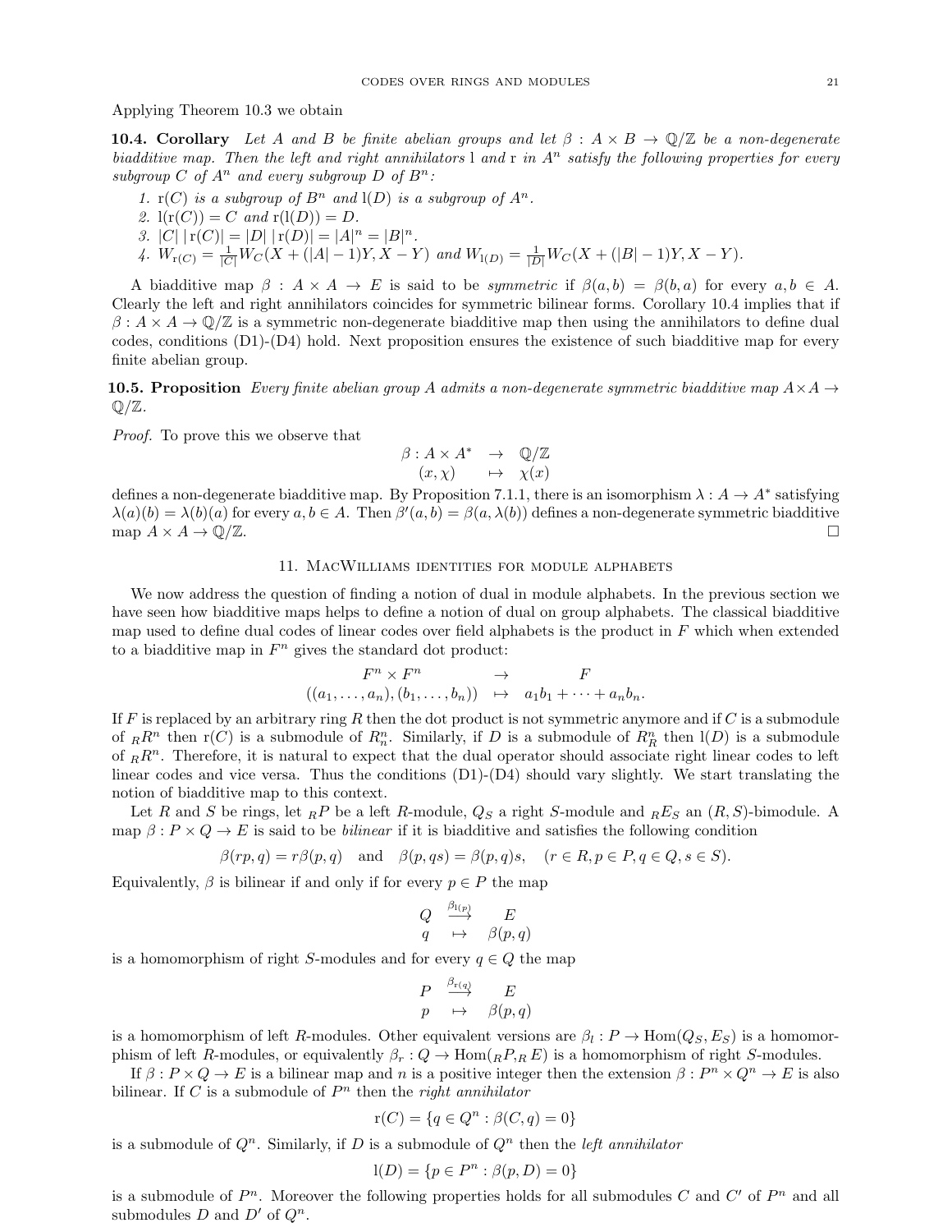Applying Theorem 10.3 we obtain

**10.4. Corollary** *Let $A$ and $B$ be finite abelian groups and let $\beta : A \times B \to \mathbb{Q}/\mathbb{Z}$ be a non-degenerate biadditive map. Then the left and right annihilators $\mathrm{l}$ and $\mathrm{r}$ in $A^n$ satisfy the following properties for every subgroup $C$ of $A^n$ and every subgroup $D$ of $B^n$:*

1. *$\mathrm{r}(C)$ is a subgroup of $B^n$ and $\mathrm{l}(D)$ is a subgroup of $A^n$.*
2. *$\mathrm{l}(\mathrm{r}(C)) = C$ and $\mathrm{r}(\mathrm{l}(D)) = D$.*
3. *$|C|\,|\mathrm{r}(C)| = |D|\,|\mathrm{r}(D)| = |A|^n = |B|^n$.*
4. *$W_{\mathrm{r}(C)} = \frac{1}{|C|} W_C(X + (|A|-1)Y, X - Y)$ and $W_{\mathrm{l}(D)} = \frac{1}{|D|} W_C(X + (|B|-1)Y, X - Y)$.*

A biadditive map $\beta : A \times A \to E$ is said to be *symmetric* if $\beta(a,b) = \beta(b,a)$ for every $a, b \in A$. Clearly the left and right annihilators coincides for symmetric bilinear forms. Corollary 10.4 implies that if $\beta : A \times A \to \mathbb{Q}/\mathbb{Z}$ is a symmetric non-degenerate biadditive map then using the annihilators to define dual codes, conditions (D1)-(D4) hold. Next proposition ensures the existence of such biadditive map for every finite abelian group.

**10.5. Proposition** *Every finite abelian group $A$ admits a non-degenerate symmetric biadditive map $A \times A \to \mathbb{Q}/\mathbb{Z}$.*

*Proof.* To prove this we observe that

$$\begin{array}{rcl} \beta : A \times A^* & \to & \mathbb{Q}/\mathbb{Z} \\ (x, \chi) & \mapsto & \chi(x) \end{array}$$

defines a non-degenerate biadditive map. By Proposition 7.1.1, there is an isomorphism $\lambda : A \to A^*$ satisfying $\lambda(a)(b) = \lambda(b)(a)$ for every $a, b \in A$. Then $\beta'(a,b) = \beta(a, \lambda(b))$ defines a non-degenerate symmetric biadditive map $A \times A \to \mathbb{Q}/\mathbb{Z}$. □

## 11. MacWilliams identities for module alphabets

We now address the question of finding a notion of dual in module alphabets. In the previous section we have seen how biadditive maps helps to define a notion of dual on group alphabets. The classical biadditive map used to define dual codes of linear codes over field alphabets is the product in $F$ which when extended to a biadditive map in $F^n$ gives the standard dot product:

$$\begin{array}{rcl} F^n \times F^n & \to & F \\ ((a_1, \dots, a_n), (b_1, \dots, b_n)) & \mapsto & a_1 b_1 + \cdots + a_n b_n. \end{array}$$

If $F$ is replaced by an arbitrary ring $R$ then the dot product is not symmetric anymore and if $C$ is a submodule of ${}_R R^n$ then $\mathrm{r}(C)$ is a submodule of $R^n_n$. Similarly, if $D$ is a submodule of $R^n_R$ then $\mathrm{l}(D)$ is a submodule of ${}_R R^n$. Therefore, it is natural to expect that the dual operator should associate right linear codes to left linear codes and vice versa. Thus the conditions (D1)-(D4) should vary slightly. We start translating the notion of biadditive map to this context.

Let $R$ and $S$ be rings, let ${}_R P$ be a left $R$-module, $Q_S$ a right $S$-module and ${}_R E_S$ an $(R,S)$-bimodule. A map $\beta : P \times Q \to E$ is said to be *bilinear* if it is biadditive and satisfies the following condition

$$\beta(rp, q) = r\beta(p,q) \quad \text{and} \quad \beta(p, qs) = \beta(p,q)s, \quad (r \in R, p \in P, q \in Q, s \in S).$$

Equivalently, $\beta$ is bilinear if and only if for every $p \in P$ the map

$$\begin{array}{rcl} Q & \xrightarrow{\beta_{\mathrm{l}(p)}} & E \\ q & \mapsto & \beta(p,q) \end{array}$$

is a homomorphism of right $S$-modules and for every $q \in Q$ the map

$$\begin{array}{rcl} P & \xrightarrow{\beta_{\mathrm{r}(q)}} & E \\ p & \mapsto & \beta(p,q) \end{array}$$

is a homomorphism of left $R$-modules. Other equivalent versions are $\beta_l : P \to \mathrm{Hom}(Q_S, E_S)$ is a homomorphism of left $R$-modules, or equivalently $\beta_r : Q \to \mathrm{Hom}({}_R P, {}_R E)$ is a homomorphism of right $S$-modules.

If $\beta : P \times Q \to E$ is a bilinear map and $n$ is a positive integer then the extension $\beta : P^n \times Q^n \to E$ is also bilinear. If $C$ is a submodule of $P^n$ then the *right annihilator*

$$\mathrm{r}(C) = \{q \in Q^n : \beta(C, q) = 0\}$$

is a submodule of $Q^n$. Similarly, if $D$ is a submodule of $Q^n$ then the *left annihilator*

$$\mathrm{l}(D) = \{p \in P^n : \beta(p, D) = 0\}$$

is a submodule of $P^n$. Moreover the following properties holds for all submodules $C$ and $C'$ of $P^n$ and all submodules $D$ and $D'$ of $Q^n$.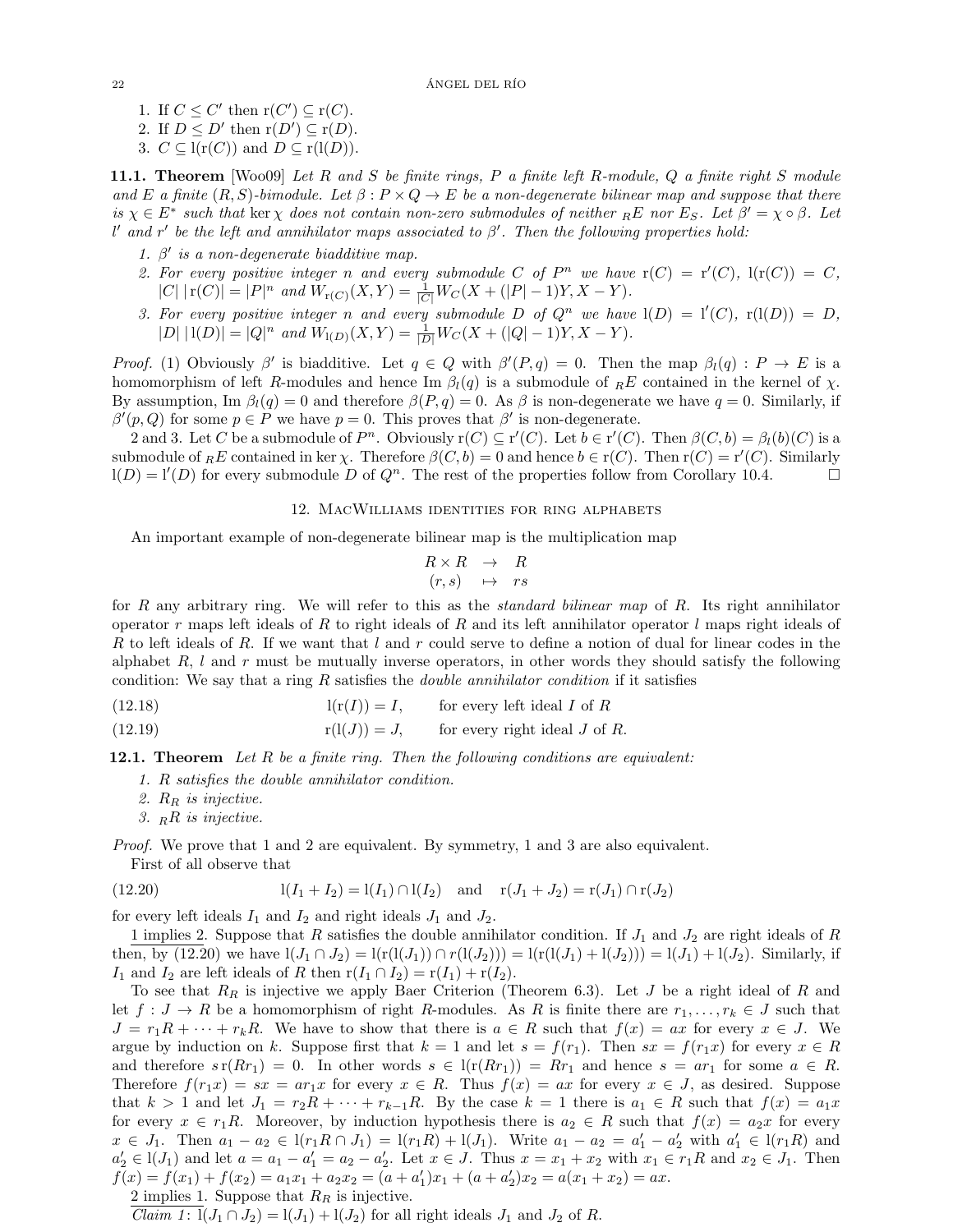1. If $C \le C'$ then $\mathrm{r}(C') \subseteq \mathrm{r}(C)$.
2. If $D \le D'$ then $\mathrm{r}(D') \subseteq \mathrm{r}(D)$.
3. $C \subseteq \mathrm{l}(\mathrm{r}(C))$ and $D \subseteq \mathrm{r}(\mathrm{l}(D))$.

**11.1. Theorem** [Woo09] *Let $R$ and $S$ be finite rings, $P$ a finite left $R$-module, $Q$ a finite right $S$ module and $E$ a finite $(R,S)$-bimodule. Let $\beta : P \times Q \to E$ be a non-degenerate bilinear map and suppose that there is $\chi \in E^*$ such that $\ker \chi$ does not contain non-zero submodules of neither ${}_RE$ nor $E_S$. Let $\beta' = \chi \circ \beta$. Let $l'$ and $r'$ be the left and annihilator maps associated to $\beta'$. Then the following properties hold:*

1. *$\beta'$ is a non-degenerate biadditive map.*
2. *For every positive integer $n$ and every submodule $C$ of $P^n$ we have $\mathrm{r}(C) = \mathrm{r}'(C)$, $\mathrm{l}(\mathrm{r}(C)) = C$, $|C|\,|\mathrm{r}(C)| = |P|^n$ and $W_{\mathrm{r}(C)}(X,Y) = \frac{1}{|C|} W_C(X + (|P|-1)Y, X - Y)$.*
3. *For every positive integer $n$ and every submodule $D$ of $Q^n$ we have $\mathrm{l}(D) = \mathrm{l}'(C)$, $\mathrm{r}(\mathrm{l}(D)) = D$, $|D|\,|\mathrm{l}(D)| = |Q|^n$ and $W_{\mathrm{l}(D)}(X,Y) = \frac{1}{|D|} W_C(X + (|Q|-1)Y, X - Y)$.*

*Proof.* (1) Obviously $\beta'$ is biadditive. Let $q \in Q$ with $\beta'(P,q) = 0$. Then the map $\beta_l(q) : P \to E$ is a homomorphism of left $R$-modules and hence $\mathrm{Im}\,\beta_l(q)$ is a submodule of ${}_RE$ contained in the kernel of $\chi$. By assumption, $\mathrm{Im}\,\beta_l(q) = 0$ and therefore $\beta(P,q) = 0$. As $\beta$ is non-degenerate we have $q = 0$. Similarly, if $\beta'(p,Q)$ for some $p \in P$ we have $p = 0$. This proves that $\beta'$ is non-degenerate.

2 and 3. Let $C$ be a submodule of $P^n$. Obviously $\mathrm{r}(C) \subseteq \mathrm{r}'(C)$. Let $b \in \mathrm{r}'(C)$. Then $\beta(C,b) = \beta_l(b)(C)$ is a submodule of ${}_RE$ contained in $\ker \chi$. Therefore $\beta(C,b) = 0$ and hence $b \in \mathrm{r}(C)$. Then $\mathrm{r}(C) = \mathrm{r}'(C)$. Similarly $\mathrm{l}(D) = \mathrm{l}'(D)$ for every submodule $D$ of $Q^n$. The rest of the properties follow from Corollary 10.4. $\square$

## 12. MacWilliams identities for ring alphabets

An important example of non-degenerate bilinear map is the multiplication map

$$\begin{array}{rcl} R \times R & \to & R \\ (r,s) & \mapsto & rs \end{array}$$

for $R$ any arbitrary ring. We will refer to this as the *standard bilinear map* of $R$. Its right annihilator operator $r$ maps left ideals of $R$ to right ideals of $R$ and its left annihilator operator $l$ maps right ideals of $R$ to left ideals of $R$. If we want that $l$ and $r$ could serve to define a notion of dual for linear codes in the alphabet $R$, $l$ and $r$ must be mutually inverse operators, in other words they should satisfy the following condition: We say that a ring $R$ satisfies the *double annihilator condition* if it satisfies

$$\mathrm{l}(\mathrm{r}(I)) = I, \qquad \text{for every left ideal } I \text{ of } R \tag{12.18}$$

$$\mathrm{r}(\mathrm{l}(J)) = J, \qquad \text{for every right ideal } J \text{ of } R. \tag{12.19}$$

**12.1. Theorem** *Let $R$ be a finite ring. Then the following conditions are equivalent:*

1. *$R$ satisfies the double annihilator condition.*
2. *$R_R$ is injective.*
3. *${}_RR$ is injective.*

*Proof.* We prove that 1 and 2 are equivalent. By symmetry, 1 and 3 are also equivalent.

First of all observe that

$$\mathrm{l}(I_1 + I_2) = \mathrm{l}(I_1) \cap \mathrm{l}(I_2) \quad \text{and} \quad \mathrm{r}(J_1 + J_2) = \mathrm{r}(J_1) \cap \mathrm{r}(J_2) \tag{12.20}$$

for every left ideals $I_1$ and $I_2$ and right ideals $J_1$ and $J_2$.

<u>1 implies 2</u>. Suppose that $R$ satisfies the double annihilator condition. If $J_1$ and $J_2$ are right ideals of $R$ then, by (12.20) we have $\mathrm{l}(J_1 \cap J_2) = \mathrm{l}(\mathrm{r}(\mathrm{l}(J_1)) \cap \mathrm{r}(\mathrm{l}(J_2))) = \mathrm{l}(\mathrm{r}(\mathrm{l}(J_1) + \mathrm{l}(J_2))) = \mathrm{l}(J_1) + \mathrm{l}(J_2)$. Similarly, if $I_1$ and $I_2$ are left ideals of $R$ then $\mathrm{r}(I_1 \cap I_2) = \mathrm{r}(I_1) + \mathrm{r}(I_2)$.

To see that $R_R$ is injective we apply Baer Criterion (Theorem 6.3). Let $J$ be a right ideal of $R$ and let $f : J \to R$ be a homomorphism of right $R$-modules. As $R$ is finite there are $r_1, \dots, r_k \in J$ such that $J = r_1R + \dots + r_kR$. We have to show that there is $a \in R$ such that $f(x) = ax$ for every $x \in J$. We argue by induction on $k$. Suppose first that $k = 1$ and let $s = f(r_1)$. Then $sx = f(r_1x)$ for every $x \in R$ and therefore $s\,\mathrm{r}(Rr_1) = 0$. In other words $s \in \mathrm{l}(\mathrm{r}(Rr_1)) = Rr_1$ and hence $s = ar_1$ for some $a \in R$. Therefore $f(r_1x) = sx = ar_1x$ for every $x \in R$. Thus $f(x) = ax$ for every $x \in J$, as desired. Suppose that $k > 1$ and let $J_1 = r_2R + \dots + r_{k-1}R$. By the case $k = 1$ there is $a_1 \in R$ such that $f(x) = a_1x$ for every $x \in r_1R$. Moreover, by induction hypothesis there is $a_2 \in R$ such that $f(x) = a_2x$ for every $x \in J_1$. Then $a_1 - a_2 \in \mathrm{l}(r_1R \cap J_1) = \mathrm{l}(r_1R) + \mathrm{l}(J_1)$. Write $a_1 - a_2 = a_1' - a_2'$ with $a_1' \in \mathrm{l}(r_1R)$ and $a_2' \in \mathrm{l}(J_1)$ and let $a = a_1 - a_1' = a_2 - a_2'$. Let $x \in J$. Thus $x = x_1 + x_2$ with $x_1 \in r_1R$ and $x_2 \in J_1$. Then $f(x) = f(x_1) + f(x_2) = a_1x_1 + a_2x_2 = (a + a_1')x_1 + (a + a_2')x_2 = a(x_1 + x_2) = ax$.

<u>2 implies 1</u>. Suppose that $R_R$ is injective.

*<u>Claim 1</u>: $\mathrm{l}(J_1 \cap J_2) = \mathrm{l}(J_1) + \mathrm{l}(J_2)$ for all right ideals $J_1$ and $J_2$ of $R$.*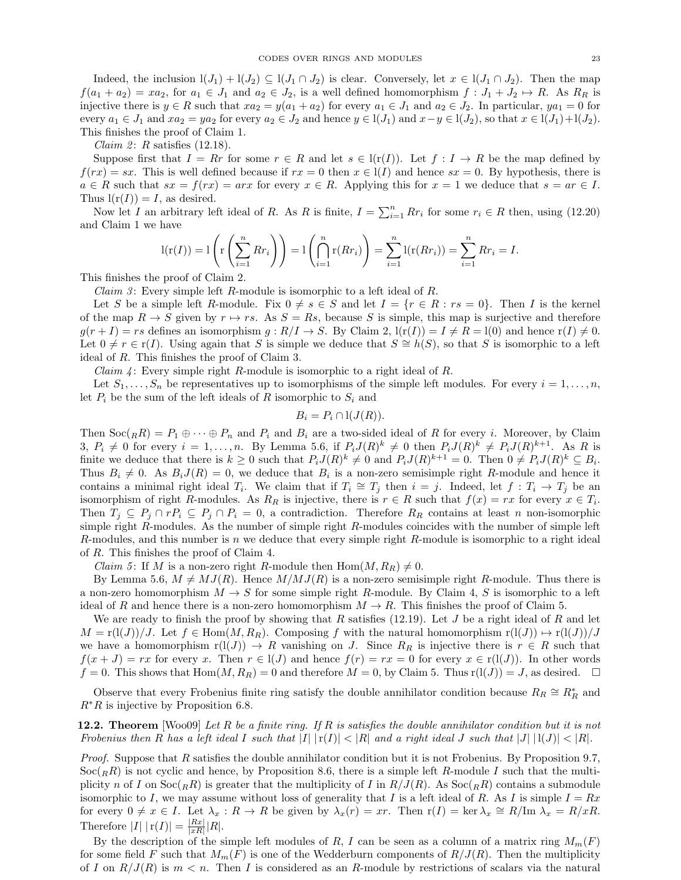Indeed, the inclusion $\mathrm{l}(J_1) + \mathrm{l}(J_2) \subseteq \mathrm{l}(J_1 \cap J_2)$ is clear. Conversely, let $x \in \mathrm{l}(J_1 \cap J_2)$. Then the map $f(a_1 + a_2) = xa_2$, for $a_1 \in J_1$ and $a_2 \in J_2$, is a well defined homomorphism $f : J_1 + J_2 \mapsto R$. As $R_R$ is injective there is $y \in R$ such that $xa_2 = y(a_1 + a_2)$ for every $a_1 \in J_1$ and $a_2 \in J_2$. In particular, $ya_1 = 0$ for every $a_1 \in J_1$ and $xa_2 = ya_2$ for every $a_2 \in J_2$ and hence $y \in \mathrm{l}(J_1)$ and $x - y \in \mathrm{l}(J_2)$, so that $x \in \mathrm{l}(J_1) + \mathrm{l}(J_2)$. This finishes the proof of Claim 1.

*Claim 2*: $R$ satisfies (12.18).

Suppose first that $I = Rr$ for some $r \in R$ and let $s \in \mathrm{l}(\mathrm{r}(I))$. Let $f : I \to R$ be the map defined by $f(rx) = sx$. This is well defined because if $rx = 0$ then $x \in \mathrm{l}(I)$ and hence $sx = 0$. By hypothesis, there is $a \in R$ such that $sx = f(rx) = arx$ for every $x \in R$. Applying this for $x = 1$ we deduce that $s = ar \in I$. Thus $\mathrm{l}(\mathrm{r}(I)) = I$, as desired.

Now let $I$ an arbitrary left ideal of $R$. As $R$ is finite, $I = \sum_{i=1}^n Rr_i$ for some $r_i \in R$ then, using (12.20) and Claim 1 we have

$$\mathrm{l}(\mathrm{r}(I)) = \mathrm{l}\left(\mathrm{r}\left(\sum_{i=1}^n Rr_i\right)\right) = \mathrm{l}\left(\bigcap_{i=1}^n \mathrm{r}(Rr_i)\right) = \sum_{i=1}^n \mathrm{l}(\mathrm{r}(Rr_i)) = \sum_{i=1}^n Rr_i = I.$$

This finishes the proof of Claim 2.

*Claim 3*: Every simple left $R$-module is isomorphic to a left ideal of $R$.

Let $S$ be a simple left $R$-module. Fix $0 \neq s \in S$ and let $I = \{r \in R : rs = 0\}$. Then $I$ is the kernel of the map $R \to S$ given by $r \mapsto rs$. As $S = Rs$, because $S$ is simple, this map is surjective and therefore $g(r + I) = rs$ defines an isomorphism $g : R/I \to S$. By Claim 2, $\mathrm{l}(\mathrm{r}(I)) = I \neq R = \mathrm{l}(0)$ and hence $\mathrm{r}(I) \neq 0$. Let $0 \neq r \in \mathrm{r}(I)$. Using again that $S$ is simple we deduce that $S \cong h(S)$, so that $S$ is isomorphic to a left ideal of $R$. This finishes the proof of Claim 3.

*Claim 4*: Every simple right $R$-module is isomorphic to a right ideal of $R$.

Let $S_1, \dots, S_n$ be representatives up to isomorphisms of the simple left modules. For every $i = 1, \dots, n$, let $P_i$ be the sum of the left ideals of $R$ isomorphic to $S_i$ and

$$B_i = P_i \cap \mathrm{l}(J(R)).$$

Then $\mathrm{Soc}({}_RR) = P_1 \oplus \dots \oplus P_n$ and $P_i$ and $B_i$ are a two-sided ideal of $R$ for every $i$. Moreover, by Claim 3, $P_i \neq 0$ for every $i = 1, \dots, n$. By Lemma 5.6, if $P_iJ(R)^k \neq 0$ then $P_iJ(R)^k \neq P_iJ(R)^{k+1}$. As $R$ is finite we deduce that there is $k \geq 0$ such that $P_iJ(R)^k \neq 0$ and $P_iJ(R)^{k+1} = 0$. Then $0 \neq P_iJ(R)^k \subseteq B_i$. Thus $B_i \neq 0$. As $B_iJ(R) = 0$, we deduce that $B_i$ is a non-zero semisimple right $R$-module and hence it contains a minimal right ideal $T_i$. We claim that if $T_i \cong T_j$ then $i = j$. Indeed, let $f : T_i \to T_j$ be an isomorphism of right $R$-modules. As $R_R$ is injective, there is $r \in R$ such that $f(x) = rx$ for every $x \in T_i$. Then $T_j \subseteq P_j \cap rP_i \subseteq P_j \cap P_i = 0$, a contradiction. Therefore $R_R$ contains at least $n$ non-isomorphic simple right $R$-modules. As the number of simple right $R$-modules coincides with the number of simple left $R$-modules, and this number is $n$ we deduce that every simple right $R$-module is isomorphic to a right ideal of $R$. This finishes the proof of Claim 4.

*Claim 5*: If $M$ is a non-zero right $R$-module then $\mathrm{Hom}(M, R_R) \neq 0$.

By Lemma 5.6, $M \neq MJ(R)$. Hence $M/MJ(R)$ is a non-zero semisimple right $R$-module. Thus there is a non-zero homomorphism $M \to S$ for some simple right $R$-module. By Claim 4, $S$ is isomorphic to a left ideal of $R$ and hence there is a non-zero homomorphism $M \to R$. This finishes the proof of Claim 5.

We are ready to finish the proof by showing that $R$ satisfies (12.19). Let $J$ be a right ideal of $R$ and let $M = \mathrm{r}(\mathrm{l}(J))/J$. Let $f \in \mathrm{Hom}(M, R_R)$. Composing $f$ with the natural homomorphism $\mathrm{r}(\mathrm{l}(J)) \mapsto \mathrm{r}(\mathrm{l}(J))/J$ we have a homomorphism $\mathrm{r}(\mathrm{l}(J)) \to R$ vanishing on $J$. Since $R_R$ is injective there is $r \in R$ such that $f(x + J) = rx$ for every $x$. Then $r \in \mathrm{l}(J)$ and hence $f(r) = rx = 0$ for every $x \in \mathrm{r}(\mathrm{l}(J))$. In other words $f = 0$. This shows that $\mathrm{Hom}(M, R_R) = 0$ and therefore $M = 0$, by Claim 5. Thus $\mathrm{r}(\mathrm{l}(J)) = J$, as desired. $\square$

Observe that every Frobenius finite ring satisfy the double annihilator condition because $R_R \cong R_R^*$ and $R^*R$ is injective by Proposition 6.8.

**12.2. Theorem** [Woo09] *Let $R$ be a finite ring. If $R$ is satisfies the double annihilator condition but it is not Frobenius then $R$ has a left ideal $I$ such that $|I|\,|\mathrm{r}(I)| < |R|$ and a right ideal $J$ such that $|J|\,|\mathrm{l}(J)| < |R|$.*

*Proof.* Suppose that $R$ satisfies the double annihilator condition but it is not Frobenius. By Proposition 9.7, $\mathrm{Soc}({}_RR)$ is not cyclic and hence, by Proposition 8.6, there is a simple left $R$-module $I$ such that the multiplicity $n$ of $I$ on $\mathrm{Soc}({}_RR)$ is greater that the multiplicity of $I$ in $R/J(R)$. As $\mathrm{Soc}({}_RR)$ contains a submodule isomorphic to $I$, we may assume without loss of generality that $I$ is a left ideal of $R$. As $I$ is simple $I = Rx$ for every $0 \neq x \in I$. Let $\lambda_x : R \to R$ be given by $\lambda_x(r) = xr$. Then $\mathrm{r}(I) = \ker \lambda_x \cong R/\mathrm{Im}\,\lambda_x = R/xR$. Therefore $|I|\,|\mathrm{r}(I)| = \frac{|Rx|}{|xR|}|R|$.

By the description of the simple left modules of $R$, $I$ can be seen as a column of a matrix ring $M_m(F)$ for some field $F$ such that $M_m(F)$ is one of the Wedderburn components of $R/J(R)$. Then the multiplicity of $I$ on $R/J(R)$ is $m < n$. Then $I$ is considered as an $R$-module by restrictions of scalars via the natural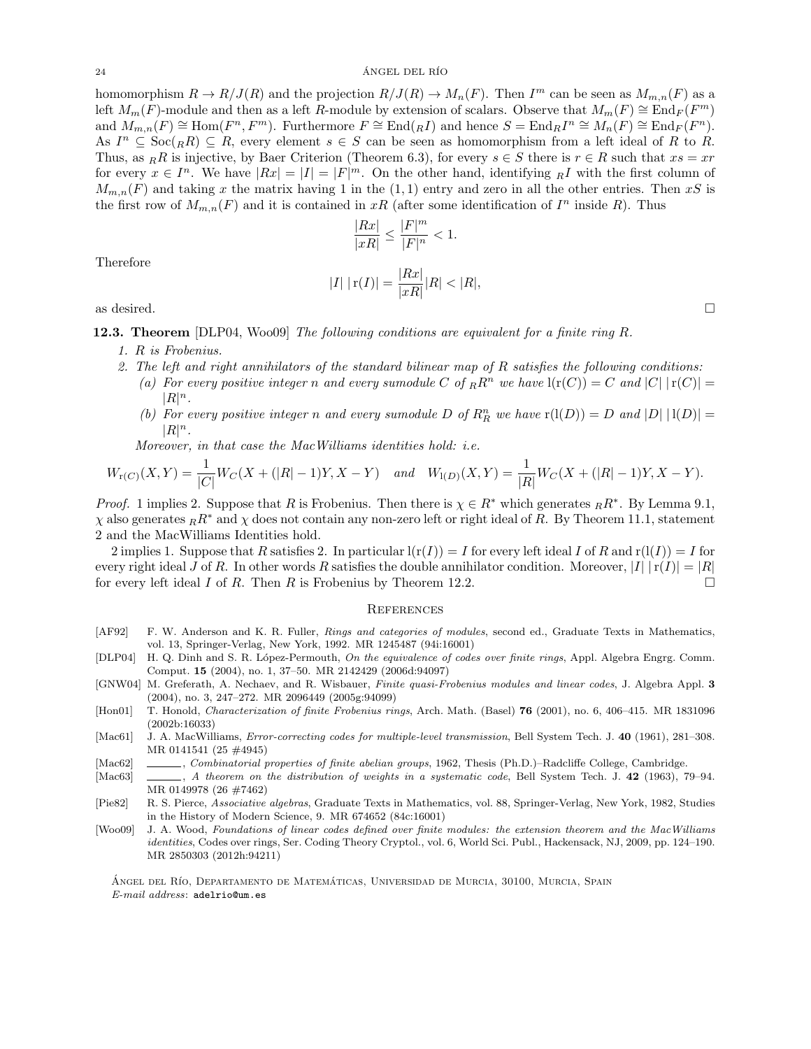homomorphism $R \to R/J(R)$ and the projection $R/J(R) \to M_n(F)$. Then $I^m$ can be seen as $M_{m,n}(F)$ as a left $M_m(F)$-module and then as a left $R$-module by extension of scalars. Observe that $M_m(F) \cong \mathrm{End}_F(F^m)$ and $M_{m,n}(F) \cong \mathrm{Hom}(F^n, F^m)$. Furthermore $F \cong \mathrm{End}({}_RI)$ and hence $S = \mathrm{End}_R I^n \cong M_n(F) \cong \mathrm{End}_F(F^n)$. As $I^n \subseteq \mathrm{Soc}({}_RR) \subseteq R$, every element $s \in S$ can be seen as homomorphism from a left ideal of $R$ to $R$. Thus, as ${}_RR$ is injective, by Baer Criterion (Theorem 6.3), for every $s \in S$ there is $r \in R$ such that $xs = xr$ for every $x \in I^n$. We have $|Rx| = |I| = |F|^m$. On the other hand, identifying ${}_RI$ with the first column of $M_{m,n}(F)$ and taking $x$ the matrix having 1 in the $(1,1)$ entry and zero in all the other entries. Then $xS$ is the first row of $M_{m,n}(F)$ and it is contained in $xR$ (after some identification of $I^n$ inside $R$). Thus

$$\frac{|Rx|}{|xR|} \le \frac{|F|^m}{|F|^n} < 1.$$

Therefore

$$|I|\,|\mathrm{r}(I)| = \frac{|Rx|}{|xR|}|R| < |R|,$$

as desired. □

**12.3. Theorem** [DLP04, Woo09] *The following conditions are equivalent for a finite ring $R$.*

1. *$R$ is Frobenius.*
2. *The left and right annihilators of the standard bilinear map of $R$ satisfies the following conditions:*
   (a) *For every positive integer $n$ and every sumodule $C$ of ${}_RR^n$ we have $\mathrm{l}(\mathrm{r}(C)) = C$ and $|C|\,|\mathrm{r}(C)| = |R|^n$.*
   (b) *For every positive integer $n$ and every sumodule $D$ of $R^n_R$ we have $\mathrm{r}(\mathrm{l}(D)) = D$ and $|D|\,|\mathrm{l}(D)| = |R|^n$.*

*Moreover, in that case the MacWilliams identities hold: i.e.*

$$W_{\mathrm{r}(C)}(X,Y) = \frac{1}{|C|}W_C(X + (|R|-1)Y, X - Y) \quad \textit{and} \quad W_{\mathrm{l}(D)}(X,Y) = \frac{1}{|R|}W_C(X + (|R|-1)Y, X - Y).$$

*Proof.* 1 implies 2. Suppose that $R$ is Frobenius. Then there is $\chi \in R^*$ which generates ${}_RR^*$. By Lemma 9.1, $\chi$ also generates ${}_RR^*$ and $\chi$ does not contain any non-zero left or right ideal of $R$. By Theorem 11.1, statement 2 and the MacWilliams Identities hold.

2 implies 1. Suppose that $R$ satisfies 2. In particular $\mathrm{l}(\mathrm{r}(I)) = I$ for every left ideal $I$ of $R$ and $\mathrm{r}(\mathrm{l}(I)) = I$ for every right ideal $J$ of $R$. In other words $R$ satisfies the double annihilator condition. Moreover, $|I|\,|\mathrm{r}(I)| = |R|$ for every left ideal $I$ of $R$. Then $R$ is Frobenius by Theorem 12.2. □

## References

[AF92] F. W. Anderson and K. R. Fuller, *Rings and categories of modules*, second ed., Graduate Texts in Mathematics, vol. 13, Springer-Verlag, New York, 1992. MR 1245487 (94i:16001)

[DLP04] H. Q. Dinh and S. R. López-Permouth, *On the equivalence of codes over finite rings*, Appl. Algebra Engrg. Comm. Comput. **15** (2004), no. 1, 37–50. MR 2142429 (2006d:94097)

[GNW04] M. Greferath, A. Nechaev, and R. Wisbauer, *Finite quasi-Frobenius modules and linear codes*, J. Algebra Appl. **3** (2004), no. 3, 247–272. MR 2096449 (2005g:94099)

[Hon01] T. Honold, *Characterization of finite Frobenius rings*, Arch. Math. (Basel) **76** (2001), no. 6, 406–415. MR 1831096 (2002b:16033)

[Mac61] J. A. MacWilliams, *Error-correcting codes for multiple-level transmission*, Bell System Tech. J. **40** (1961), 281–308. MR 0141541 (25 #4945)

[Mac62] ______, *Combinatorial properties of finite abelian groups*, 1962, Thesis (Ph.D.)–Radcliffe College, Cambridge.

[Mac63] ______, *A theorem on the distribution of weights in a systematic code*, Bell System Tech. J. **42** (1963), 79–94. MR 0149978 (26 #7462)

[Pie82] R. S. Pierce, *Associative algebras*, Graduate Texts in Mathematics, vol. 88, Springer-Verlag, New York, 1982, Studies in the History of Modern Science, 9. MR 674652 (84c:16001)

[Woo09] J. A. Wood, *Foundations of linear codes defined over finite modules: the extension theorem and the MacWilliams identities*, Codes over rings, Ser. Coding Theory Cryptol., vol. 6, World Sci. Publ., Hackensack, NJ, 2009, pp. 124–190. MR 2850303 (2012h:94211)

Ángel del Río, Departamento de Matemáticas, Universidad de Murcia, 30100, Murcia, Spain
*E-mail address*: adelrio@um.es